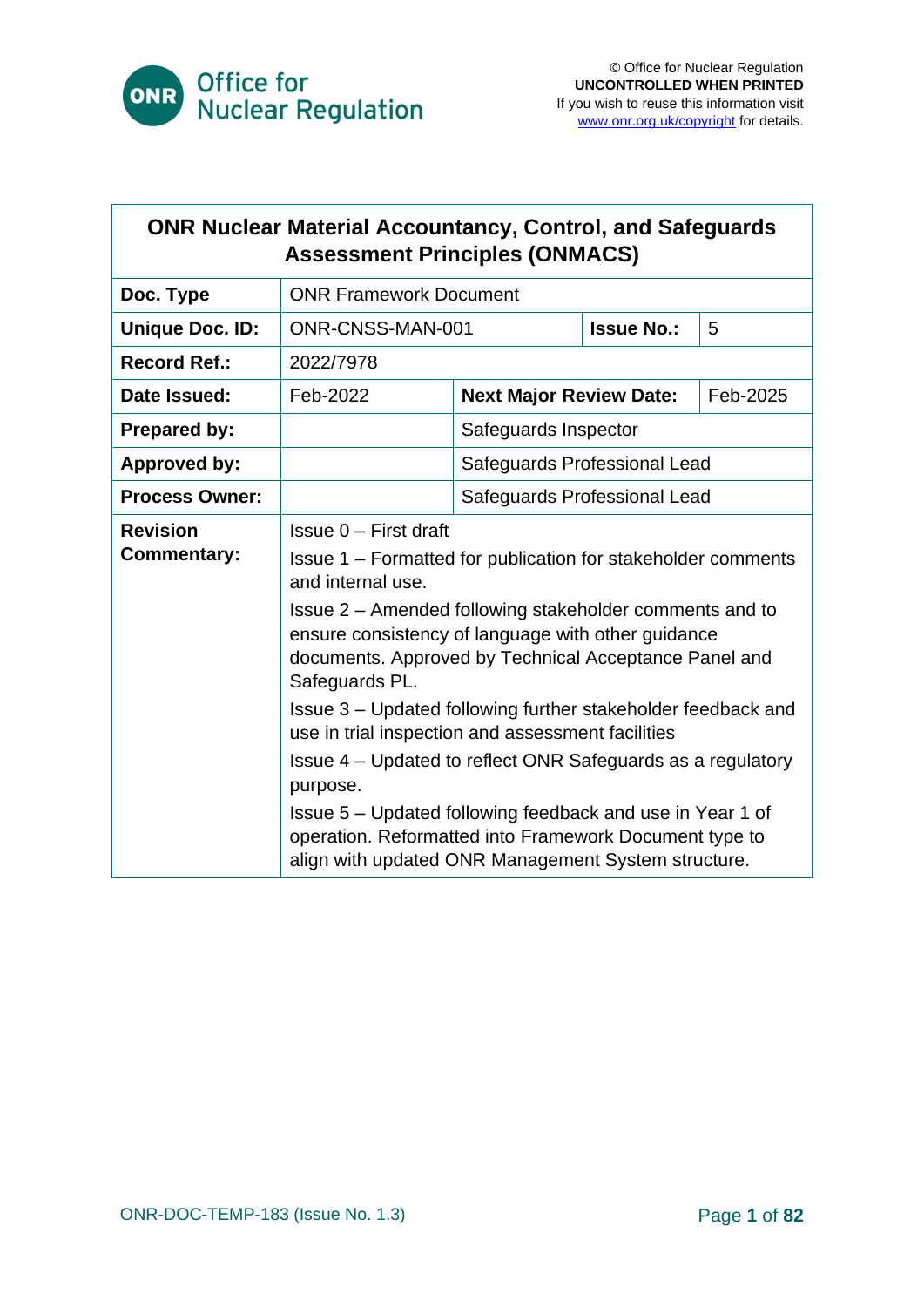Office for Nuclear Regulation

© Office for Nuclear Regulation
**UNCONTROLLED WHEN PRINTED**
If you wish to reuse this information visit www.onr.org.uk/copyright for details.

# ONR Nuclear Material Accountancy, Control, and Safeguards Assessment Principles (ONMACS)

| | | | |
|---|---|---|---|
| **Doc. Type** | ONR Framework Document | | |
| **Unique Doc. ID:** | ONR-CNSS-MAN-001 | **Issue No.:** | 5 |
| **Record Ref.:** | 2022/7978 | | |
| **Date Issued:** | Feb-2022 | **Next Major Review Date:** | Feb-2025 |
| **Prepared by:** | | Safeguards Inspector | |
| **Approved by:** | | Safeguards Professional Lead | |
| **Process Owner:** | | Safeguards Professional Lead | |
| **Revision Commentary:** | Issue 0 – First draft<br>Issue 1 – Formatted for publication for stakeholder comments and internal use.<br>Issue 2 – Amended following stakeholder comments and to ensure consistency of language with other guidance documents. Approved by Technical Acceptance Panel and Safeguards PL.<br>Issue 3 – Updated following further stakeholder feedback and use in trial inspection and assessment facilities<br>Issue 4 – Updated to reflect ONR Safeguards as a regulatory purpose.<br>Issue 5 – Updated following feedback and use in Year 1 of operation. Reformatted into Framework Document type to align with updated ONR Management System structure. | | |

ONR-DOC-TEMP-183 (Issue No. 1.3)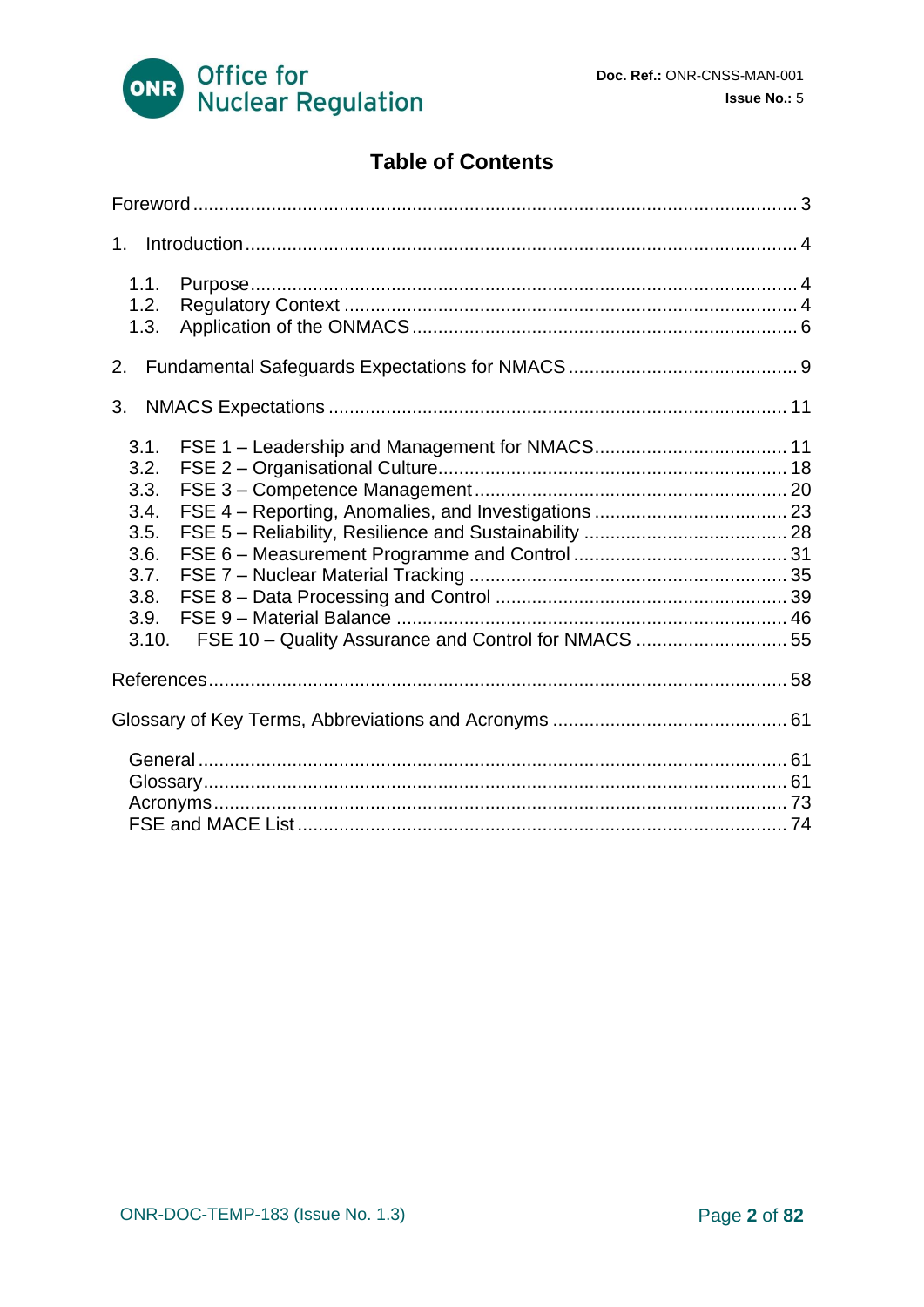# Table of Contents

Foreword ... 3

1. Introduction ... 4

    1.1. Purpose ... 4
    1.2. Regulatory Context ... 4
    1.3. Application of the ONMACS ... 6

2. Fundamental Safeguards Expectations for NMACS ... 9

3. NMACS Expectations ... 11

    3.1. FSE 1 – Leadership and Management for NMACS ... 11
    3.2. FSE 2 – Organisational Culture ... 18
    3.3. FSE 3 – Competence Management ... 20
    3.4. FSE 4 – Reporting, Anomalies, and Investigations ... 23
    3.5. FSE 5 – Reliability, Resilience and Sustainability ... 28
    3.6. FSE 6 – Measurement Programme and Control ... 31
    3.7. FSE 7 – Nuclear Material Tracking ... 35
    3.8. FSE 8 – Data Processing and Control ... 39
    3.9. FSE 9 – Material Balance ... 46
    3.10. FSE 10 – Quality Assurance and Control for NMACS ... 55

References ... 58

Glossary of Key Terms, Abbreviations and Acronyms ... 61

    General ... 61
    Glossary ... 61
    Acronyms ... 73
    FSE and MACE List ... 74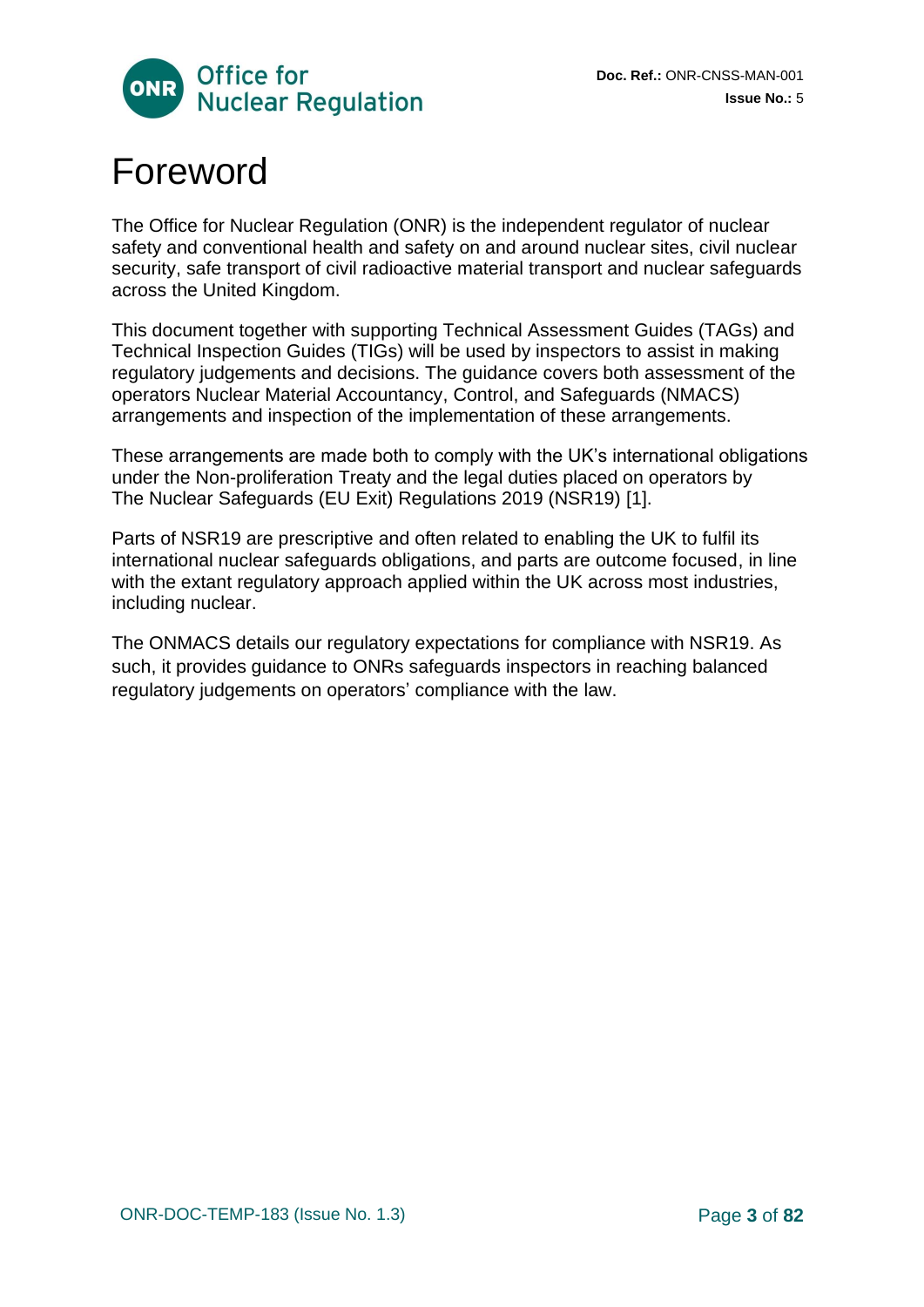# Foreword

The Office for Nuclear Regulation (ONR) is the independent regulator of nuclear safety and conventional health and safety on and around nuclear sites, civil nuclear security, safe transport of civil radioactive material transport and nuclear safeguards across the United Kingdom.

This document together with supporting Technical Assessment Guides (TAGs) and Technical Inspection Guides (TIGs) will be used by inspectors to assist in making regulatory judgements and decisions. The guidance covers both assessment of the operators Nuclear Material Accountancy, Control, and Safeguards (NMACS) arrangements and inspection of the implementation of these arrangements.

These arrangements are made both to comply with the UK's international obligations under the Non-proliferation Treaty and the legal duties placed on operators by The Nuclear Safeguards (EU Exit) Regulations 2019 (NSR19) [1].

Parts of NSR19 are prescriptive and often related to enabling the UK to fulfil its international nuclear safeguards obligations, and parts are outcome focused, in line with the extant regulatory approach applied within the UK across most industries, including nuclear.

The ONMACS details our regulatory expectations for compliance with NSR19. As such, it provides guidance to ONRs safeguards inspectors in reaching balanced regulatory judgements on operators' compliance with the law.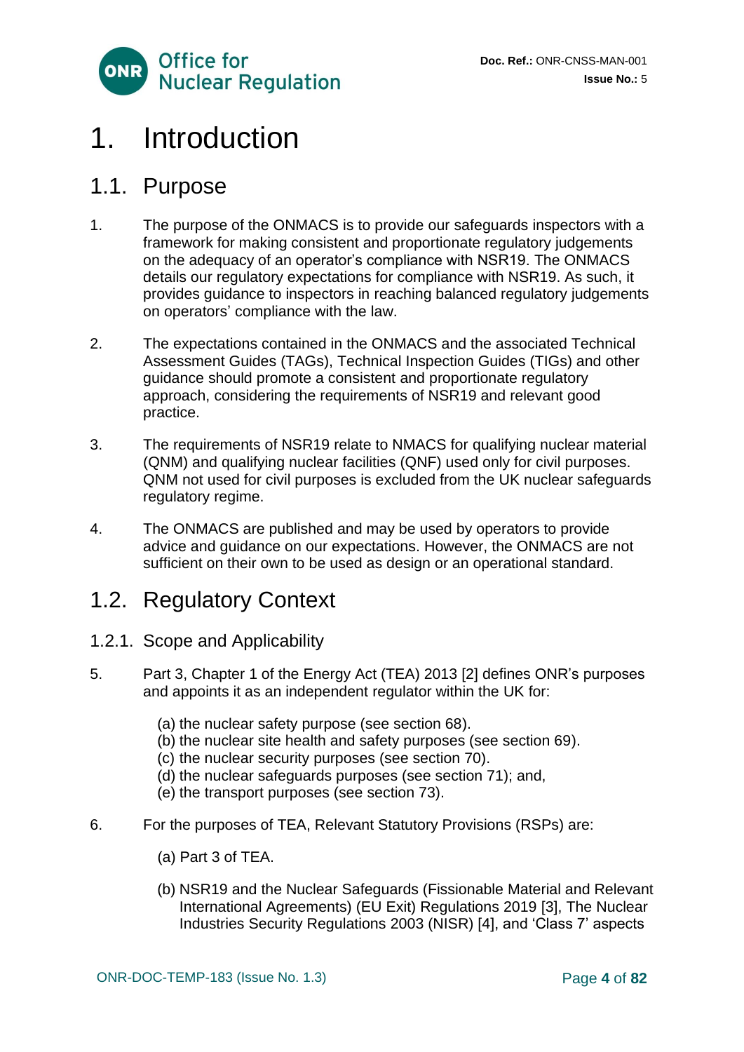# 1. Introduction

## 1.1. Purpose

1. The purpose of the ONMACS is to provide our safeguards inspectors with a framework for making consistent and proportionate regulatory judgements on the adequacy of an operator's compliance with NSR19. The ONMACS details our regulatory expectations for compliance with NSR19. As such, it provides guidance to inspectors in reaching balanced regulatory judgements on operators' compliance with the law.

2. The expectations contained in the ONMACS and the associated Technical Assessment Guides (TAGs), Technical Inspection Guides (TIGs) and other guidance should promote a consistent and proportionate regulatory approach, considering the requirements of NSR19 and relevant good practice.

3. The requirements of NSR19 relate to NMACS for qualifying nuclear material (QNM) and qualifying nuclear facilities (QNF) used only for civil purposes. QNM not used for civil purposes is excluded from the UK nuclear safeguards regulatory regime.

4. The ONMACS are published and may be used by operators to provide advice and guidance on our expectations. However, the ONMACS are not sufficient on their own to be used as design or an operational standard.

## 1.2. Regulatory Context

### 1.2.1. Scope and Applicability

5. Part 3, Chapter 1 of the Energy Act (TEA) 2013 [2] defines ONR's purposes and appoints it as an independent regulator within the UK for:

   (a) the nuclear safety purpose (see section 68).
   (b) the nuclear site health and safety purposes (see section 69).
   (c) the nuclear security purposes (see section 70).
   (d) the nuclear safeguards purposes (see section 71); and,
   (e) the transport purposes (see section 73).

6. For the purposes of TEA, Relevant Statutory Provisions (RSPs) are:

   (a) Part 3 of TEA.

   (b) NSR19 and the Nuclear Safeguards (Fissionable Material and Relevant International Agreements) (EU Exit) Regulations 2019 [3], The Nuclear Industries Security Regulations 2003 (NISR) [4], and 'Class 7' aspects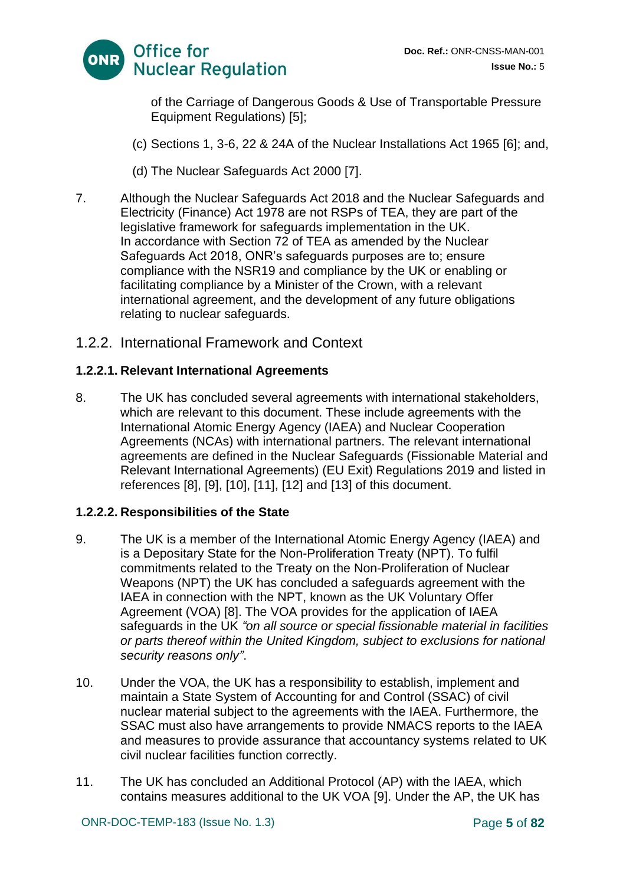of the Carriage of Dangerous Goods & Use of Transportable Pressure Equipment Regulations) [5];

(c) Sections 1, 3-6, 22 & 24A of the Nuclear Installations Act 1965 [6]; and,

(d) The Nuclear Safeguards Act 2000 [7].

7. Although the Nuclear Safeguards Act 2018 and the Nuclear Safeguards and Electricity (Finance) Act 1978 are not RSPs of TEA, they are part of the legislative framework for safeguards implementation in the UK. In accordance with Section 72 of TEA as amended by the Nuclear Safeguards Act 2018, ONR's safeguards purposes are to; ensure compliance with the NSR19 and compliance by the UK or enabling or facilitating compliance by a Minister of the Crown, with a relevant international agreement, and the development of any future obligations relating to nuclear safeguards.

### 1.2.2. International Framework and Context

#### 1.2.2.1. Relevant International Agreements

8. The UK has concluded several agreements with international stakeholders, which are relevant to this document. These include agreements with the International Atomic Energy Agency (IAEA) and Nuclear Cooperation Agreements (NCAs) with international partners. The relevant international agreements are defined in the Nuclear Safeguards (Fissionable Material and Relevant International Agreements) (EU Exit) Regulations 2019 and listed in references [8], [9], [10], [11], [12] and [13] of this document.

#### 1.2.2.2. Responsibilities of the State

9. The UK is a member of the International Atomic Energy Agency (IAEA) and is a Depositary State for the Non-Proliferation Treaty (NPT). To fulfil commitments related to the Treaty on the Non-Proliferation of Nuclear Weapons (NPT) the UK has concluded a safeguards agreement with the IAEA in connection with the NPT, known as the UK Voluntary Offer Agreement (VOA) [8]. The VOA provides for the application of IAEA safeguards in the UK *"on all source or special fissionable material in facilities or parts thereof within the United Kingdom, subject to exclusions for national security reasons only"*.

10. Under the VOA, the UK has a responsibility to establish, implement and maintain a State System of Accounting for and Control (SSAC) of civil nuclear material subject to the agreements with the IAEA. Furthermore, the SSAC must also have arrangements to provide NMACS reports to the IAEA and measures to provide assurance that accountancy systems related to UK civil nuclear facilities function correctly.

11. The UK has concluded an Additional Protocol (AP) with the IAEA, which contains measures additional to the UK VOA [9]. Under the AP, the UK has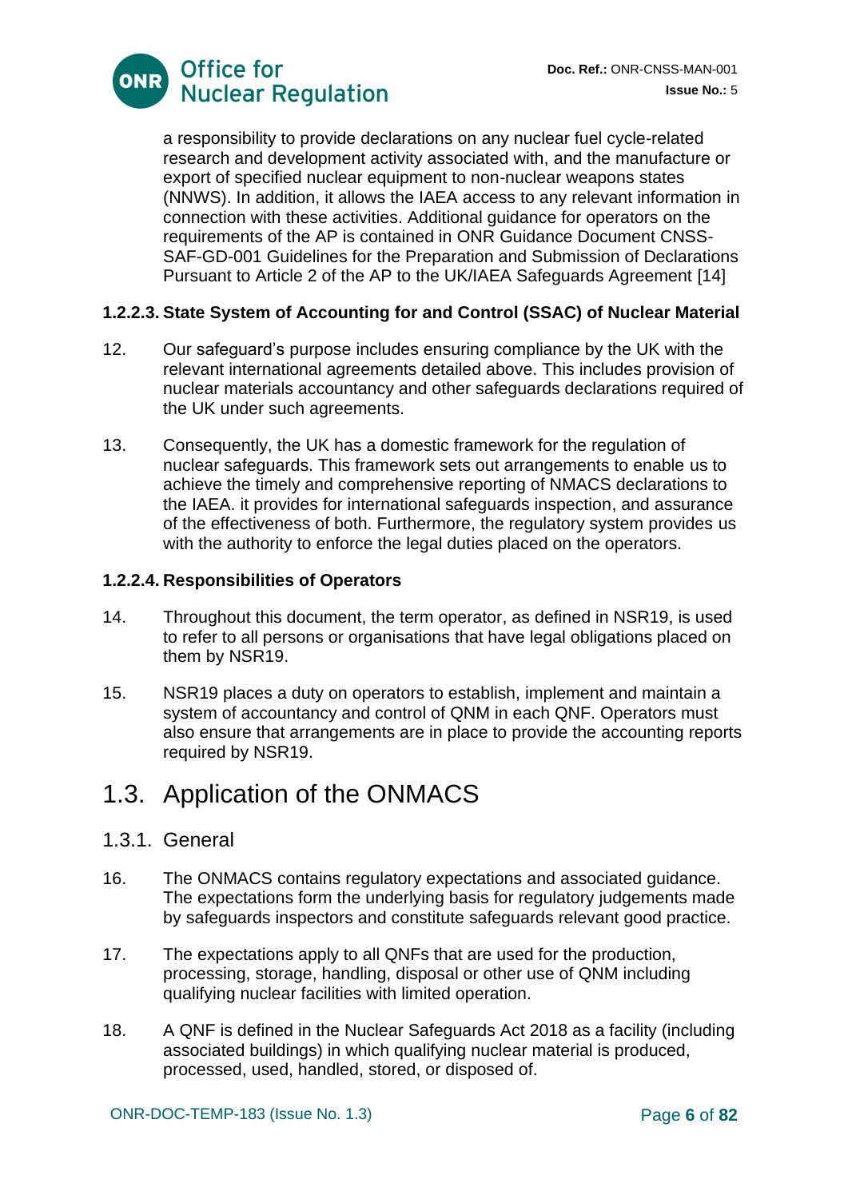a responsibility to provide declarations on any nuclear fuel cycle-related research and development activity associated with, and the manufacture or export of specified nuclear equipment to non-nuclear weapons states (NNWS). In addition, it allows the IAEA access to any relevant information in connection with these activities. Additional guidance for operators on the requirements of the AP is contained in ONR Guidance Document CNSS-SAF-GD-001 Guidelines for the Preparation and Submission of Declarations Pursuant to Article 2 of the AP to the UK/IAEA Safeguards Agreement [14]

#### 1.2.2.3. State System of Accounting for and Control (SSAC) of Nuclear Material

12. Our safeguard's purpose includes ensuring compliance by the UK with the relevant international agreements detailed above. This includes provision of nuclear materials accountancy and other safeguards declarations required of the UK under such agreements.

13. Consequently, the UK has a domestic framework for the regulation of nuclear safeguards. This framework sets out arrangements to enable us to achieve the timely and comprehensive reporting of NMACS declarations to the IAEA. it provides for international safeguards inspection, and assurance of the effectiveness of both. Furthermore, the regulatory system provides us with the authority to enforce the legal duties placed on the operators.

#### 1.2.2.4. Responsibilities of Operators

14. Throughout this document, the term operator, as defined in NSR19, is used to refer to all persons or organisations that have legal obligations placed on them by NSR19.

15. NSR19 places a duty on operators to establish, implement and maintain a system of accountancy and control of QNM in each QNF. Operators must also ensure that arrangements are in place to provide the accounting reports required by NSR19.

## 1.3. Application of the ONMACS

### 1.3.1. General

16. The ONMACS contains regulatory expectations and associated guidance. The expectations form the underlying basis for regulatory judgements made by safeguards inspectors and constitute safeguards relevant good practice.

17. The expectations apply to all QNFs that are used for the production, processing, storage, handling, disposal or other use of QNM including qualifying nuclear facilities with limited operation.

18. A QNF is defined in the Nuclear Safeguards Act 2018 as a facility (including associated buildings) in which qualifying nuclear material is produced, processed, used, handled, stored, or disposed of.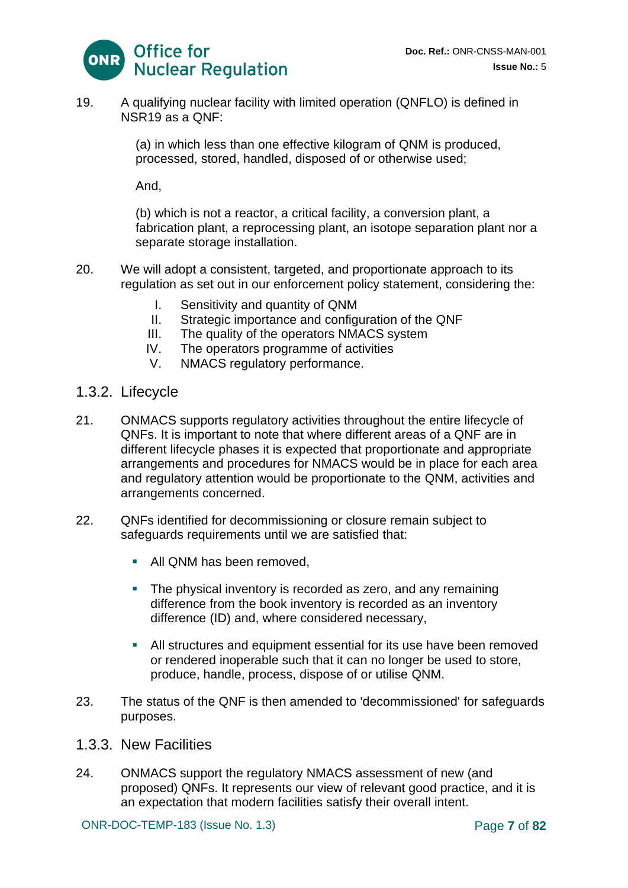19. A qualifying nuclear facility with limited operation (QNFLO) is defined in NSR19 as a QNF:

    (a) in which less than one effective kilogram of QNM is produced, processed, stored, handled, disposed of or otherwise used;

    And,

    (b) which is not a reactor, a critical facility, a conversion plant, a fabrication plant, a reprocessing plant, an isotope separation plant nor a separate storage installation.

20. We will adopt a consistent, targeted, and proportionate approach to its regulation as set out in our enforcement policy statement, considering the:

    I. Sensitivity and quantity of QNM
    II. Strategic importance and configuration of the QNF
    III. The quality of the operators NMACS system
    IV. The operators programme of activities
    V. NMACS regulatory performance.

### 1.3.2. Lifecycle

21. ONMACS supports regulatory activities throughout the entire lifecycle of QNFs. It is important to note that where different areas of a QNF are in different lifecycle phases it is expected that proportionate and appropriate arrangements and procedures for NMACS would be in place for each area and regulatory attention would be proportionate to the QNM, activities and arrangements concerned.

22. QNFs identified for decommissioning or closure remain subject to safeguards requirements until we are satisfied that:

    - All QNM has been removed,
    - The physical inventory is recorded as zero, and any remaining difference from the book inventory is recorded as an inventory difference (ID) and, where considered necessary,
    - All structures and equipment essential for its use have been removed or rendered inoperable such that it can no longer be used to store, produce, handle, process, dispose of or utilise QNM.

23. The status of the QNF is then amended to 'decommissioned' for safeguards purposes.

### 1.3.3. New Facilities

24. ONMACS support the regulatory NMACS assessment of new (and proposed) QNFs. It represents our view of relevant good practice, and it is an expectation that modern facilities satisfy their overall intent.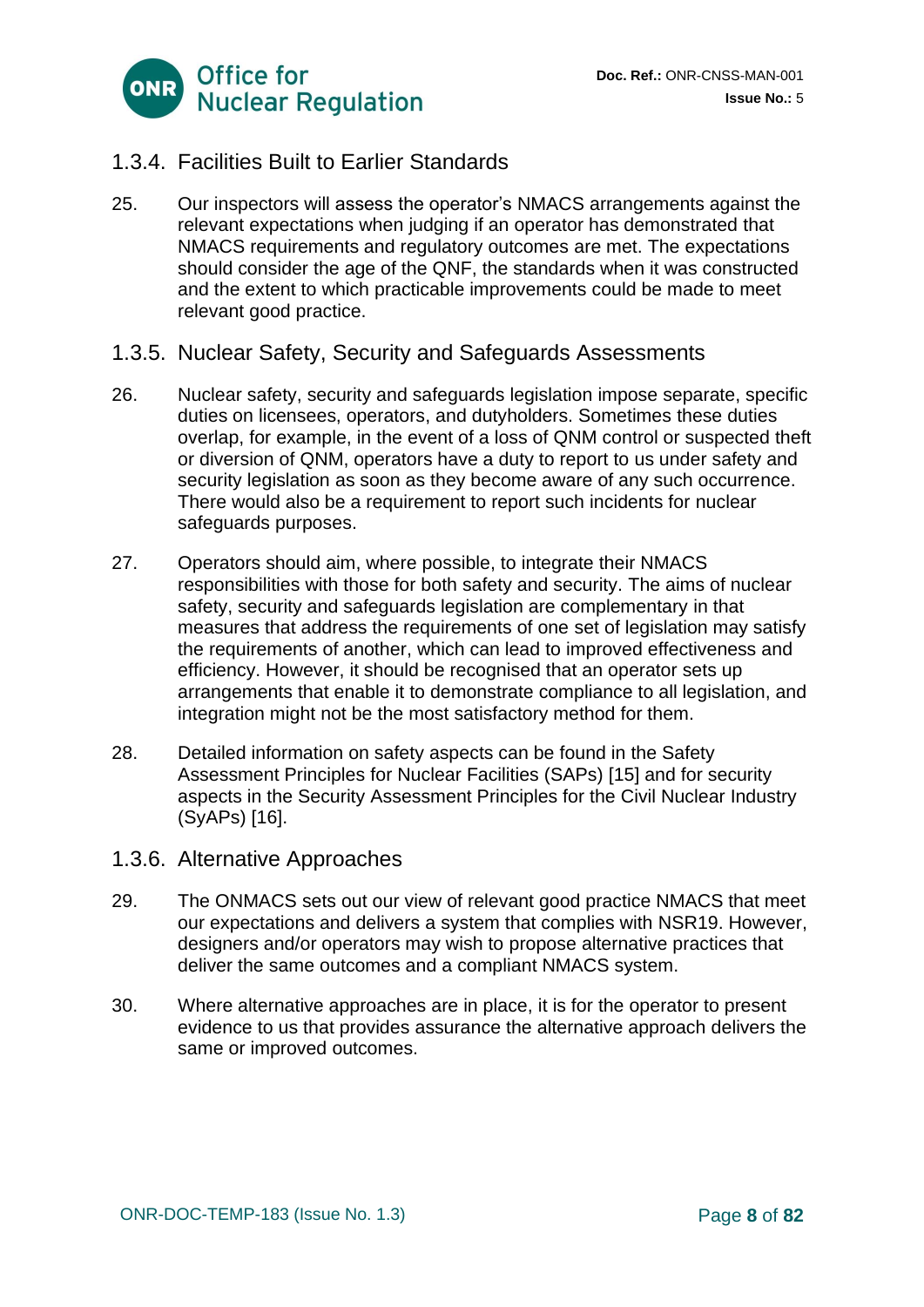### 1.3.4. Facilities Built to Earlier Standards

25. Our inspectors will assess the operator's NMACS arrangements against the relevant expectations when judging if an operator has demonstrated that NMACS requirements and regulatory outcomes are met. The expectations should consider the age of the QNF, the standards when it was constructed and the extent to which practicable improvements could be made to meet relevant good practice.

### 1.3.5. Nuclear Safety, Security and Safeguards Assessments

26. Nuclear safety, security and safeguards legislation impose separate, specific duties on licensees, operators, and dutyholders. Sometimes these duties overlap, for example, in the event of a loss of QNM control or suspected theft or diversion of QNM, operators have a duty to report to us under safety and security legislation as soon as they become aware of any such occurrence. There would also be a requirement to report such incidents for nuclear safeguards purposes.

27. Operators should aim, where possible, to integrate their NMACS responsibilities with those for both safety and security. The aims of nuclear safety, security and safeguards legislation are complementary in that measures that address the requirements of one set of legislation may satisfy the requirements of another, which can lead to improved effectiveness and efficiency. However, it should be recognised that an operator sets up arrangements that enable it to demonstrate compliance to all legislation, and integration might not be the most satisfactory method for them.

28. Detailed information on safety aspects can be found in the Safety Assessment Principles for Nuclear Facilities (SAPs) [15] and for security aspects in the Security Assessment Principles for the Civil Nuclear Industry (SyAPs) [16].

### 1.3.6. Alternative Approaches

29. The ONMACS sets out our view of relevant good practice NMACS that meet our expectations and delivers a system that complies with NSR19. However, designers and/or operators may wish to propose alternative practices that deliver the same outcomes and a compliant NMACS system.

30. Where alternative approaches are in place, it is for the operator to present evidence to us that provides assurance the alternative approach delivers the same or improved outcomes.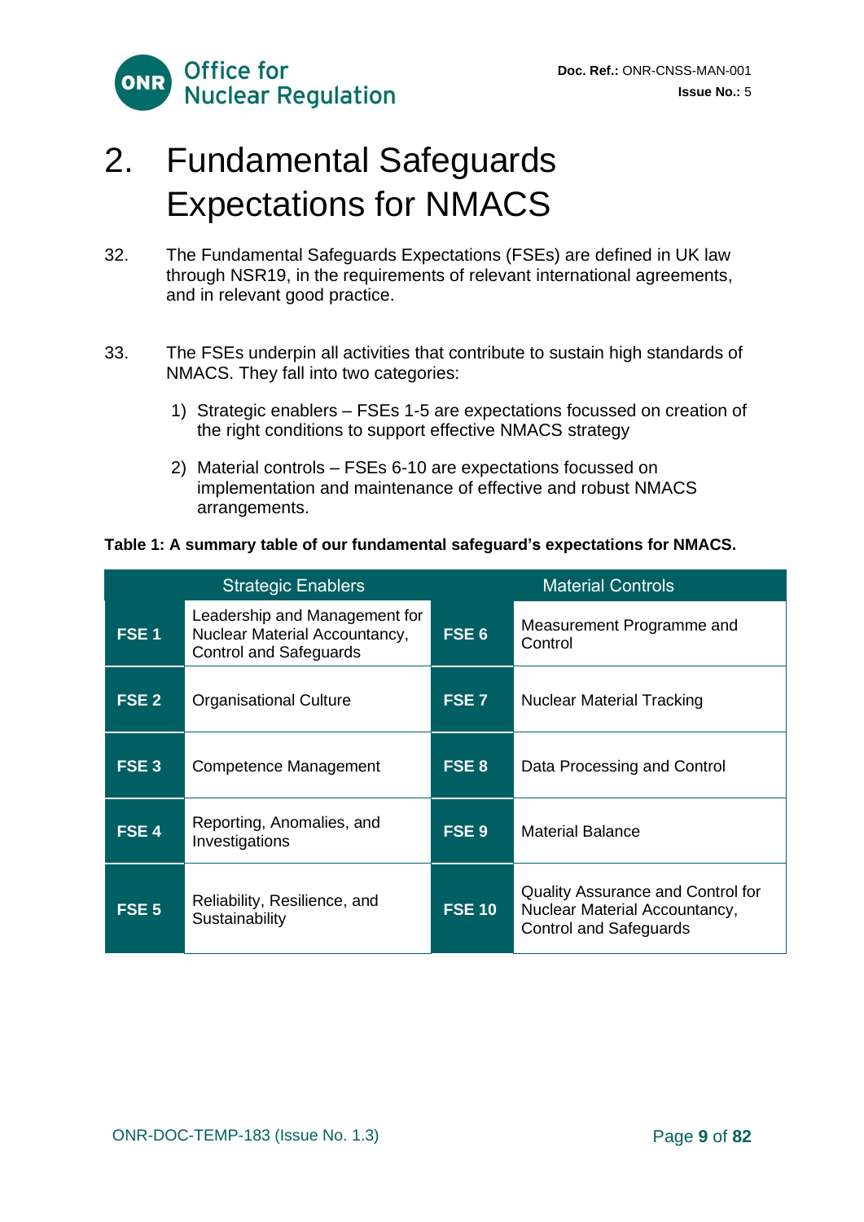# 2. Fundamental Safeguards Expectations for NMACS

32. The Fundamental Safeguards Expectations (FSEs) are defined in UK law through NSR19, in the requirements of relevant international agreements, and in relevant good practice.

33. The FSEs underpin all activities that contribute to sustain high standards of NMACS. They fall into two categories:

   1) Strategic enablers – FSEs 1-5 are expectations focussed on creation of the right conditions to support effective NMACS strategy

   2) Material controls – FSEs 6-10 are expectations focussed on implementation and maintenance of effective and robust NMACS arrangements.

**Table 1: A summary table of our fundamental safeguard's expectations for NMACS.**

| Strategic Enablers | | Material Controls | |
|---|---|---|---|
| **FSE 1** | Leadership and Management for Nuclear Material Accountancy, Control and Safeguards | **FSE 6** | Measurement Programme and Control |
| **FSE 2** | Organisational Culture | **FSE 7** | Nuclear Material Tracking |
| **FSE 3** | Competence Management | **FSE 8** | Data Processing and Control |
| **FSE 4** | Reporting, Anomalies, and Investigations | **FSE 9** | Material Balance |
| **FSE 5** | Reliability, Resilience, and Sustainability | **FSE 10** | Quality Assurance and Control for Nuclear Material Accountancy, Control and Safeguards |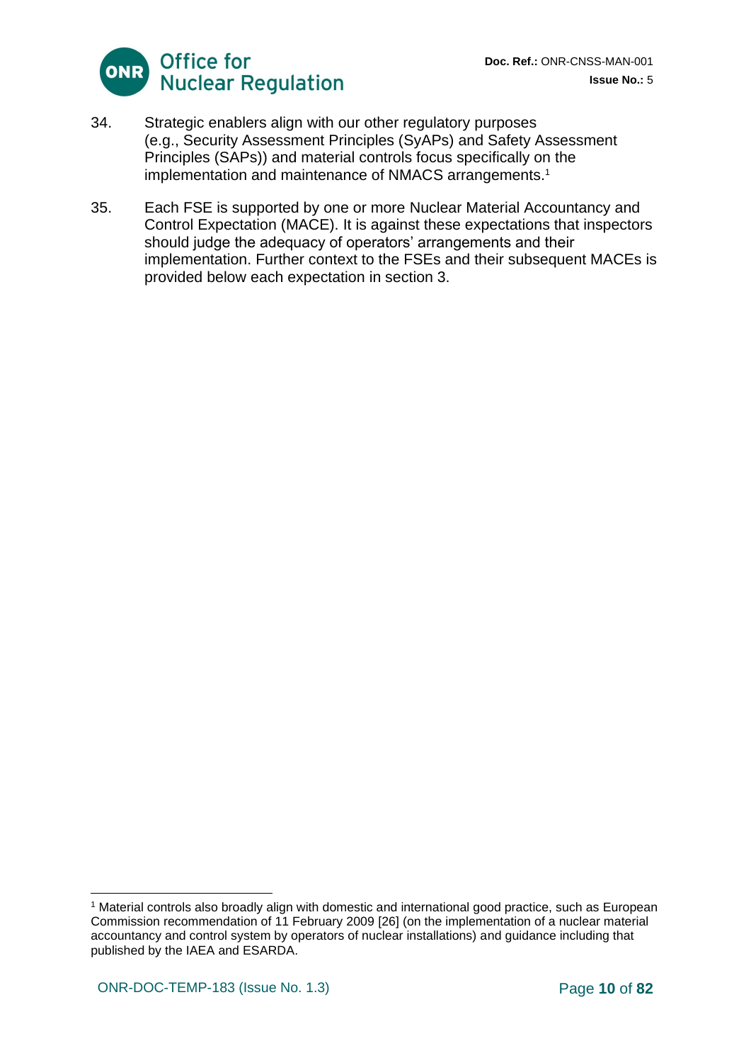34. Strategic enablers align with our other regulatory purposes (e.g., Security Assessment Principles (SyAPs) and Safety Assessment Principles (SAPs)) and material controls focus specifically on the implementation and maintenance of NMACS arrangements.[1]

35. Each FSE is supported by one or more Nuclear Material Accountancy and Control Expectation (MACE). It is against these expectations that inspectors should judge the adequacy of operators' arrangements and their implementation. Further context to the FSEs and their subsequent MACEs is provided below each expectation in section 3.

---

[1] Material controls also broadly align with domestic and international good practice, such as European Commission recommendation of 11 February 2009 [26] (on the implementation of a nuclear material accountancy and control system by operators of nuclear installations) and guidance including that published by the IAEA and ESARDA.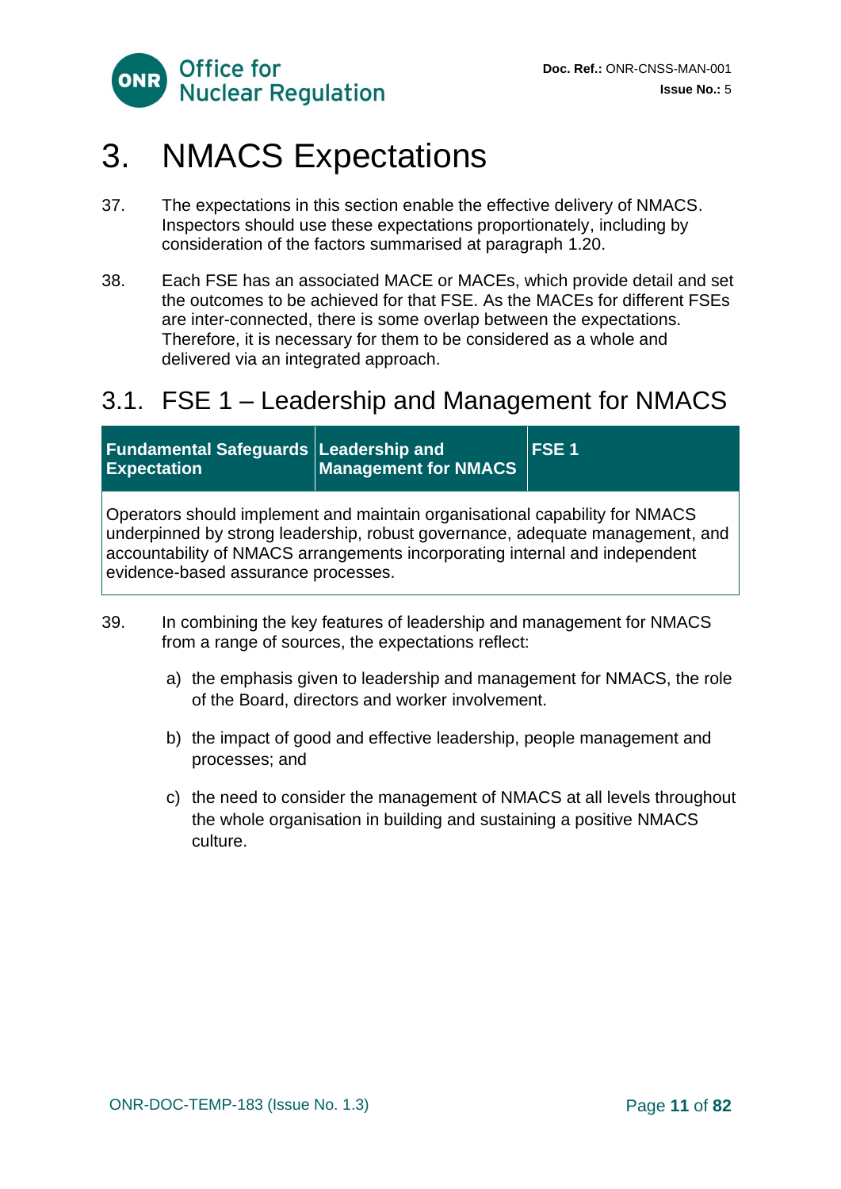# 3. NMACS Expectations

37. The expectations in this section enable the effective delivery of NMACS. Inspectors should use these expectations proportionately, including by consideration of the factors summarised at paragraph 1.20.

38. Each FSE has an associated MACE or MACEs, which provide detail and set the outcomes to be achieved for that FSE. As the MACEs for different FSEs are inter-connected, there is some overlap between the expectations. Therefore, it is necessary for them to be considered as a whole and delivered via an integrated approach.

## 3.1. FSE 1 – Leadership and Management for NMACS

| Fundamental Safeguards Expectation | Leadership and Management for NMACS | FSE 1 |
|---|---|---|
| Operators should implement and maintain organisational capability for NMACS underpinned by strong leadership, robust governance, adequate management, and accountability of NMACS arrangements incorporating internal and independent evidence-based assurance processes. | | |

39. In combining the key features of leadership and management for NMACS from a range of sources, the expectations reflect:

    a) the emphasis given to leadership and management for NMACS, the role of the Board, directors and worker involvement.

    b) the impact of good and effective leadership, people management and processes; and

    c) the need to consider the management of NMACS at all levels throughout the whole organisation in building and sustaining a positive NMACS culture.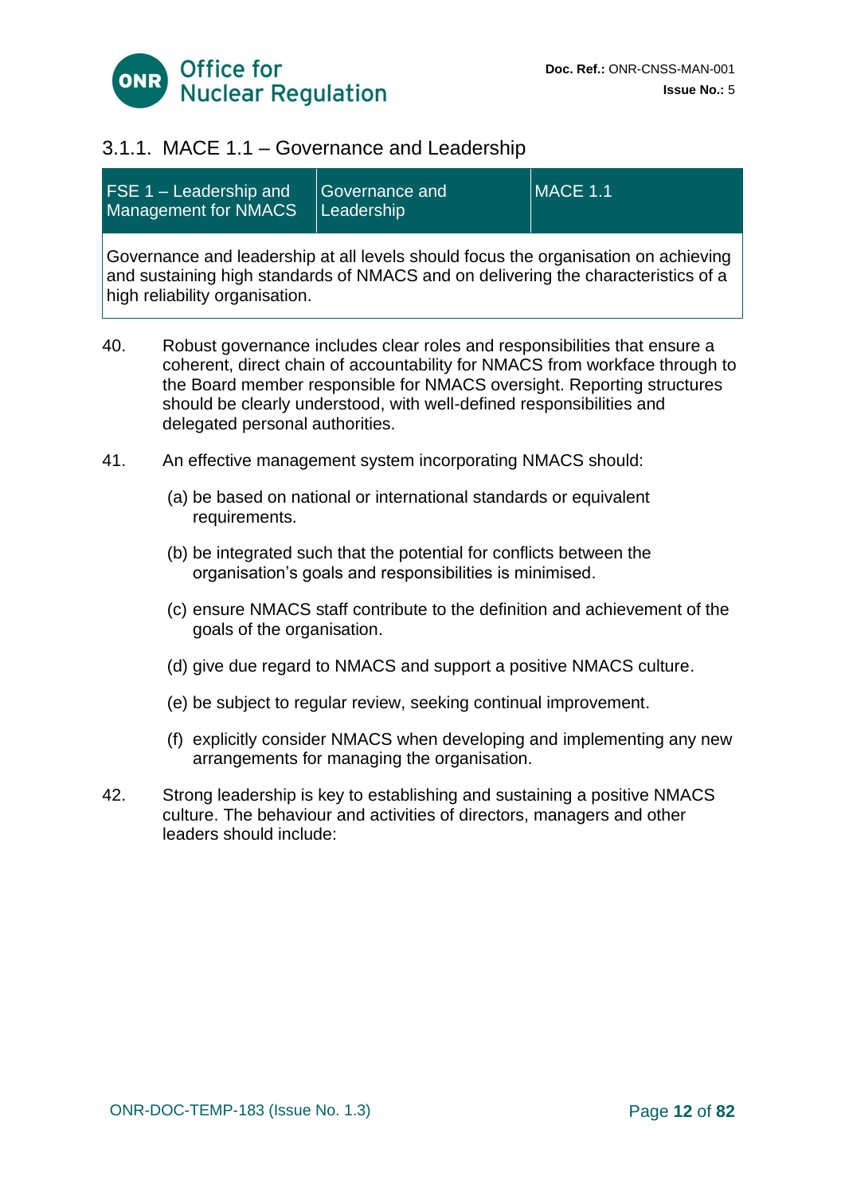### 3.1.1. MACE 1.1 – Governance and Leadership

| FSE 1 – Leadership and Management for NMACS | Governance and Leadership | MACE 1.1 |
|---|---|---|
| Governance and leadership at all levels should focus the organisation on achieving and sustaining high standards of NMACS and on delivering the characteristics of a high reliability organisation. | | |

40. Robust governance includes clear roles and responsibilities that ensure a coherent, direct chain of accountability for NMACS from workface through to the Board member responsible for NMACS oversight. Reporting structures should be clearly understood, with well-defined responsibilities and delegated personal authorities.

41. An effective management system incorporating NMACS should:

    (a) be based on national or international standards or equivalent requirements.

    (b) be integrated such that the potential for conflicts between the organisation's goals and responsibilities is minimised.

    (c) ensure NMACS staff contribute to the definition and achievement of the goals of the organisation.

    (d) give due regard to NMACS and support a positive NMACS culture.

    (e) be subject to regular review, seeking continual improvement.

    (f) explicitly consider NMACS when developing and implementing any new arrangements for managing the organisation.

42. Strong leadership is key to establishing and sustaining a positive NMACS culture. The behaviour and activities of directors, managers and other leaders should include: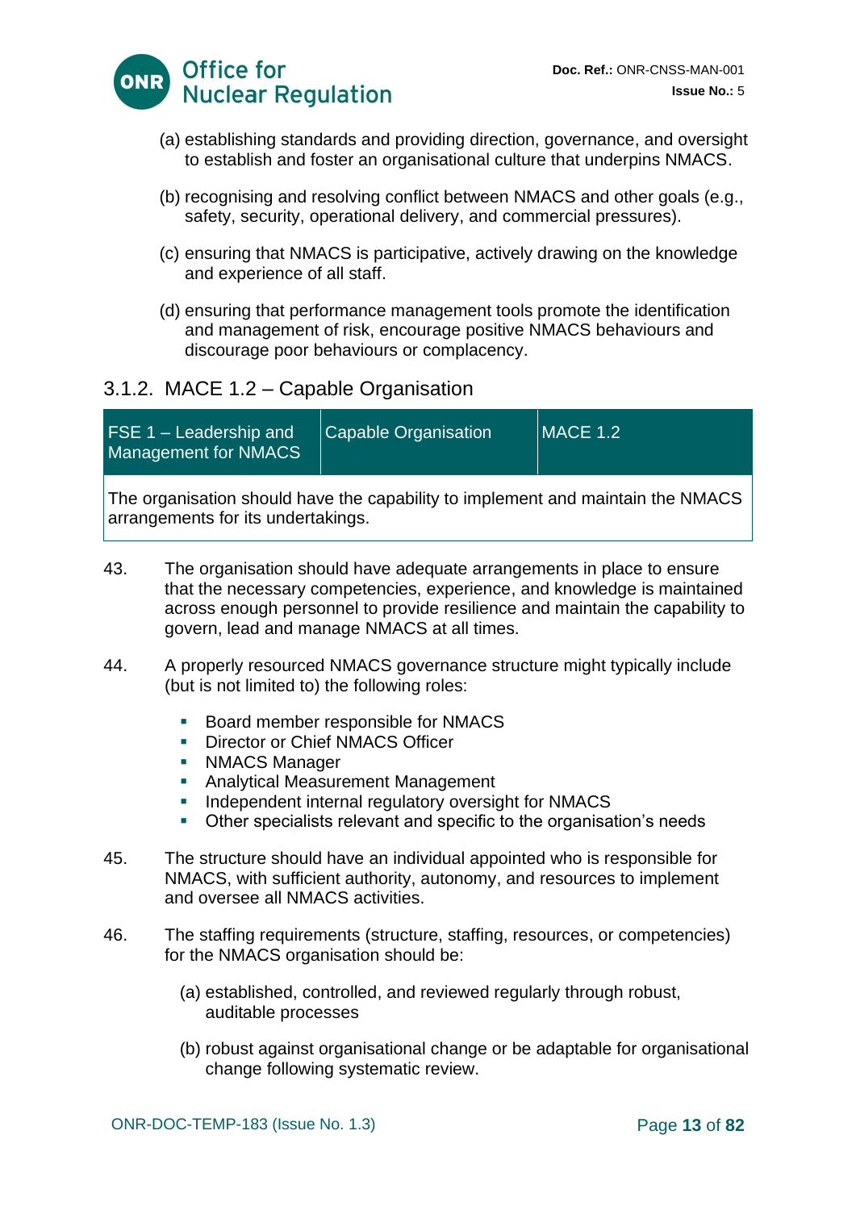(a) establishing standards and providing direction, governance, and oversight to establish and foster an organisational culture that underpins NMACS.

(b) recognising and resolving conflict between NMACS and other goals (e.g., safety, security, operational delivery, and commercial pressures).

(c) ensuring that NMACS is participative, actively drawing on the knowledge and experience of all staff.

(d) ensuring that performance management tools promote the identification and management of risk, encourage positive NMACS behaviours and discourage poor behaviours or complacency.

### 3.1.2. MACE 1.2 – Capable Organisation

| FSE 1 – Leadership and Management for NMACS | Capable Organisation | MACE 1.2 |
|---|---|---|
| The organisation should have the capability to implement and maintain the NMACS arrangements for its undertakings. | | |

43. The organisation should have adequate arrangements in place to ensure that the necessary competencies, experience, and knowledge is maintained across enough personnel to provide resilience and maintain the capability to govern, lead and manage NMACS at all times.

44. A properly resourced NMACS governance structure might typically include (but is not limited to) the following roles:

- Board member responsible for NMACS
- Director or Chief NMACS Officer
- NMACS Manager
- Analytical Measurement Management
- Independent internal regulatory oversight for NMACS
- Other specialists relevant and specific to the organisation's needs

45. The structure should have an individual appointed who is responsible for NMACS, with sufficient authority, autonomy, and resources to implement and oversee all NMACS activities.

46. The staffing requirements (structure, staffing, resources, or competencies) for the NMACS organisation should be:

(a) established, controlled, and reviewed regularly through robust, auditable processes

(b) robust against organisational change or be adaptable for organisational change following systematic review.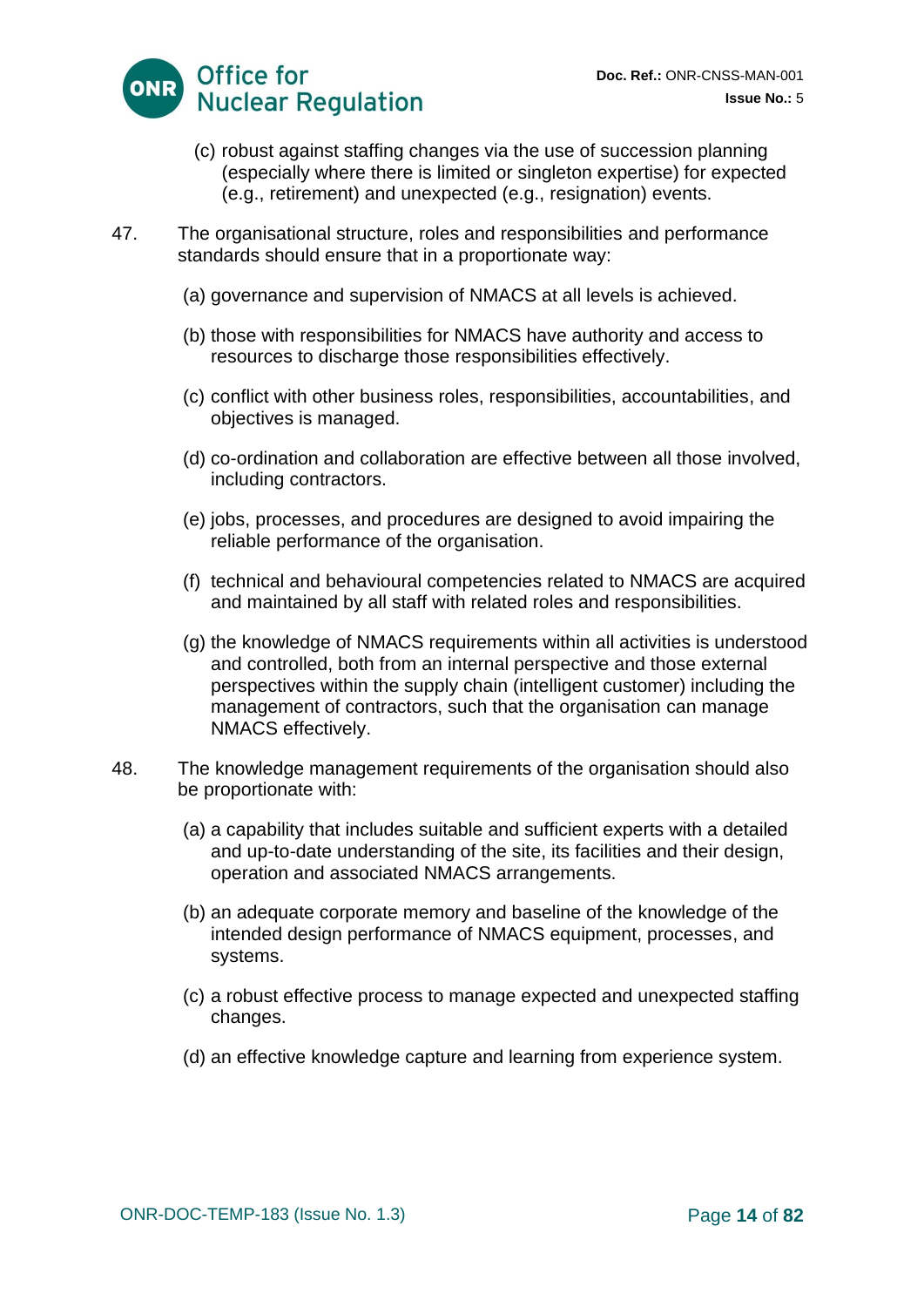(c) robust against staffing changes via the use of succession planning (especially where there is limited or singleton expertise) for expected (e.g., retirement) and unexpected (e.g., resignation) events.

47. The organisational structure, roles and responsibilities and performance standards should ensure that in a proportionate way:

(a) governance and supervision of NMACS at all levels is achieved.

(b) those with responsibilities for NMACS have authority and access to resources to discharge those responsibilities effectively.

(c) conflict with other business roles, responsibilities, accountabilities, and objectives is managed.

(d) co-ordination and collaboration are effective between all those involved, including contractors.

(e) jobs, processes, and procedures are designed to avoid impairing the reliable performance of the organisation.

(f) technical and behavioural competencies related to NMACS are acquired and maintained by all staff with related roles and responsibilities.

(g) the knowledge of NMACS requirements within all activities is understood and controlled, both from an internal perspective and those external perspectives within the supply chain (intelligent customer) including the management of contractors, such that the organisation can manage NMACS effectively.

48. The knowledge management requirements of the organisation should also be proportionate with:

(a) a capability that includes suitable and sufficient experts with a detailed and up-to-date understanding of the site, its facilities and their design, operation and associated NMACS arrangements.

(b) an adequate corporate memory and baseline of the knowledge of the intended design performance of NMACS equipment, processes, and systems.

(c) a robust effective process to manage expected and unexpected staffing changes.

(d) an effective knowledge capture and learning from experience system.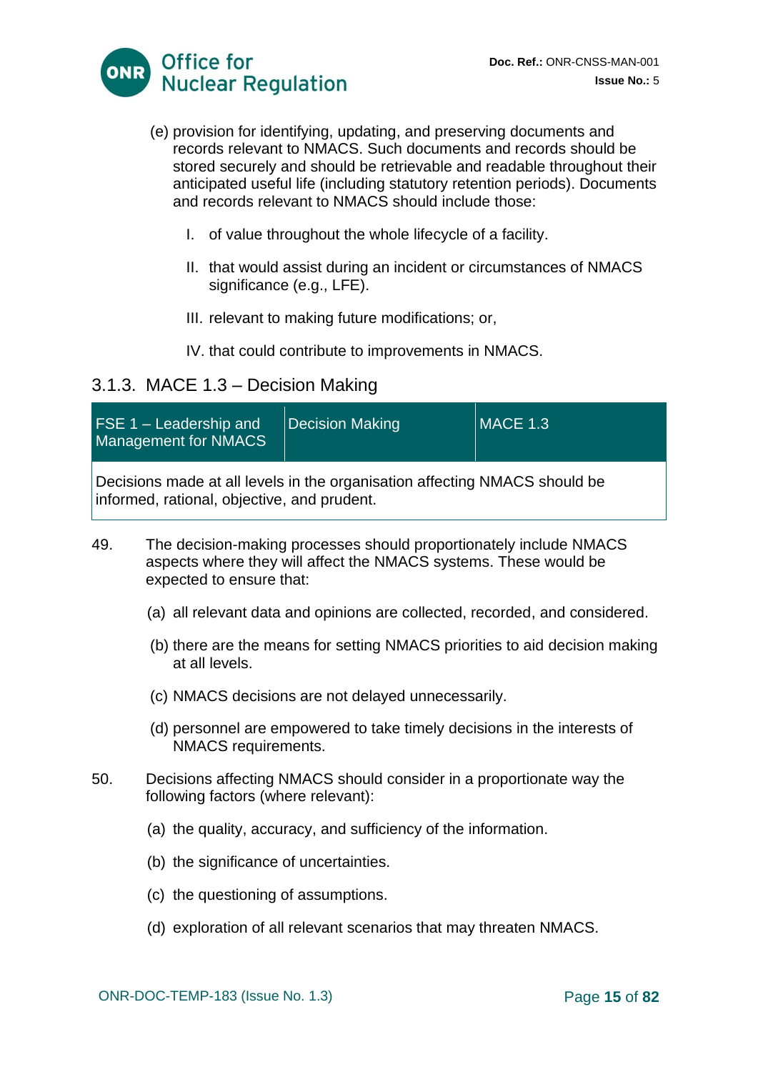(e) provision for identifying, updating, and preserving documents and records relevant to NMACS. Such documents and records should be stored securely and should be retrievable and readable throughout their anticipated useful life (including statutory retention periods). Documents and records relevant to NMACS should include those:

   I. of value throughout the whole lifecycle of a facility.

   II. that would assist during an incident or circumstances of NMACS significance (e.g., LFE).

   III. relevant to making future modifications; or,

   IV. that could contribute to improvements in NMACS.

### 3.1.3. MACE 1.3 – Decision Making

| FSE 1 – Leadership and Management for NMACS | Decision Making | MACE 1.3 |
|---|---|---|
| Decisions made at all levels in the organisation affecting NMACS should be informed, rational, objective, and prudent. | | |

49. The decision-making processes should proportionately include NMACS aspects where they will affect the NMACS systems. These would be expected to ensure that:

   (a) all relevant data and opinions are collected, recorded, and considered.

   (b) there are the means for setting NMACS priorities to aid decision making at all levels.

   (c) NMACS decisions are not delayed unnecessarily.

   (d) personnel are empowered to take timely decisions in the interests of NMACS requirements.

50. Decisions affecting NMACS should consider in a proportionate way the following factors (where relevant):

   (a) the quality, accuracy, and sufficiency of the information.

   (b) the significance of uncertainties.

   (c) the questioning of assumptions.

   (d) exploration of all relevant scenarios that may threaten NMACS.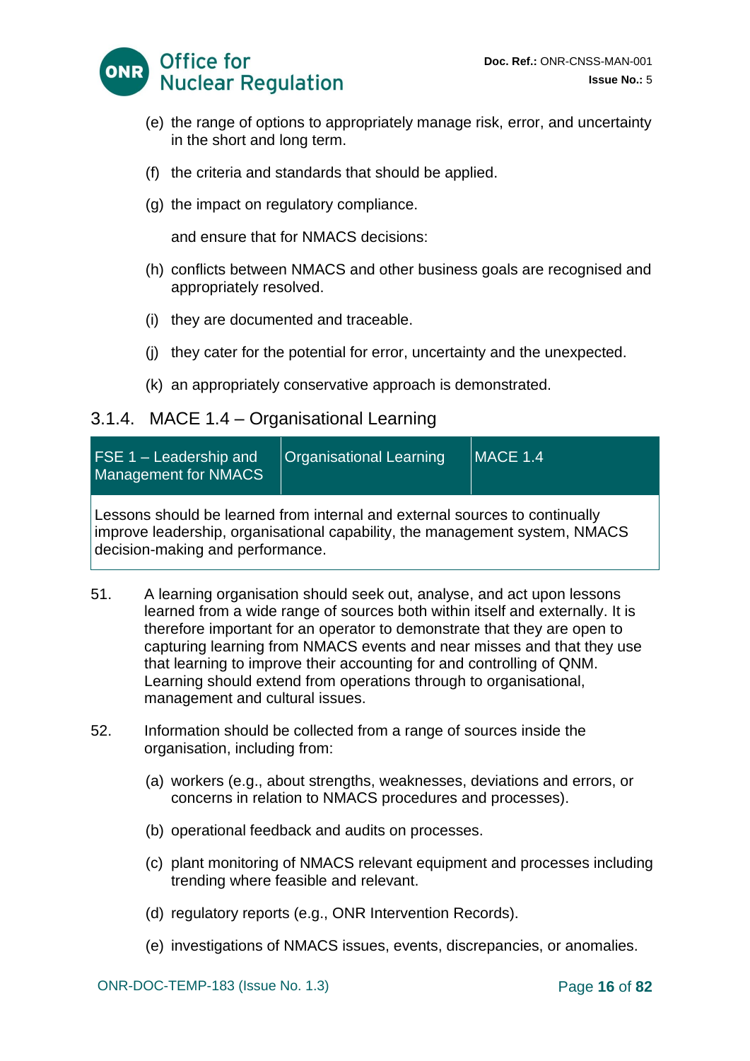(e) the range of options to appropriately manage risk, error, and uncertainty in the short and long term.

(f) the criteria and standards that should be applied.

(g) the impact on regulatory compliance.

and ensure that for NMACS decisions:

(h) conflicts between NMACS and other business goals are recognised and appropriately resolved.

(i) they are documented and traceable.

(j) they cater for the potential for error, uncertainty and the unexpected.

(k) an appropriately conservative approach is demonstrated.

### 3.1.4. MACE 1.4 – Organisational Learning

| FSE 1 – Leadership and Management for NMACS | Organisational Learning | MACE 1.4 |
|---|---|---|
| Lessons should be learned from internal and external sources to continually improve leadership, organisational capability, the management system, NMACS decision-making and performance. | | |

51. A learning organisation should seek out, analyse, and act upon lessons learned from a wide range of sources both within itself and externally. It is therefore important for an operator to demonstrate that they are open to capturing learning from NMACS events and near misses and that they use that learning to improve their accounting for and controlling of QNM. Learning should extend from operations through to organisational, management and cultural issues.

52. Information should be collected from a range of sources inside the organisation, including from:

    (a) workers (e.g., about strengths, weaknesses, deviations and errors, or concerns in relation to NMACS procedures and processes).

    (b) operational feedback and audits on processes.

    (c) plant monitoring of NMACS relevant equipment and processes including trending where feasible and relevant.

    (d) regulatory reports (e.g., ONR Intervention Records).

    (e) investigations of NMACS issues, events, discrepancies, or anomalies.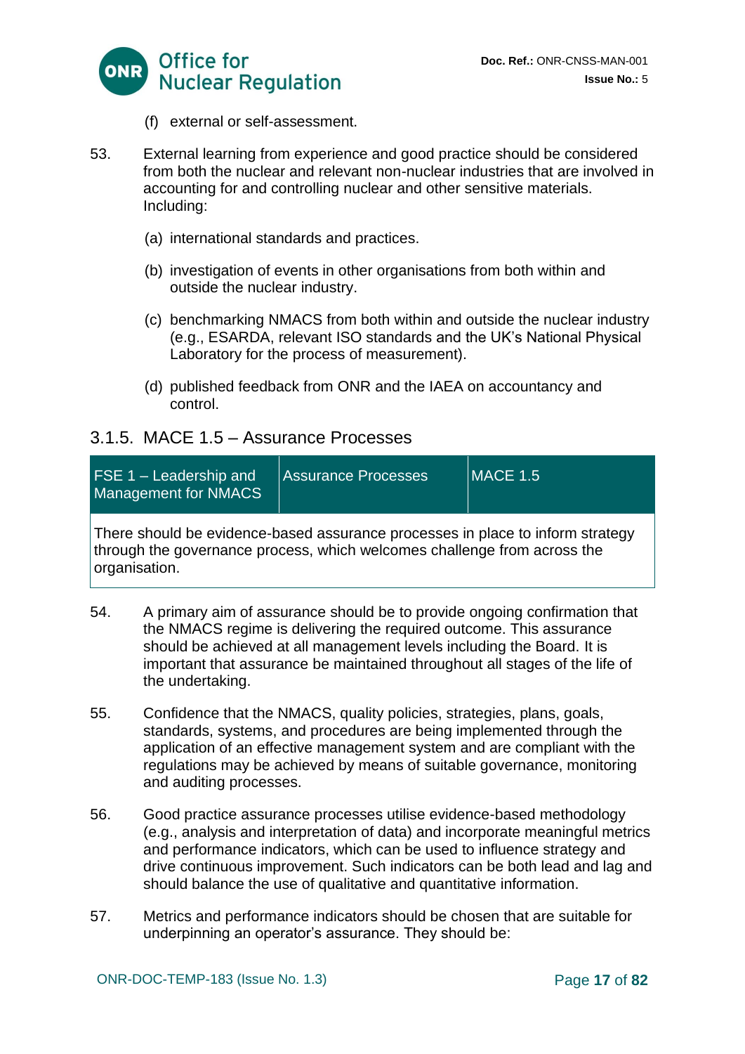(f) external or self-assessment.

53. External learning from experience and good practice should be considered from both the nuclear and relevant non-nuclear industries that are involved in accounting for and controlling nuclear and other sensitive materials. Including:

    (a) international standards and practices.

    (b) investigation of events in other organisations from both within and outside the nuclear industry.

    (c) benchmarking NMACS from both within and outside the nuclear industry (e.g., ESARDA, relevant ISO standards and the UK's National Physical Laboratory for the process of measurement).

    (d) published feedback from ONR and the IAEA on accountancy and control.

### 3.1.5. MACE 1.5 – Assurance Processes

| FSE 1 – Leadership and Management for NMACS | Assurance Processes | MACE 1.5 |
|---|---|---|
| There should be evidence-based assurance processes in place to inform strategy through the governance process, which welcomes challenge from across the organisation. | | |

54. A primary aim of assurance should be to provide ongoing confirmation that the NMACS regime is delivering the required outcome. This assurance should be achieved at all management levels including the Board. It is important that assurance be maintained throughout all stages of the life of the undertaking.

55. Confidence that the NMACS, quality policies, strategies, plans, goals, standards, systems, and procedures are being implemented through the application of an effective management system and are compliant with the regulations may be achieved by means of suitable governance, monitoring and auditing processes.

56. Good practice assurance processes utilise evidence-based methodology (e.g., analysis and interpretation of data) and incorporate meaningful metrics and performance indicators, which can be used to influence strategy and drive continuous improvement. Such indicators can be both lead and lag and should balance the use of qualitative and quantitative information.

57. Metrics and performance indicators should be chosen that are suitable for underpinning an operator's assurance. They should be: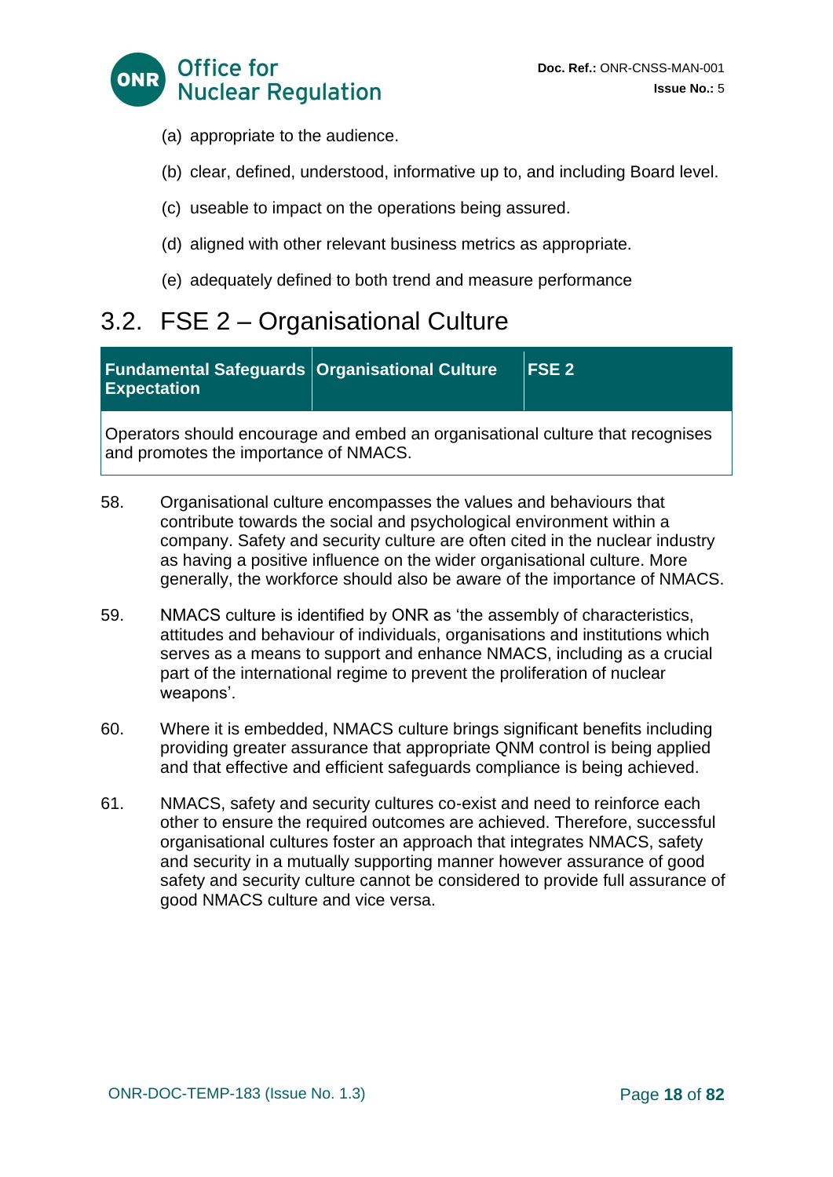(a) appropriate to the audience.

(b) clear, defined, understood, informative up to, and including Board level.

(c) useable to impact on the operations being assured.

(d) aligned with other relevant business metrics as appropriate.

(e) adequately defined to both trend and measure performance

## 3.2. FSE 2 – Organisational Culture

| Fundamental Safeguards Expectation | Organisational Culture | FSE 2 |
|---|---|---|
| Operators should encourage and embed an organisational culture that recognises and promotes the importance of NMACS. | | |

58. Organisational culture encompasses the values and behaviours that contribute towards the social and psychological environment within a company. Safety and security culture are often cited in the nuclear industry as having a positive influence on the wider organisational culture. More generally, the workforce should also be aware of the importance of NMACS.

59. NMACS culture is identified by ONR as 'the assembly of characteristics, attitudes and behaviour of individuals, organisations and institutions which serves as a means to support and enhance NMACS, including as a crucial part of the international regime to prevent the proliferation of nuclear weapons'.

60. Where it is embedded, NMACS culture brings significant benefits including providing greater assurance that appropriate QNM control is being applied and that effective and efficient safeguards compliance is being achieved.

61. NMACS, safety and security cultures co-exist and need to reinforce each other to ensure the required outcomes are achieved. Therefore, successful organisational cultures foster an approach that integrates NMACS, safety and security in a mutually supporting manner however assurance of good safety and security culture cannot be considered to provide full assurance of good NMACS culture and vice versa.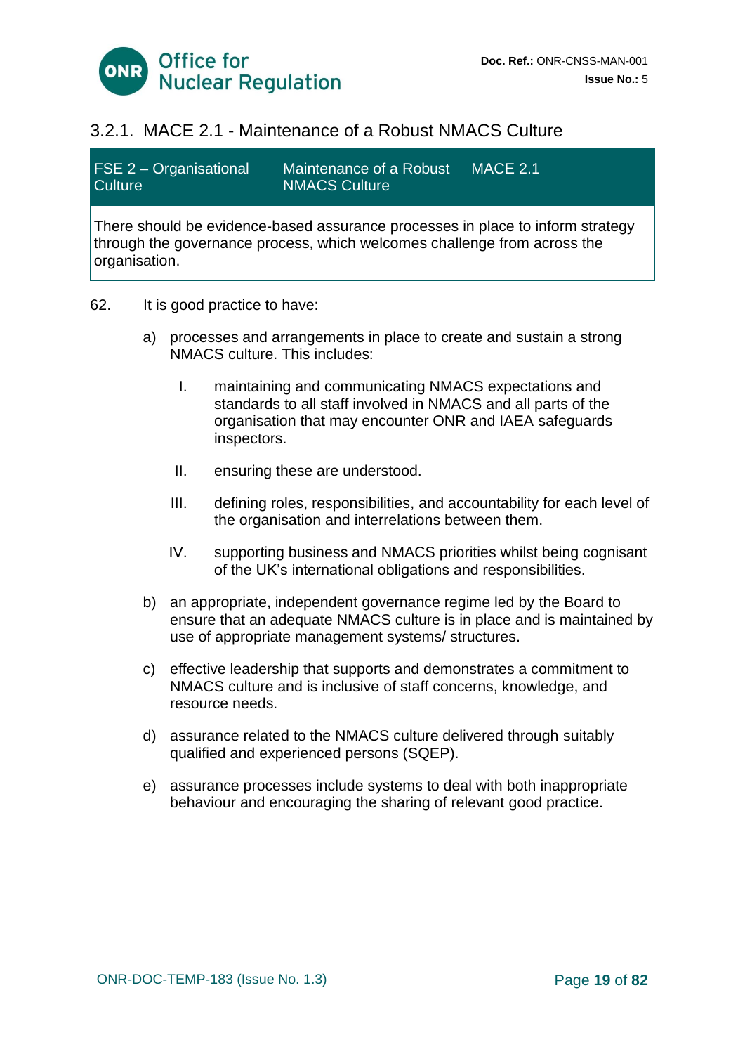### 3.2.1. MACE 2.1 - Maintenance of a Robust NMACS Culture

| FSE 2 – Organisational Culture | Maintenance of a Robust NMACS Culture | MACE 2.1 |
|---|---|---|
| There should be evidence-based assurance processes in place to inform strategy through the governance process, which welcomes challenge from across the organisation. | | |

62. It is good practice to have:

a) processes and arrangements in place to create and sustain a strong NMACS culture. This includes:

   I. maintaining and communicating NMACS expectations and standards to all staff involved in NMACS and all parts of the organisation that may encounter ONR and IAEA safeguards inspectors.

   II. ensuring these are understood.

   III. defining roles, responsibilities, and accountability for each level of the organisation and interrelations between them.

   IV. supporting business and NMACS priorities whilst being cognisant of the UK's international obligations and responsibilities.

b) an appropriate, independent governance regime led by the Board to ensure that an adequate NMACS culture is in place and is maintained by use of appropriate management systems/ structures.

c) effective leadership that supports and demonstrates a commitment to NMACS culture and is inclusive of staff concerns, knowledge, and resource needs.

d) assurance related to the NMACS culture delivered through suitably qualified and experienced persons (SQEP).

e) assurance processes include systems to deal with both inappropriate behaviour and encouraging the sharing of relevant good practice.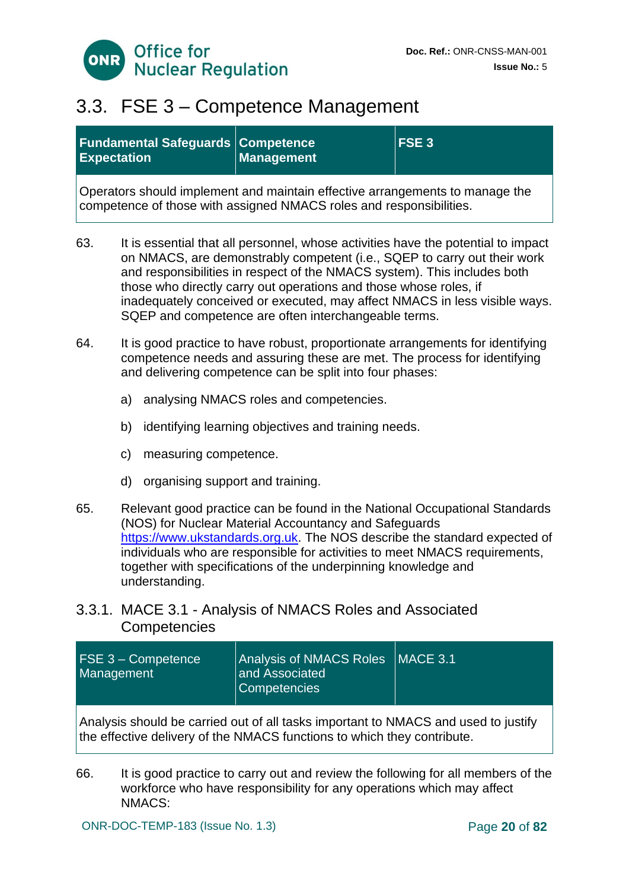## 3.3. FSE 3 – Competence Management

| **Fundamental Safeguards Expectation** | **Competence Management** | **FSE 3** |
|---|---|---|
| Operators should implement and maintain effective arrangements to manage the competence of those with assigned NMACS roles and responsibilities. | | |

63. It is essential that all personnel, whose activities have the potential to impact on NMACS, are demonstrably competent (i.e., SQEP to carry out their work and responsibilities in respect of the NMACS system). This includes both those who directly carry out operations and those whose roles, if inadequately conceived or executed, may affect NMACS in less visible ways. SQEP and competence are often interchangeable terms.

64. It is good practice to have robust, proportionate arrangements for identifying competence needs and assuring these are met. The process for identifying and delivering competence can be split into four phases:

    a) analysing NMACS roles and competencies.

    b) identifying learning objectives and training needs.

    c) measuring competence.

    d) organising support and training.

65. Relevant good practice can be found in the National Occupational Standards (NOS) for Nuclear Material Accountancy and Safeguards https://www.ukstandards.org.uk. The NOS describe the standard expected of individuals who are responsible for activities to meet NMACS requirements, together with specifications of the underpinning knowledge and understanding.

### 3.3.1. MACE 3.1 - Analysis of NMACS Roles and Associated Competencies

| FSE 3 – Competence Management | Analysis of NMACS Roles and Associated Competencies | MACE 3.1 |
|---|---|---|
| Analysis should be carried out of all tasks important to NMACS and used to justify the effective delivery of the NMACS functions to which they contribute. | | |

66. It is good practice to carry out and review the following for all members of the workforce who have responsibility for any operations which may affect NMACS: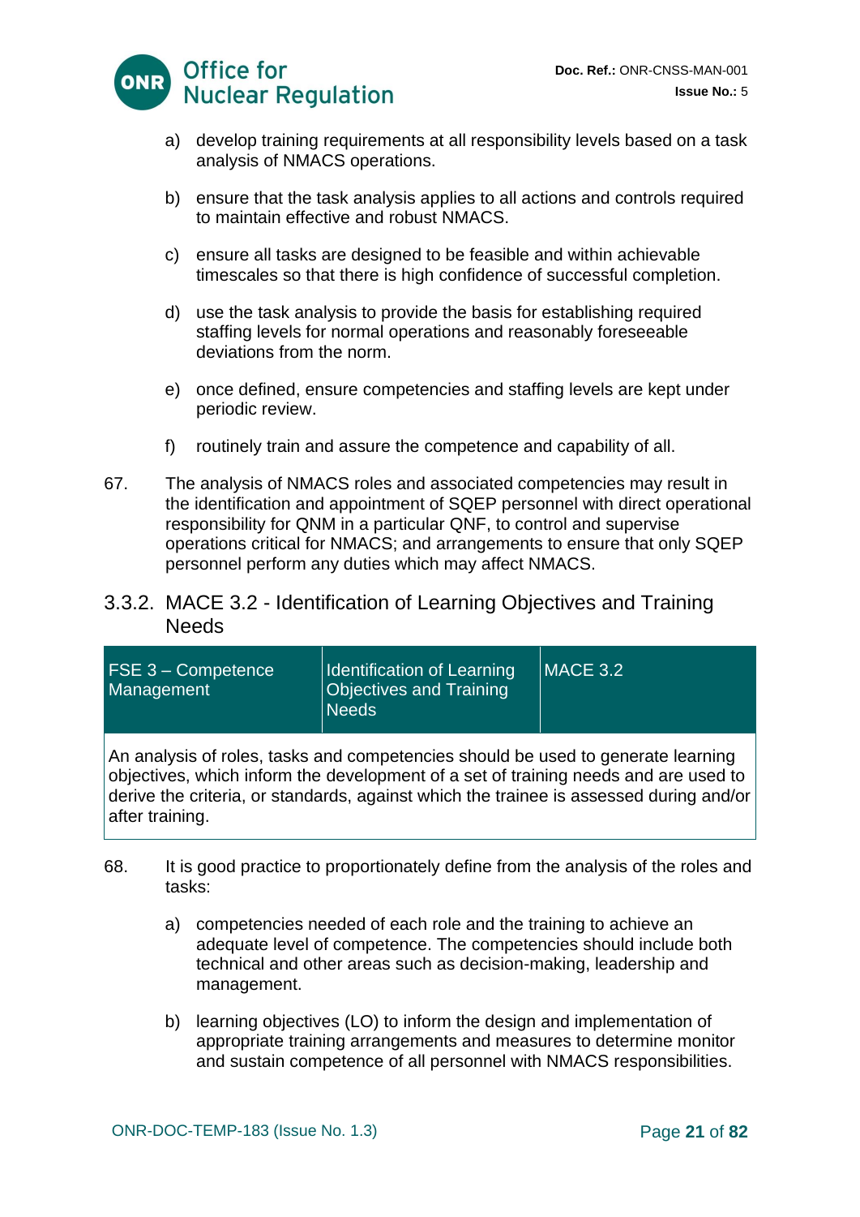a) develop training requirements at all responsibility levels based on a task analysis of NMACS operations.

b) ensure that the task analysis applies to all actions and controls required to maintain effective and robust NMACS.

c) ensure all tasks are designed to be feasible and within achievable timescales so that there is high confidence of successful completion.

d) use the task analysis to provide the basis for establishing required staffing levels for normal operations and reasonably foreseeable deviations from the norm.

e) once defined, ensure competencies and staffing levels are kept under periodic review.

f) routinely train and assure the competence and capability of all.

67. The analysis of NMACS roles and associated competencies may result in the identification and appointment of SQEP personnel with direct operational responsibility for QNM in a particular QNF, to control and supervise operations critical for NMACS; and arrangements to ensure that only SQEP personnel perform any duties which may affect NMACS.

### 3.3.2. MACE 3.2 - Identification of Learning Objectives and Training Needs

| FSE 3 – Competence Management | Identification of Learning Objectives and Training Needs | MACE 3.2 |
|---|---|---|
| An analysis of roles, tasks and competencies should be used to generate learning objectives, which inform the development of a set of training needs and are used to derive the criteria, or standards, against which the trainee is assessed during and/or after training. | | |

68. It is good practice to proportionately define from the analysis of the roles and tasks:

a) competencies needed of each role and the training to achieve an adequate level of competence. The competencies should include both technical and other areas such as decision-making, leadership and management.

b) learning objectives (LO) to inform the design and implementation of appropriate training arrangements and measures to determine monitor and sustain competence of all personnel with NMACS responsibilities.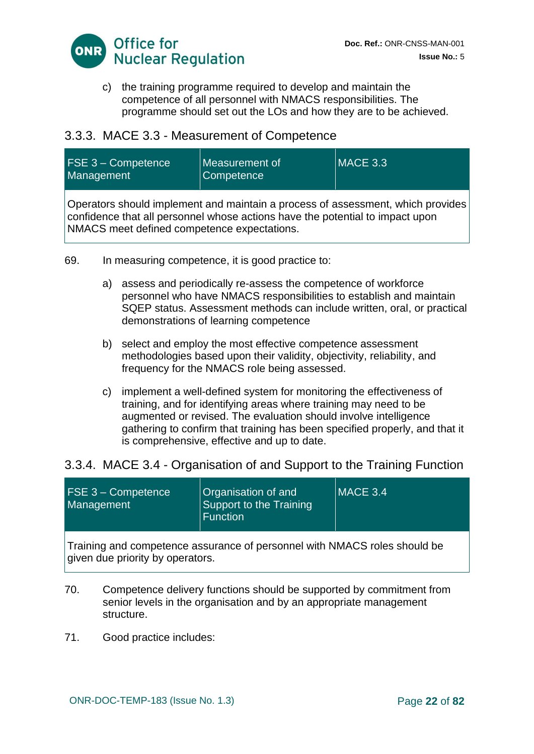c) the training programme required to develop and maintain the competence of all personnel with NMACS responsibilities. The programme should set out the LOs and how they are to be achieved.

### 3.3.3. MACE 3.3 - Measurement of Competence

| FSE 3 – Competence Management | Measurement of Competence | MACE 3.3 |
|---|---|---|
| Operators should implement and maintain a process of assessment, which provides confidence that all personnel whose actions have the potential to impact upon NMACS meet defined competence expectations. | | |

69. In measuring competence, it is good practice to:

a) assess and periodically re-assess the competence of workforce personnel who have NMACS responsibilities to establish and maintain SQEP status. Assessment methods can include written, oral, or practical demonstrations of learning competence

b) select and employ the most effective competence assessment methodologies based upon their validity, objectivity, reliability, and frequency for the NMACS role being assessed.

c) implement a well-defined system for monitoring the effectiveness of training, and for identifying areas where training may need to be augmented or revised. The evaluation should involve intelligence gathering to confirm that training has been specified properly, and that it is comprehensive, effective and up to date.

### 3.3.4. MACE 3.4 - Organisation of and Support to the Training Function

| FSE 3 – Competence Management | Organisation of and Support to the Training Function | MACE 3.4 |
|---|---|---|
| Training and competence assurance of personnel with NMACS roles should be given due priority by operators. | | |

70. Competence delivery functions should be supported by commitment from senior levels in the organisation and by an appropriate management structure.

71. Good practice includes: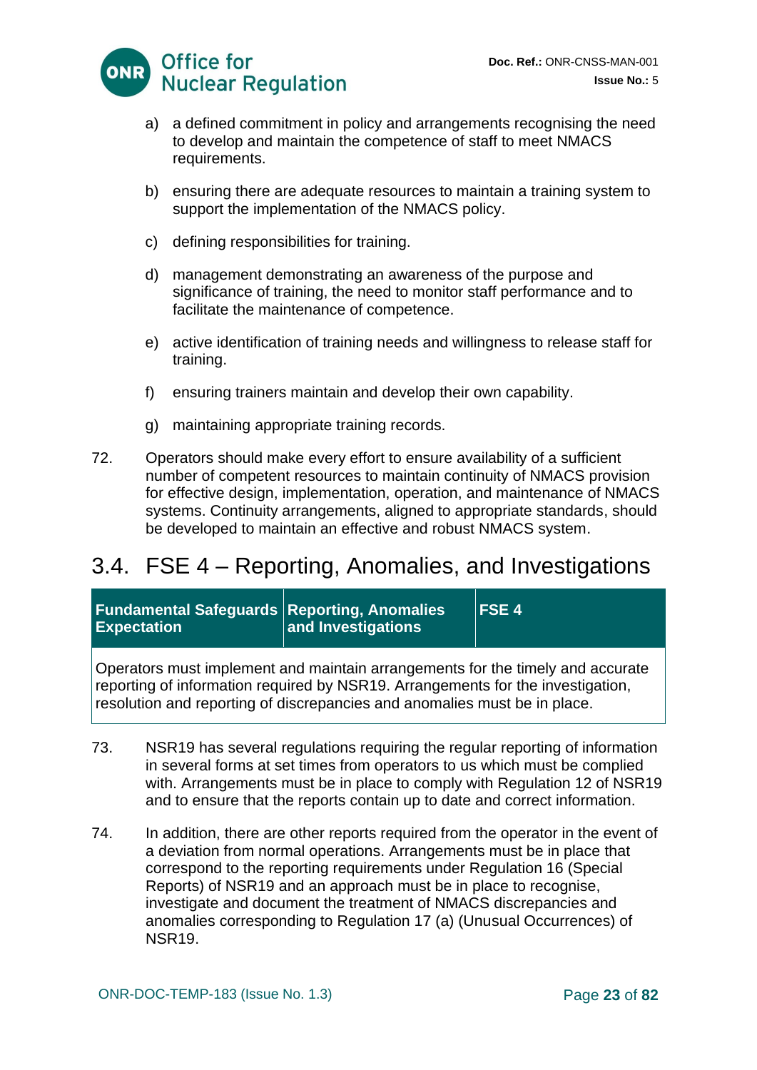a) a defined commitment in policy and arrangements recognising the need to develop and maintain the competence of staff to meet NMACS requirements.

b) ensuring there are adequate resources to maintain a training system to support the implementation of the NMACS policy.

c) defining responsibilities for training.

d) management demonstrating an awareness of the purpose and significance of training, the need to monitor staff performance and to facilitate the maintenance of competence.

e) active identification of training needs and willingness to release staff for training.

f) ensuring trainers maintain and develop their own capability.

g) maintaining appropriate training records.

72. Operators should make every effort to ensure availability of a sufficient number of competent resources to maintain continuity of NMACS provision for effective design, implementation, operation, and maintenance of NMACS systems. Continuity arrangements, aligned to appropriate standards, should be developed to maintain an effective and robust NMACS system.

## 3.4. FSE 4 – Reporting, Anomalies, and Investigations

| **Fundamental Safeguards Expectation** | **Reporting, Anomalies and Investigations** | **FSE 4** |
|---|---|---|
| Operators must implement and maintain arrangements for the timely and accurate reporting of information required by NSR19. Arrangements for the investigation, resolution and reporting of discrepancies and anomalies must be in place. | | |

73. NSR19 has several regulations requiring the regular reporting of information in several forms at set times from operators to us which must be complied with. Arrangements must be in place to comply with Regulation 12 of NSR19 and to ensure that the reports contain up to date and correct information.

74. In addition, there are other reports required from the operator in the event of a deviation from normal operations. Arrangements must be in place that correspond to the reporting requirements under Regulation 16 (Special Reports) of NSR19 and an approach must be in place to recognise, investigate and document the treatment of NMACS discrepancies and anomalies corresponding to Regulation 17 (a) (Unusual Occurrences) of NSR19.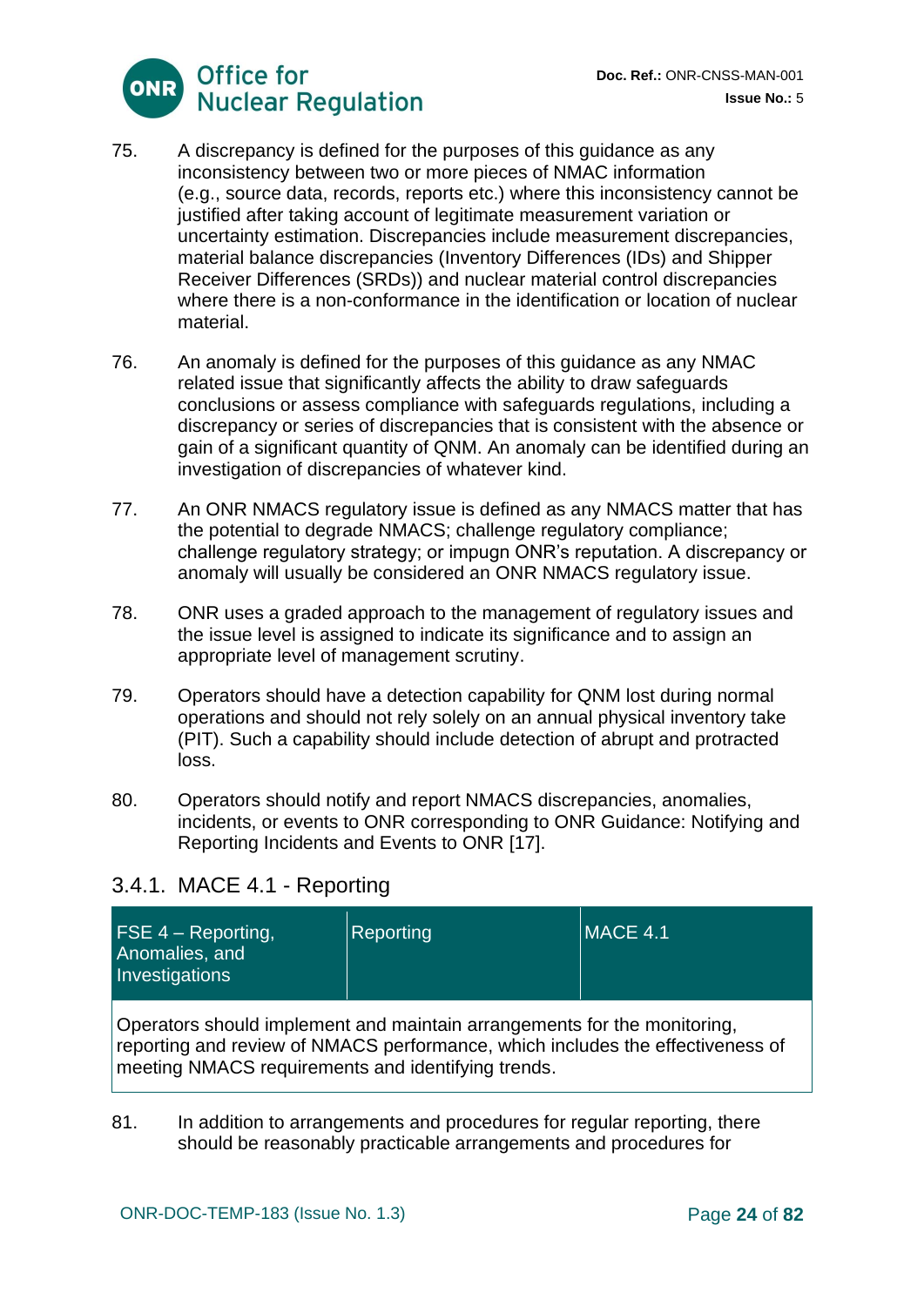75. A discrepancy is defined for the purposes of this guidance as any inconsistency between two or more pieces of NMAC information (e.g., source data, records, reports etc.) where this inconsistency cannot be justified after taking account of legitimate measurement variation or uncertainty estimation. Discrepancies include measurement discrepancies, material balance discrepancies (Inventory Differences (IDs) and Shipper Receiver Differences (SRDs)) and nuclear material control discrepancies where there is a non-conformance in the identification or location of nuclear material.

76. An anomaly is defined for the purposes of this guidance as any NMAC related issue that significantly affects the ability to draw safeguards conclusions or assess compliance with safeguards regulations, including a discrepancy or series of discrepancies that is consistent with the absence or gain of a significant quantity of QNM. An anomaly can be identified during an investigation of discrepancies of whatever kind.

77. An ONR NMACS regulatory issue is defined as any NMACS matter that has the potential to degrade NMACS; challenge regulatory compliance; challenge regulatory strategy; or impugn ONR's reputation. A discrepancy or anomaly will usually be considered an ONR NMACS regulatory issue.

78. ONR uses a graded approach to the management of regulatory issues and the issue level is assigned to indicate its significance and to assign an appropriate level of management scrutiny.

79. Operators should have a detection capability for QNM lost during normal operations and should not rely solely on an annual physical inventory take (PIT). Such a capability should include detection of abrupt and protracted loss.

80. Operators should notify and report NMACS discrepancies, anomalies, incidents, or events to ONR corresponding to ONR Guidance: Notifying and Reporting Incidents and Events to ONR [17].

### 3.4.1. MACE 4.1 - Reporting

| FSE 4 – Reporting, Anomalies, and Investigations | Reporting | MACE 4.1 |
|---|---|---|
| Operators should implement and maintain arrangements for the monitoring, reporting and review of NMACS performance, which includes the effectiveness of meeting NMACS requirements and identifying trends. | | |

81. In addition to arrangements and procedures for regular reporting, there should be reasonably practicable arrangements and procedures for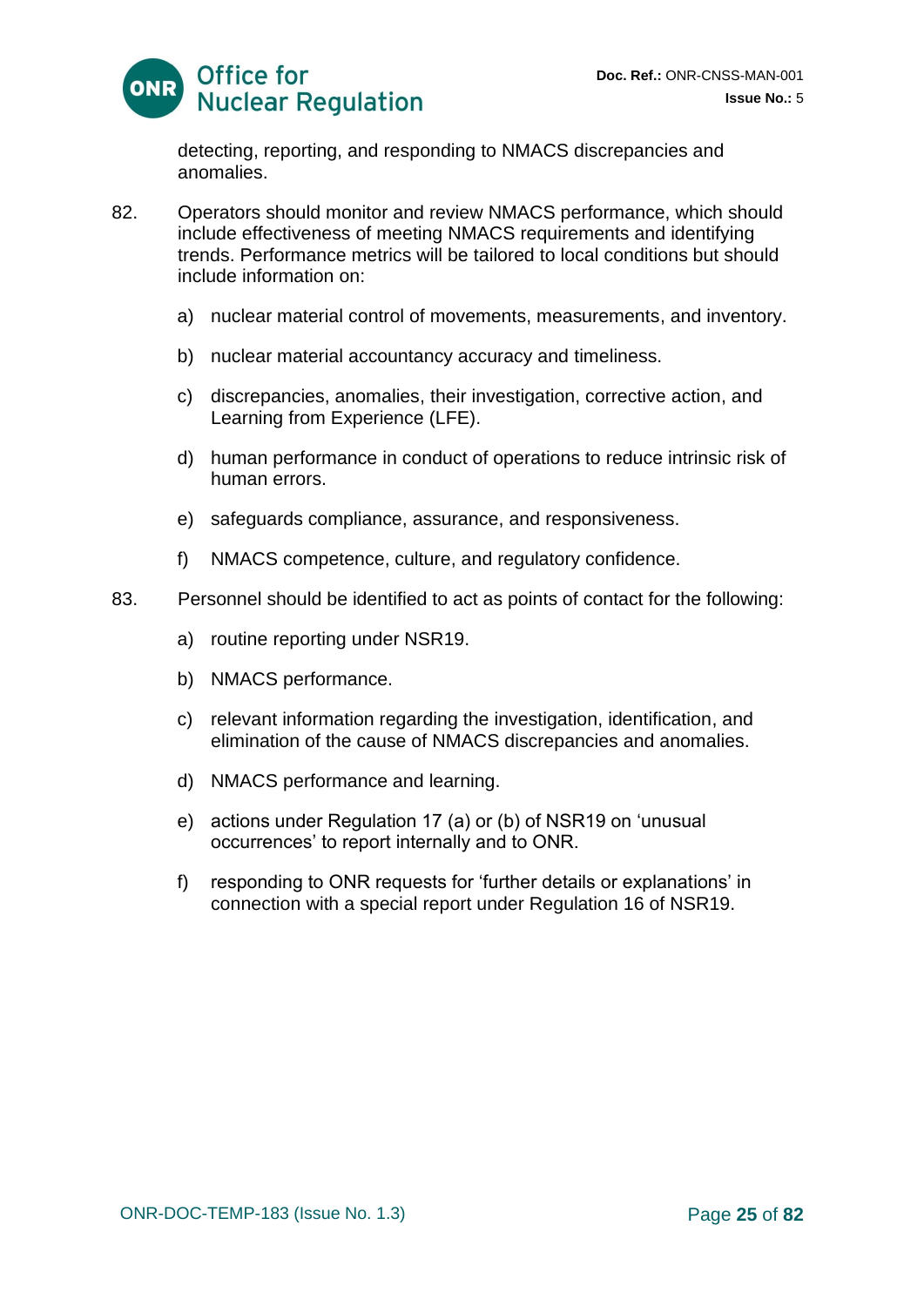detecting, reporting, and responding to NMACS discrepancies and anomalies.

82. Operators should monitor and review NMACS performance, which should include effectiveness of meeting NMACS requirements and identifying trends. Performance metrics will be tailored to local conditions but should include information on:

    a) nuclear material control of movements, measurements, and inventory.

    b) nuclear material accountancy accuracy and timeliness.

    c) discrepancies, anomalies, their investigation, corrective action, and Learning from Experience (LFE).

    d) human performance in conduct of operations to reduce intrinsic risk of human errors.

    e) safeguards compliance, assurance, and responsiveness.

    f) NMACS competence, culture, and regulatory confidence.

83. Personnel should be identified to act as points of contact for the following:

    a) routine reporting under NSR19.

    b) NMACS performance.

    c) relevant information regarding the investigation, identification, and elimination of the cause of NMACS discrepancies and anomalies.

    d) NMACS performance and learning.

    e) actions under Regulation 17 (a) or (b) of NSR19 on 'unusual occurrences' to report internally and to ONR.

    f) responding to ONR requests for 'further details or explanations' in connection with a special report under Regulation 16 of NSR19.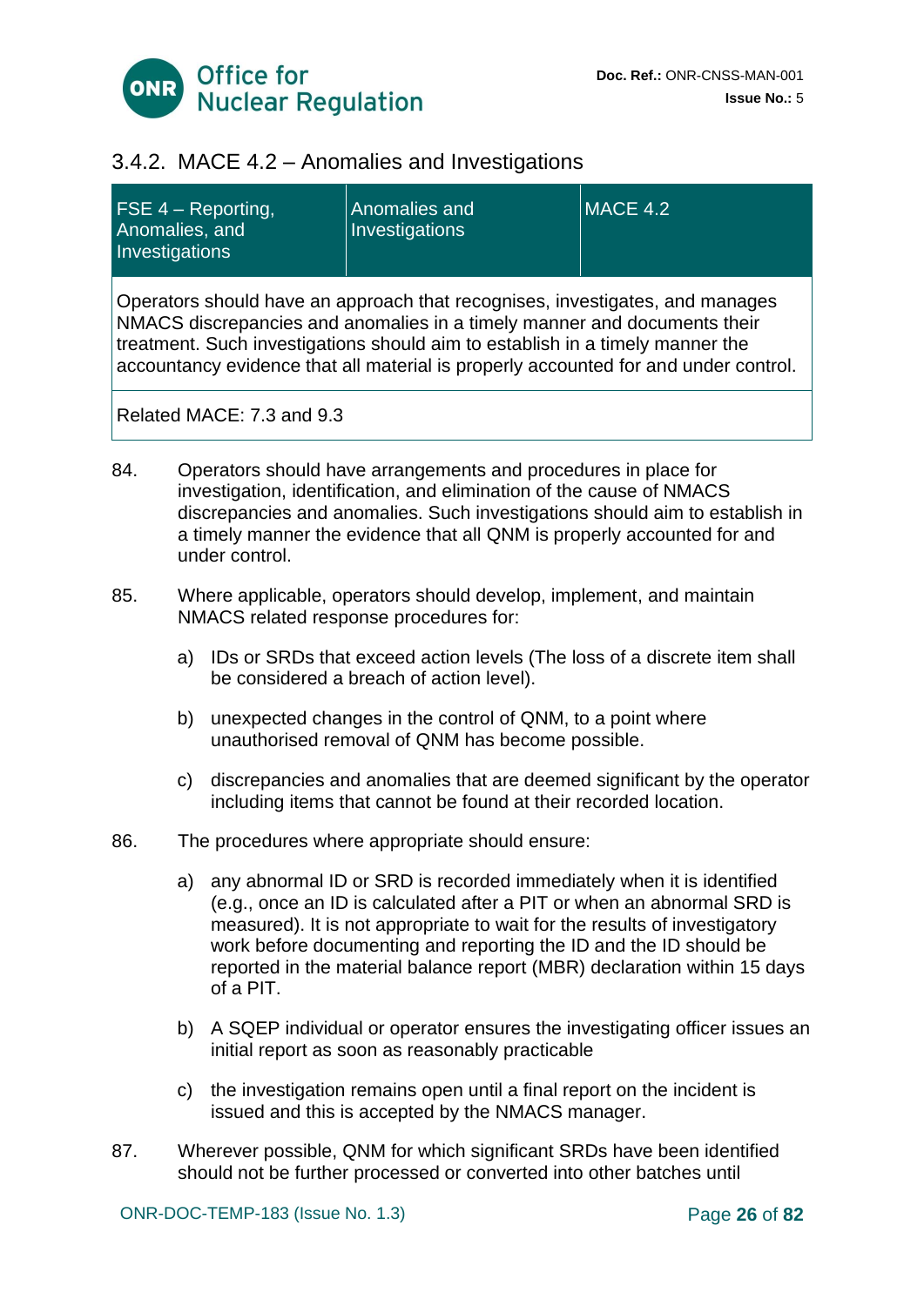### 3.4.2. MACE 4.2 – Anomalies and Investigations

| FSE 4 – Reporting, Anomalies, and Investigations | Anomalies and Investigations | MACE 4.2 |
|---|---|---|
| Operators should have an approach that recognises, investigates, and manages NMACS discrepancies and anomalies in a timely manner and documents their treatment. Such investigations should aim to establish in a timely manner the accountancy evidence that all material is properly accounted for and under control. | | |
| Related MACE: 7.3 and 9.3 | | |

84. Operators should have arrangements and procedures in place for investigation, identification, and elimination of the cause of NMACS discrepancies and anomalies. Such investigations should aim to establish in a timely manner the evidence that all QNM is properly accounted for and under control.

85. Where applicable, operators should develop, implement, and maintain NMACS related response procedures for:

   a) IDs or SRDs that exceed action levels (The loss of a discrete item shall be considered a breach of action level).

   b) unexpected changes in the control of QNM, to a point where unauthorised removal of QNM has become possible.

   c) discrepancies and anomalies that are deemed significant by the operator including items that cannot be found at their recorded location.

86. The procedures where appropriate should ensure:

   a) any abnormal ID or SRD is recorded immediately when it is identified (e.g., once an ID is calculated after a PIT or when an abnormal SRD is measured). It is not appropriate to wait for the results of investigatory work before documenting and reporting the ID and the ID should be reported in the material balance report (MBR) declaration within 15 days of a PIT.

   b) A SQEP individual or operator ensures the investigating officer issues an initial report as soon as reasonably practicable

   c) the investigation remains open until a final report on the incident is issued and this is accepted by the NMACS manager.

87. Wherever possible, QNM for which significant SRDs have been identified should not be further processed or converted into other batches until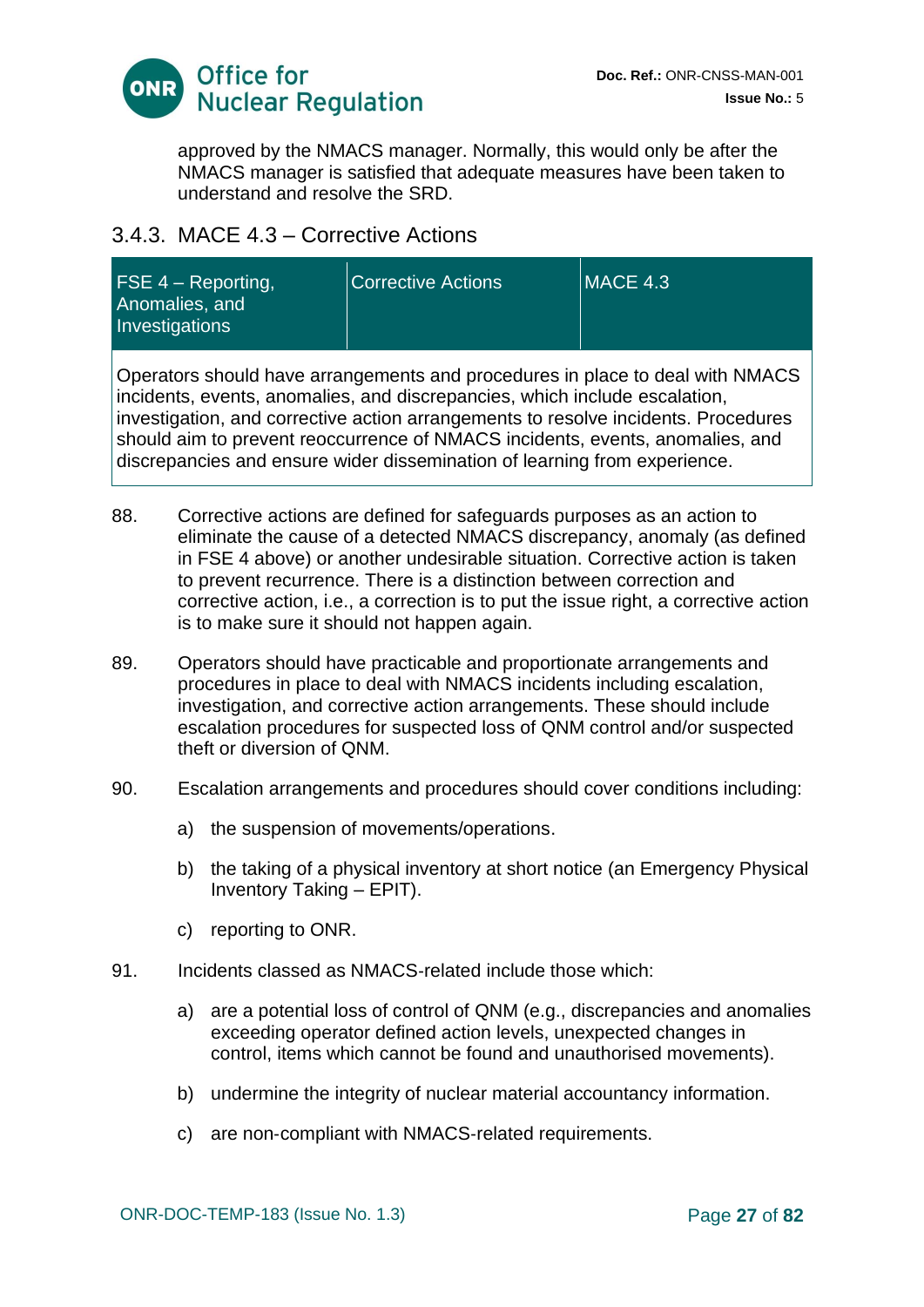approved by the NMACS manager. Normally, this would only be after the NMACS manager is satisfied that adequate measures have been taken to understand and resolve the SRD.

### 3.4.3. MACE 4.3 – Corrective Actions

| FSE 4 – Reporting, Anomalies, and Investigations | Corrective Actions | MACE 4.3 |
|---|---|---|
| Operators should have arrangements and procedures in place to deal with NMACS incidents, events, anomalies, and discrepancies, which include escalation, investigation, and corrective action arrangements to resolve incidents. Procedures should aim to prevent reoccurrence of NMACS incidents, events, anomalies, and discrepancies and ensure wider dissemination of learning from experience. | | |

88. Corrective actions are defined for safeguards purposes as an action to eliminate the cause of a detected NMACS discrepancy, anomaly (as defined in FSE 4 above) or another undesirable situation. Corrective action is taken to prevent recurrence. There is a distinction between correction and corrective action, i.e., a correction is to put the issue right, a corrective action is to make sure it should not happen again.

89. Operators should have practicable and proportionate arrangements and procedures in place to deal with NMACS incidents including escalation, investigation, and corrective action arrangements. These should include escalation procedures for suspected loss of QNM control and/or suspected theft or diversion of QNM.

90. Escalation arrangements and procedures should cover conditions including:

    a) the suspension of movements/operations.

    b) the taking of a physical inventory at short notice (an Emergency Physical Inventory Taking – EPIT).

    c) reporting to ONR.

91. Incidents classed as NMACS-related include those which:

    a) are a potential loss of control of QNM (e.g., discrepancies and anomalies exceeding operator defined action levels, unexpected changes in control, items which cannot be found and unauthorised movements).

    b) undermine the integrity of nuclear material accountancy information.

    c) are non-compliant with NMACS-related requirements.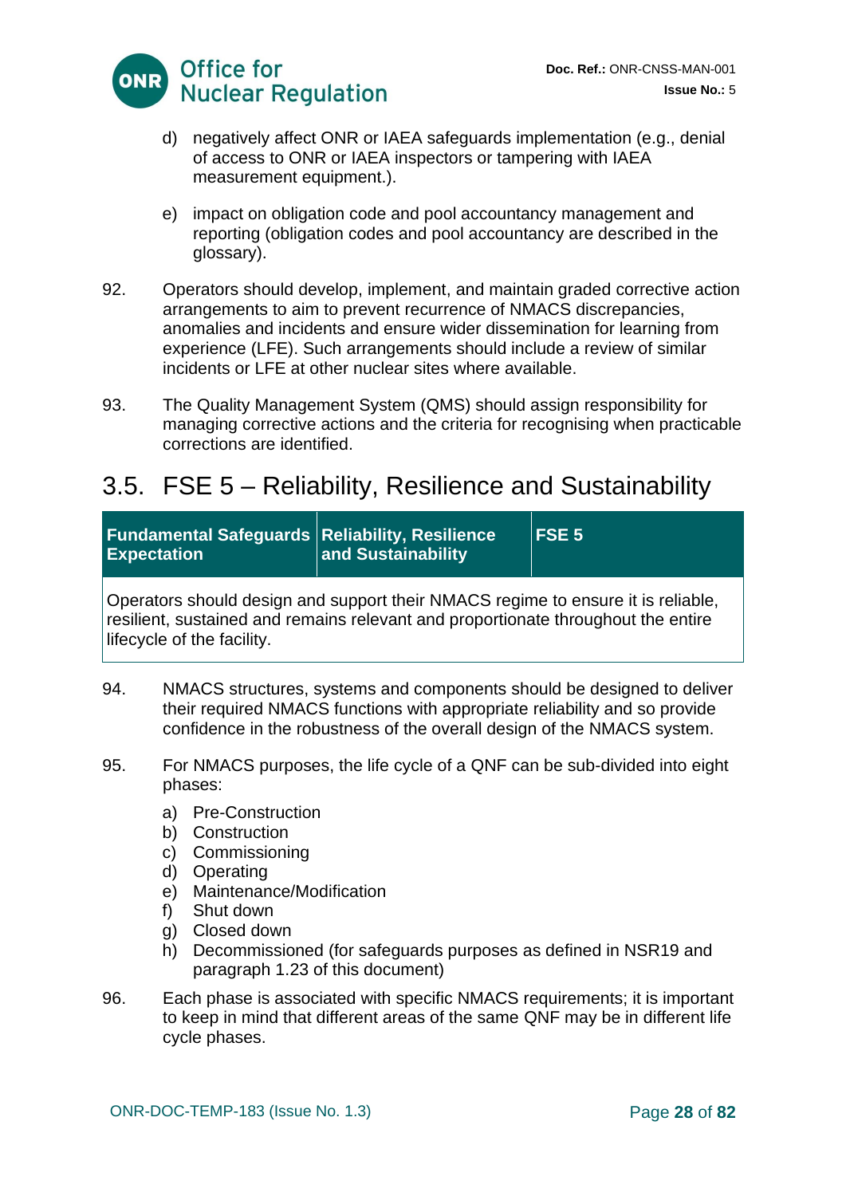d) negatively affect ONR or IAEA safeguards implementation (e.g., denial of access to ONR or IAEA inspectors or tampering with IAEA measurement equipment.).

e) impact on obligation code and pool accountancy management and reporting (obligation codes and pool accountancy are described in the glossary).

92. Operators should develop, implement, and maintain graded corrective action arrangements to aim to prevent recurrence of NMACS discrepancies, anomalies and incidents and ensure wider dissemination for learning from experience (LFE). Such arrangements should include a review of similar incidents or LFE at other nuclear sites where available.

93. The Quality Management System (QMS) should assign responsibility for managing corrective actions and the criteria for recognising when practicable corrections are identified.

## 3.5. FSE 5 – Reliability, Resilience and Sustainability

| Fundamental Safeguards Expectation | Reliability, Resilience and Sustainability | FSE 5 |
|---|---|---|
| Operators should design and support their NMACS regime to ensure it is reliable, resilient, sustained and remains relevant and proportionate throughout the entire lifecycle of the facility. | | |

94. NMACS structures, systems and components should be designed to deliver their required NMACS functions with appropriate reliability and so provide confidence in the robustness of the overall design of the NMACS system.

95. For NMACS purposes, the life cycle of a QNF can be sub-divided into eight phases:

a) Pre-Construction
b) Construction
c) Commissioning
d) Operating
e) Maintenance/Modification
f) Shut down
g) Closed down
h) Decommissioned (for safeguards purposes as defined in NSR19 and paragraph 1.23 of this document)

96. Each phase is associated with specific NMACS requirements; it is important to keep in mind that different areas of the same QNF may be in different life cycle phases.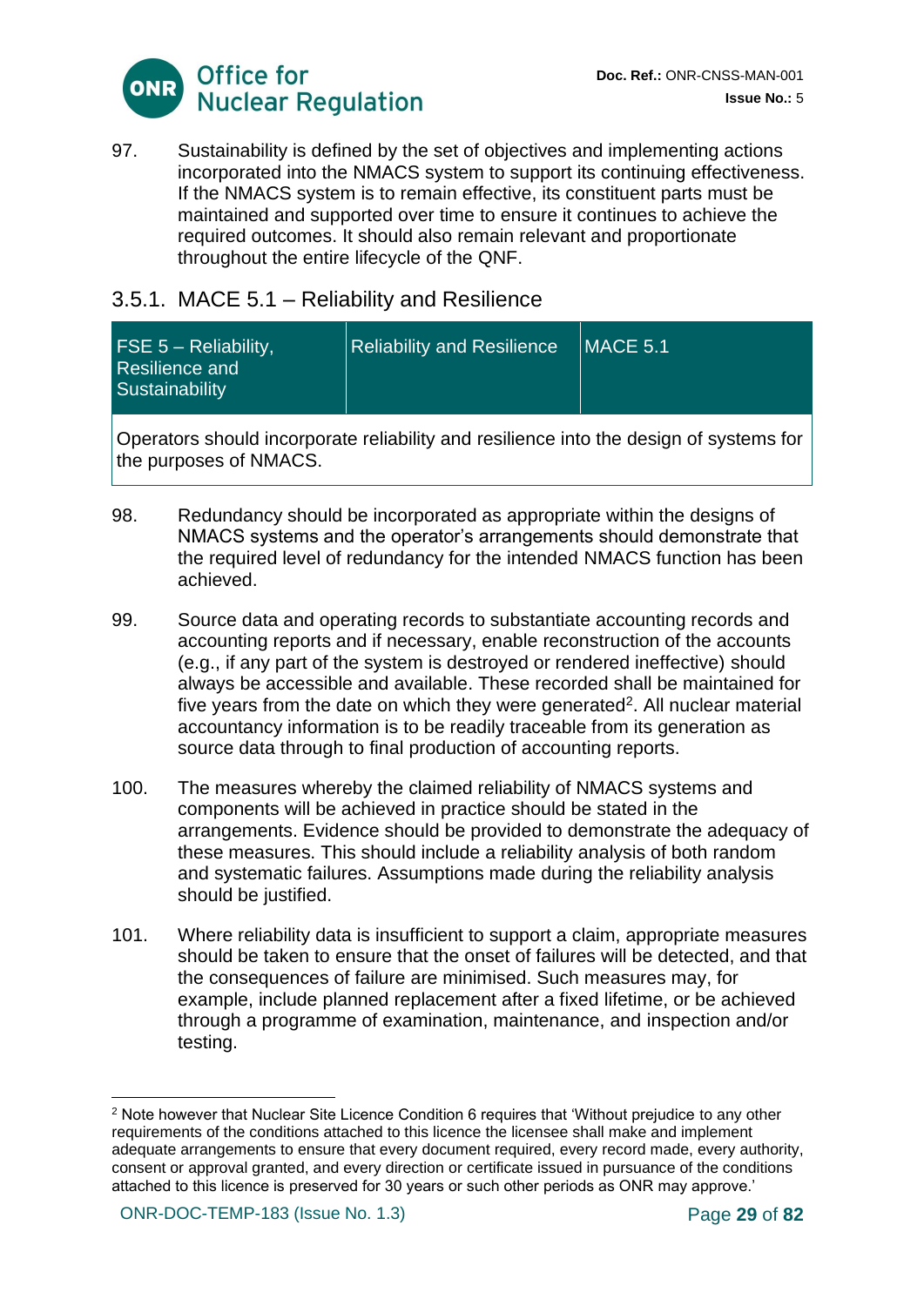97. Sustainability is defined by the set of objectives and implementing actions incorporated into the NMACS system to support its continuing effectiveness. If the NMACS system is to remain effective, its constituent parts must be maintained and supported over time to ensure it continues to achieve the required outcomes. It should also remain relevant and proportionate throughout the entire lifecycle of the QNF.

### 3.5.1. MACE 5.1 – Reliability and Resilience

| FSE 5 – Reliability, Resilience and Sustainability | Reliability and Resilience | MACE 5.1 |
|---|---|---|
| Operators should incorporate reliability and resilience into the design of systems for the purposes of NMACS. | | |

98. Redundancy should be incorporated as appropriate within the designs of NMACS systems and the operator's arrangements should demonstrate that the required level of redundancy for the intended NMACS function has been achieved.

99. Source data and operating records to substantiate accounting records and accounting reports and if necessary, enable reconstruction of the accounts (e.g., if any part of the system is destroyed or rendered ineffective) should always be accessible and available. These recorded shall be maintained for five years from the date on which they were generated[2]. All nuclear material accountancy information is to be readily traceable from its generation as source data through to final production of accounting reports.

100. The measures whereby the claimed reliability of NMACS systems and components will be achieved in practice should be stated in the arrangements. Evidence should be provided to demonstrate the adequacy of these measures. This should include a reliability analysis of both random and systematic failures. Assumptions made during the reliability analysis should be justified.

101. Where reliability data is insufficient to support a claim, appropriate measures should be taken to ensure that the onset of failures will be detected, and that the consequences of failure are minimised. Such measures may, for example, include planned replacement after a fixed lifetime, or be achieved through a programme of examination, maintenance, and inspection and/or testing.

---

[2] Note however that Nuclear Site Licence Condition 6 requires that 'Without prejudice to any other requirements of the conditions attached to this licence the licensee shall make and implement adequate arrangements to ensure that every document required, every record made, every authority, consent or approval granted, and every direction or certificate issued in pursuance of the conditions attached to this licence is preserved for 30 years or such other periods as ONR may approve.'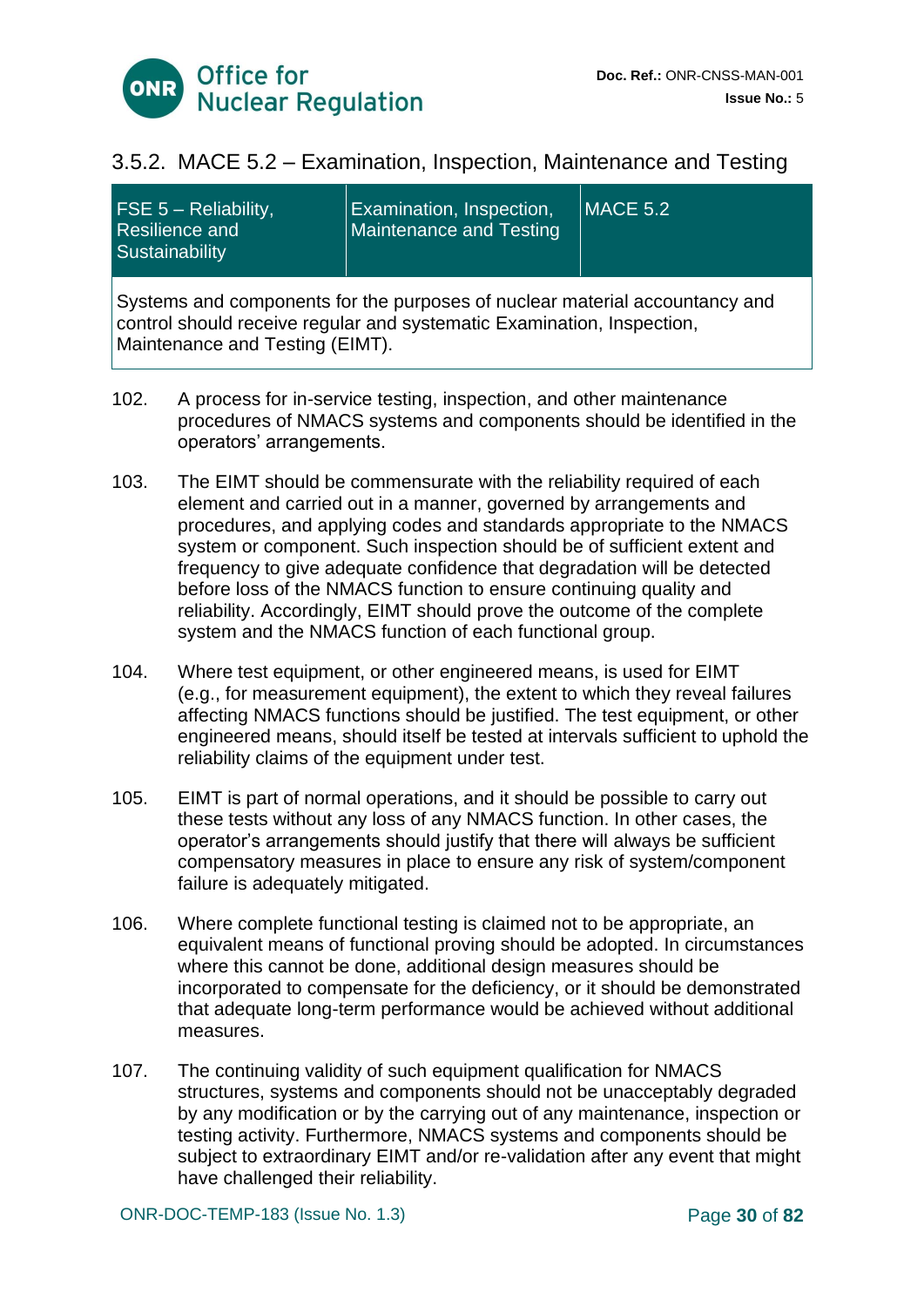### 3.5.2. MACE 5.2 – Examination, Inspection, Maintenance and Testing

| FSE 5 – Reliability, Resilience and Sustainability | Examination, Inspection, Maintenance and Testing | MACE 5.2 |
|---|---|---|
| Systems and components for the purposes of nuclear material accountancy and control should receive regular and systematic Examination, Inspection, Maintenance and Testing (EIMT). | | |

102. A process for in-service testing, inspection, and other maintenance procedures of NMACS systems and components should be identified in the operators' arrangements.

103. The EIMT should be commensurate with the reliability required of each element and carried out in a manner, governed by arrangements and procedures, and applying codes and standards appropriate to the NMACS system or component. Such inspection should be of sufficient extent and frequency to give adequate confidence that degradation will be detected before loss of the NMACS function to ensure continuing quality and reliability. Accordingly, EIMT should prove the outcome of the complete system and the NMACS function of each functional group.

104. Where test equipment, or other engineered means, is used for EIMT (e.g., for measurement equipment), the extent to which they reveal failures affecting NMACS functions should be justified. The test equipment, or other engineered means, should itself be tested at intervals sufficient to uphold the reliability claims of the equipment under test.

105. EIMT is part of normal operations, and it should be possible to carry out these tests without any loss of any NMACS function. In other cases, the operator's arrangements should justify that there will always be sufficient compensatory measures in place to ensure any risk of system/component failure is adequately mitigated.

106. Where complete functional testing is claimed not to be appropriate, an equivalent means of functional proving should be adopted. In circumstances where this cannot be done, additional design measures should be incorporated to compensate for the deficiency, or it should be demonstrated that adequate long-term performance would be achieved without additional measures.

107. The continuing validity of such equipment qualification for NMACS structures, systems and components should not be unacceptably degraded by any modification or by the carrying out of any maintenance, inspection or testing activity. Furthermore, NMACS systems and components should be subject to extraordinary EIMT and/or re-validation after any event that might have challenged their reliability.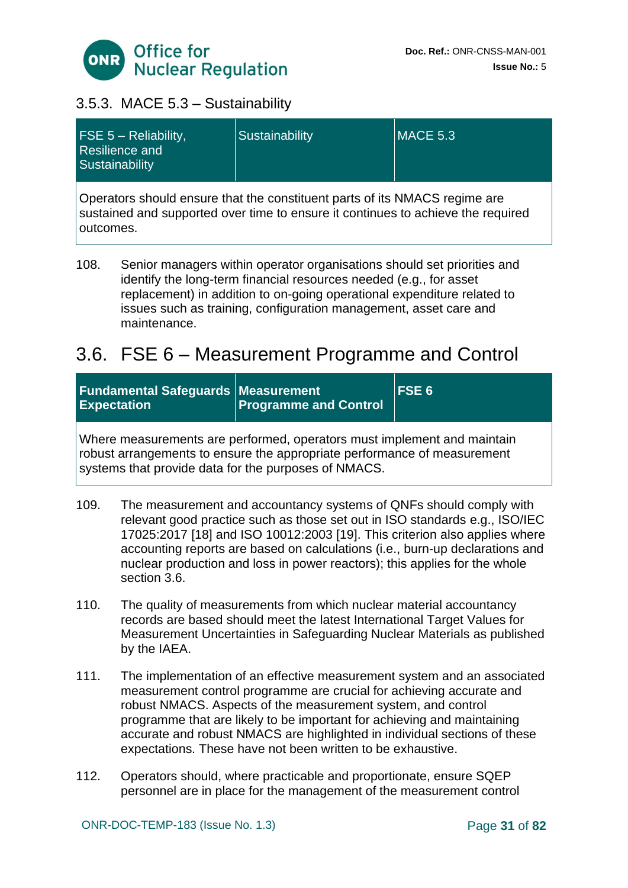### 3.5.3. MACE 5.3 – Sustainability

| FSE 5 – Reliability, Resilience and Sustainability | Sustainability | MACE 5.3 |
|---|---|---|
| Operators should ensure that the constituent parts of its NMACS regime are sustained and supported over time to ensure it continues to achieve the required outcomes. | | |

108. Senior managers within operator organisations should set priorities and identify the long-term financial resources needed (e.g., for asset replacement) in addition to on-going operational expenditure related to issues such as training, configuration management, asset care and maintenance.

## 3.6. FSE 6 – Measurement Programme and Control

| **Fundamental Safeguards Expectation** | **Measurement Programme and Control** | **FSE 6** |
|---|---|---|
| Where measurements are performed, operators must implement and maintain robust arrangements to ensure the appropriate performance of measurement systems that provide data for the purposes of NMACS. | | |

109. The measurement and accountancy systems of QNFs should comply with relevant good practice such as those set out in ISO standards e.g., ISO/IEC 17025:2017 [18] and ISO 10012:2003 [19]. This criterion also applies where accounting reports are based on calculations (i.e., burn-up declarations and nuclear production and loss in power reactors); this applies for the whole section 3.6.

110. The quality of measurements from which nuclear material accountancy records are based should meet the latest International Target Values for Measurement Uncertainties in Safeguarding Nuclear Materials as published by the IAEA.

111. The implementation of an effective measurement system and an associated measurement control programme are crucial for achieving accurate and robust NMACS. Aspects of the measurement system, and control programme that are likely to be important for achieving and maintaining accurate and robust NMACS are highlighted in individual sections of these expectations. These have not been written to be exhaustive.

112. Operators should, where practicable and proportionate, ensure SQEP personnel are in place for the management of the measurement control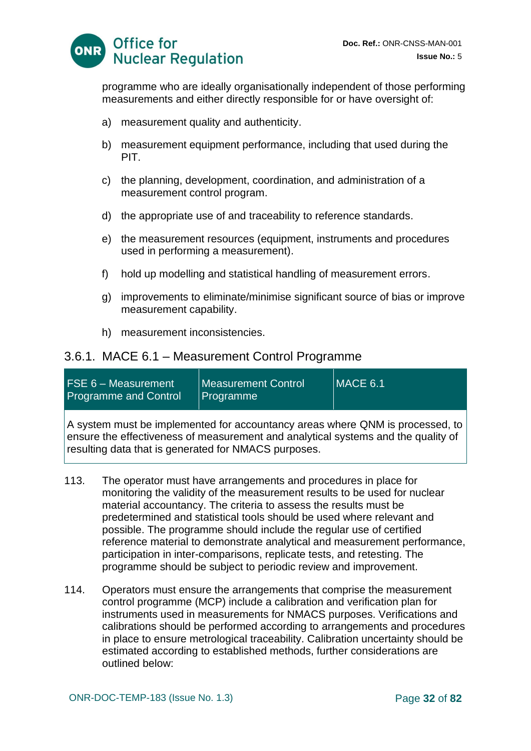programme who are ideally organisationally independent of those performing measurements and either directly responsible for or have oversight of:

a) measurement quality and authenticity.

b) measurement equipment performance, including that used during the PIT.

c) the planning, development, coordination, and administration of a measurement control program.

d) the appropriate use of and traceability to reference standards.

e) the measurement resources (equipment, instruments and procedures used in performing a measurement).

f) hold up modelling and statistical handling of measurement errors.

g) improvements to eliminate/minimise significant source of bias or improve measurement capability.

h) measurement inconsistencies.

### 3.6.1. MACE 6.1 – Measurement Control Programme

| FSE 6 – Measurement Programme and Control | Measurement Control Programme | MACE 6.1 |
|---|---|---|
| A system must be implemented for accountancy areas where QNM is processed, to ensure the effectiveness of measurement and analytical systems and the quality of resulting data that is generated for NMACS purposes. | | |

113. The operator must have arrangements and procedures in place for monitoring the validity of the measurement results to be used for nuclear material accountancy. The criteria to assess the results must be predetermined and statistical tools should be used where relevant and possible. The programme should include the regular use of certified reference material to demonstrate analytical and measurement performance, participation in inter-comparisons, replicate tests, and retesting. The programme should be subject to periodic review and improvement.

114. Operators must ensure the arrangements that comprise the measurement control programme (MCP) include a calibration and verification plan for instruments used in measurements for NMACS purposes. Verifications and calibrations should be performed according to arrangements and procedures in place to ensure metrological traceability. Calibration uncertainty should be estimated according to established methods, further considerations are outlined below: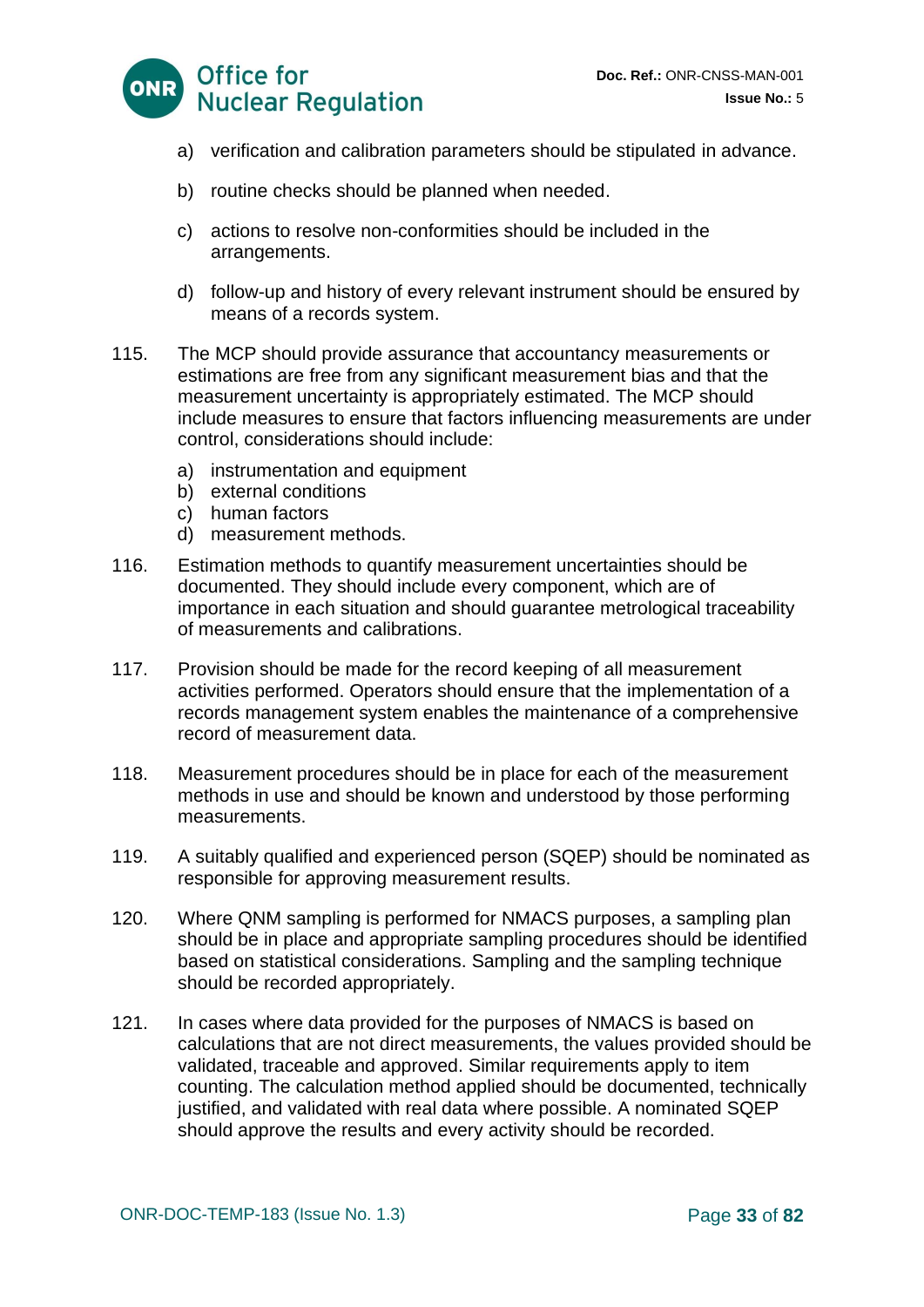a) verification and calibration parameters should be stipulated in advance.

b) routine checks should be planned when needed.

c) actions to resolve non-conformities should be included in the arrangements.

d) follow-up and history of every relevant instrument should be ensured by means of a records system.

115. The MCP should provide assurance that accountancy measurements or estimations are free from any significant measurement bias and that the measurement uncertainty is appropriately estimated. The MCP should include measures to ensure that factors influencing measurements are under control, considerations should include:

a) instrumentation and equipment
b) external conditions
c) human factors
d) measurement methods.

116. Estimation methods to quantify measurement uncertainties should be documented. They should include every component, which are of importance in each situation and should guarantee metrological traceability of measurements and calibrations.

117. Provision should be made for the record keeping of all measurement activities performed. Operators should ensure that the implementation of a records management system enables the maintenance of a comprehensive record of measurement data.

118. Measurement procedures should be in place for each of the measurement methods in use and should be known and understood by those performing measurements.

119. A suitably qualified and experienced person (SQEP) should be nominated as responsible for approving measurement results.

120. Where QNM sampling is performed for NMACS purposes, a sampling plan should be in place and appropriate sampling procedures should be identified based on statistical considerations. Sampling and the sampling technique should be recorded appropriately.

121. In cases where data provided for the purposes of NMACS is based on calculations that are not direct measurements, the values provided should be validated, traceable and approved. Similar requirements apply to item counting. The calculation method applied should be documented, technically justified, and validated with real data where possible. A nominated SQEP should approve the results and every activity should be recorded.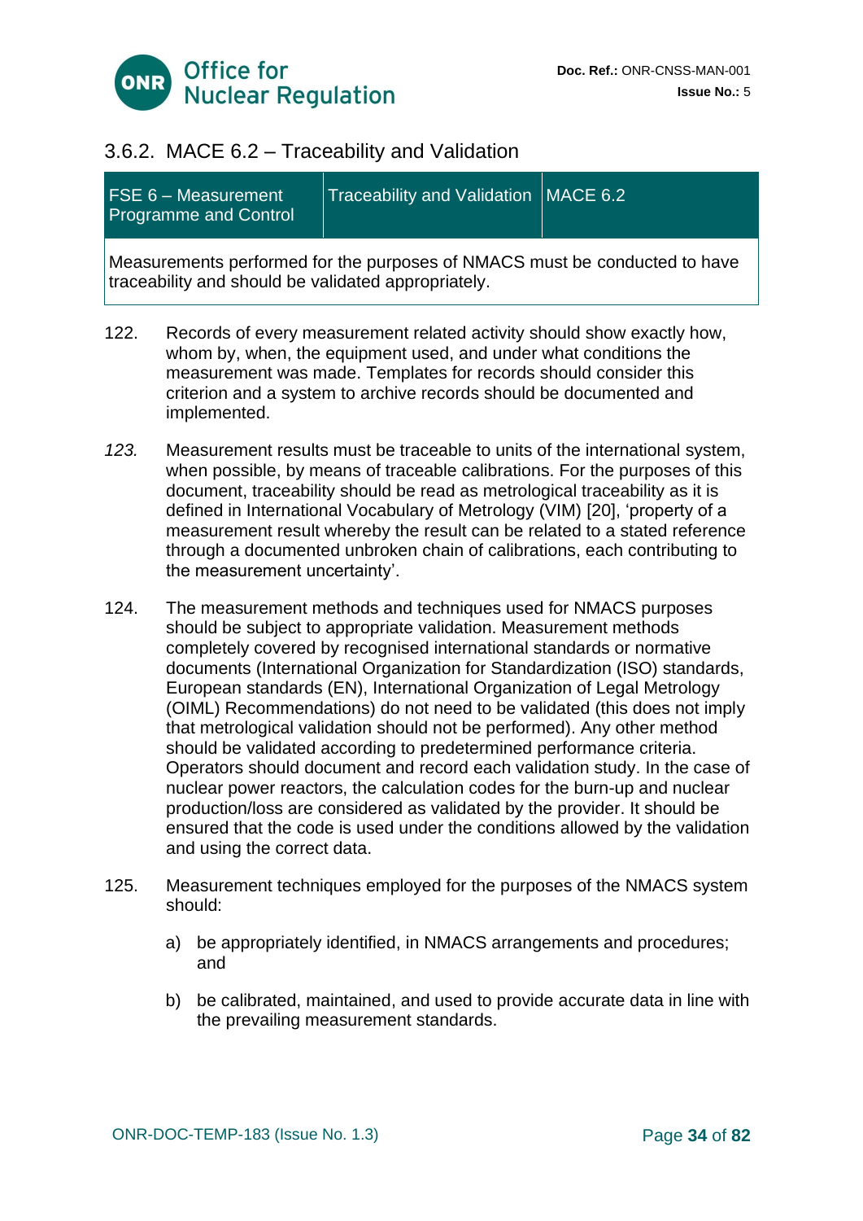### 3.6.2. MACE 6.2 – Traceability and Validation

| FSE 6 – Measurement Programme and Control | Traceability and Validation | MACE 6.2 |
|---|---|---|
| Measurements performed for the purposes of NMACS must be conducted to have traceability and should be validated appropriately. | | |

122. Records of every measurement related activity should show exactly how, whom by, when, the equipment used, and under what conditions the measurement was made. Templates for records should consider this criterion and a system to archive records should be documented and implemented.

*123.* Measurement results must be traceable to units of the international system, when possible, by means of traceable calibrations. For the purposes of this document, traceability should be read as metrological traceability as it is defined in International Vocabulary of Metrology (VIM) [20], 'property of a measurement result whereby the result can be related to a stated reference through a documented unbroken chain of calibrations, each contributing to the measurement uncertainty'.

124. The measurement methods and techniques used for NMACS purposes should be subject to appropriate validation. Measurement methods completely covered by recognised international standards or normative documents (International Organization for Standardization (ISO) standards, European standards (EN), International Organization of Legal Metrology (OIML) Recommendations) do not need to be validated (this does not imply that metrological validation should not be performed). Any other method should be validated according to predetermined performance criteria. Operators should document and record each validation study. In the case of nuclear power reactors, the calculation codes for the burn-up and nuclear production/loss are considered as validated by the provider. It should be ensured that the code is used under the conditions allowed by the validation and using the correct data.

125. Measurement techniques employed for the purposes of the NMACS system should:

   a) be appropriately identified, in NMACS arrangements and procedures; and

   b) be calibrated, maintained, and used to provide accurate data in line with the prevailing measurement standards.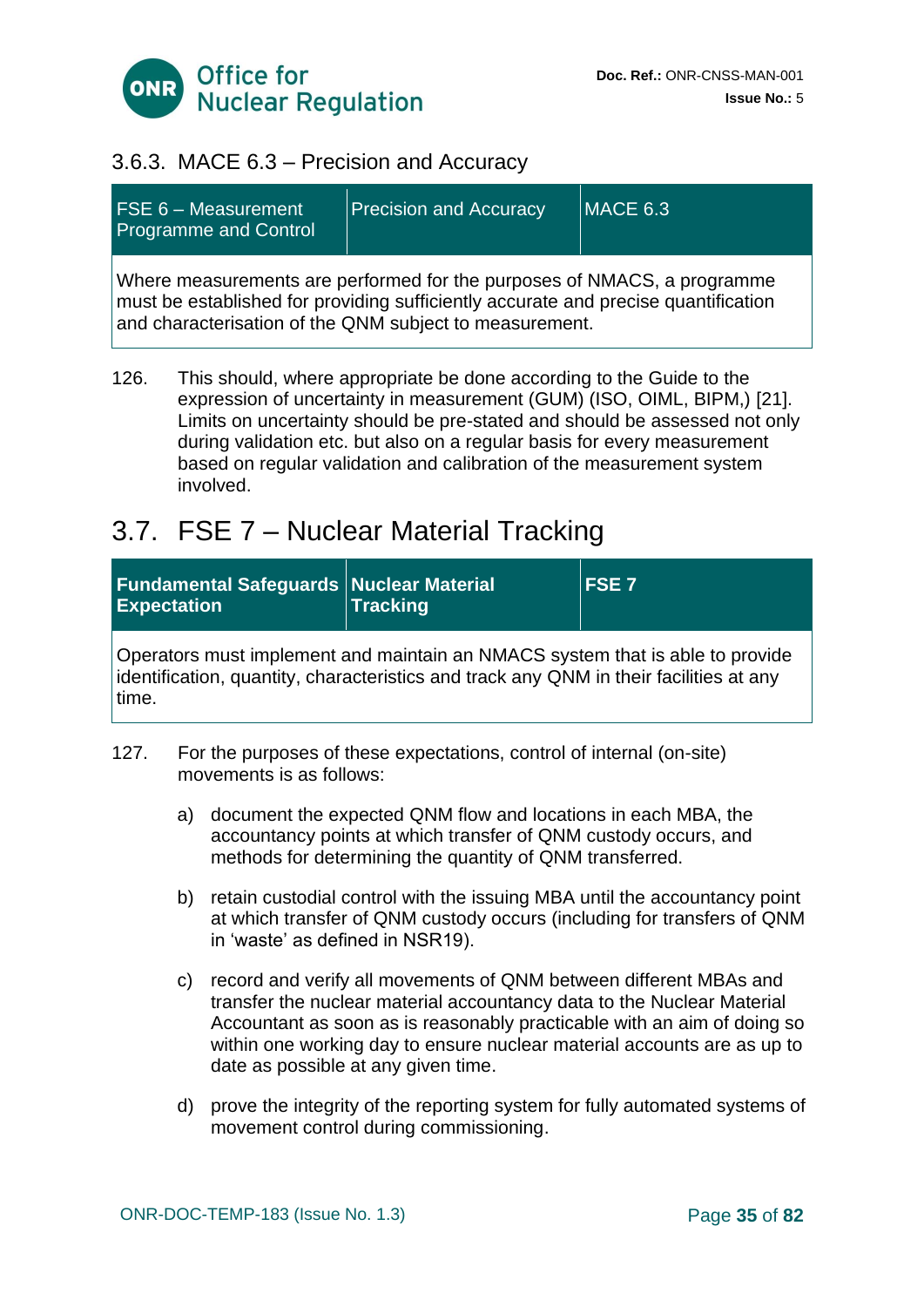### 3.6.3. MACE 6.3 – Precision and Accuracy

| FSE 6 – Measurement Programme and Control | Precision and Accuracy | MACE 6.3 |
|---|---|---|
| Where measurements are performed for the purposes of NMACS, a programme must be established for providing sufficiently accurate and precise quantification and characterisation of the QNM subject to measurement. | | |

126. This should, where appropriate be done according to the Guide to the expression of uncertainty in measurement (GUM) (ISO, OIML, BIPM,) [21]. Limits on uncertainty should be pre-stated and should be assessed not only during validation etc. but also on a regular basis for every measurement based on regular validation and calibration of the measurement system involved.

## 3.7. FSE 7 – Nuclear Material Tracking

| **Fundamental Safeguards Expectation** | **Nuclear Material Tracking** | **FSE 7** |
|---|---|---|
| Operators must implement and maintain an NMACS system that is able to provide identification, quantity, characteristics and track any QNM in their facilities at any time. | | |

127. For the purposes of these expectations, control of internal (on-site) movements is as follows:

   a) document the expected QNM flow and locations in each MBA, the accountancy points at which transfer of QNM custody occurs, and methods for determining the quantity of QNM transferred.

   b) retain custodial control with the issuing MBA until the accountancy point at which transfer of QNM custody occurs (including for transfers of QNM in 'waste' as defined in NSR19).

   c) record and verify all movements of QNM between different MBAs and transfer the nuclear material accountancy data to the Nuclear Material Accountant as soon as is reasonably practicable with an aim of doing so within one working day to ensure nuclear material accounts are as up to date as possible at any given time.

   d) prove the integrity of the reporting system for fully automated systems of movement control during commissioning.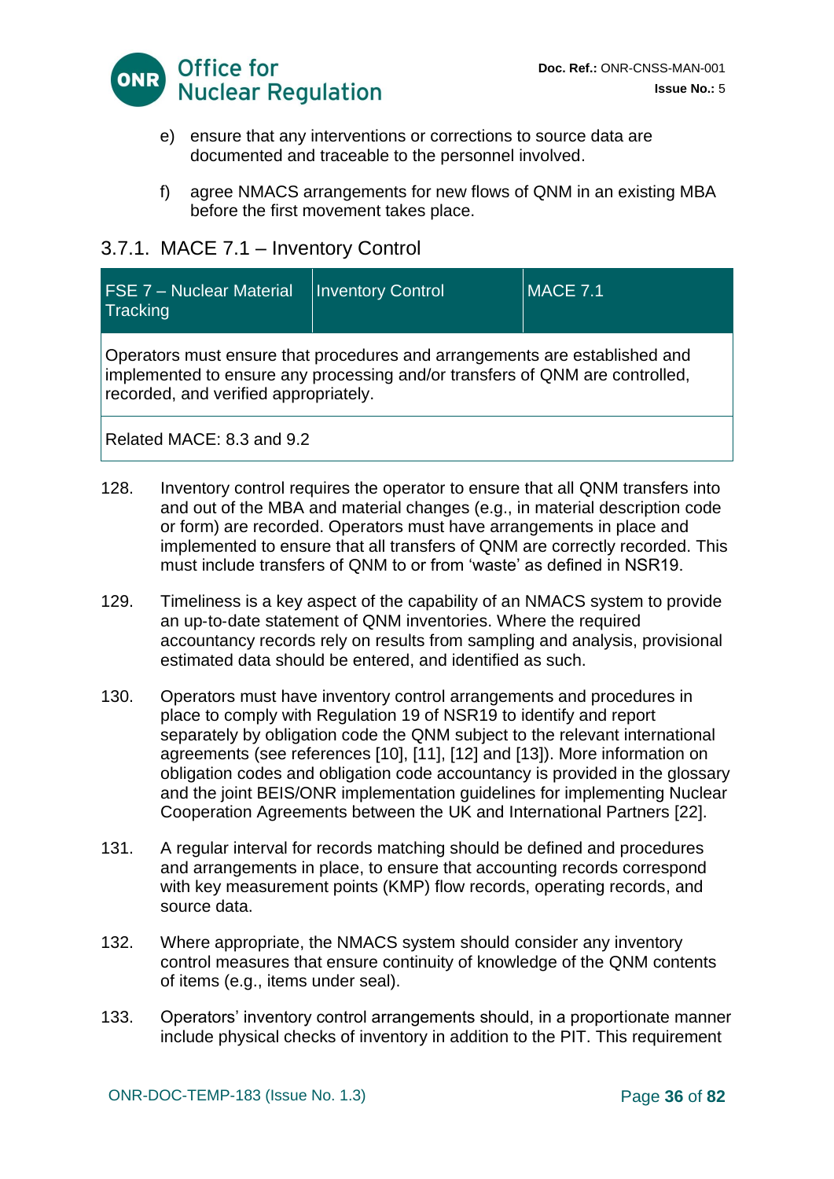e) ensure that any interventions or corrections to source data are documented and traceable to the personnel involved.

f) agree NMACS arrangements for new flows of QNM in an existing MBA before the first movement takes place.

### 3.7.1. MACE 7.1 – Inventory Control

| FSE 7 – Nuclear Material Tracking | Inventory Control | MACE 7.1 |
|---|---|---|
| Operators must ensure that procedures and arrangements are established and implemented to ensure any processing and/or transfers of QNM are controlled, recorded, and verified appropriately. | | |
| Related MACE: 8.3 and 9.2 | | |

128. Inventory control requires the operator to ensure that all QNM transfers into and out of the MBA and material changes (e.g., in material description code or form) are recorded. Operators must have arrangements in place and implemented to ensure that all transfers of QNM are correctly recorded. This must include transfers of QNM to or from 'waste' as defined in NSR19.

129. Timeliness is a key aspect of the capability of an NMACS system to provide an up-to-date statement of QNM inventories. Where the required accountancy records rely on results from sampling and analysis, provisional estimated data should be entered, and identified as such.

130. Operators must have inventory control arrangements and procedures in place to comply with Regulation 19 of NSR19 to identify and report separately by obligation code the QNM subject to the relevant international agreements (see references [10], [11], [12] and [13]). More information on obligation codes and obligation code accountancy is provided in the glossary and the joint BEIS/ONR implementation guidelines for implementing Nuclear Cooperation Agreements between the UK and International Partners [22].

131. A regular interval for records matching should be defined and procedures and arrangements in place, to ensure that accounting records correspond with key measurement points (KMP) flow records, operating records, and source data.

132. Where appropriate, the NMACS system should consider any inventory control measures that ensure continuity of knowledge of the QNM contents of items (e.g., items under seal).

133. Operators' inventory control arrangements should, in a proportionate manner include physical checks of inventory in addition to the PIT. This requirement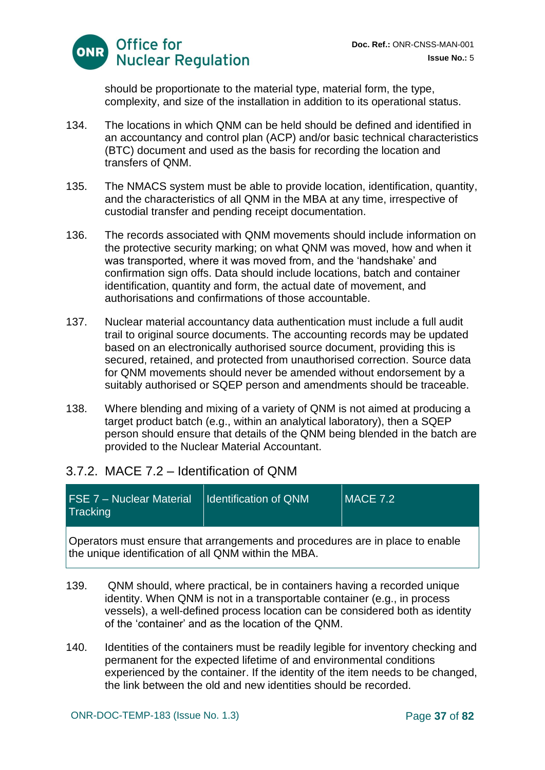should be proportionate to the material type, material form, the type, complexity, and size of the installation in addition to its operational status.

134. The locations in which QNM can be held should be defined and identified in an accountancy and control plan (ACP) and/or basic technical characteristics (BTC) document and used as the basis for recording the location and transfers of QNM.

135. The NMACS system must be able to provide location, identification, quantity, and the characteristics of all QNM in the MBA at any time, irrespective of custodial transfer and pending receipt documentation.

136. The records associated with QNM movements should include information on the protective security marking; on what QNM was moved, how and when it was transported, where it was moved from, and the 'handshake' and confirmation sign offs. Data should include locations, batch and container identification, quantity and form, the actual date of movement, and authorisations and confirmations of those accountable.

137. Nuclear material accountancy data authentication must include a full audit trail to original source documents. The accounting records may be updated based on an electronically authorised source document, providing this is secured, retained, and protected from unauthorised correction. Source data for QNM movements should never be amended without endorsement by a suitably authorised or SQEP person and amendments should be traceable.

138. Where blending and mixing of a variety of QNM is not aimed at producing a target product batch (e.g., within an analytical laboratory), then a SQEP person should ensure that details of the QNM being blended in the batch are provided to the Nuclear Material Accountant.

### 3.7.2. MACE 7.2 – Identification of QNM

| FSE 7 – Nuclear Material Tracking | Identification of QNM | MACE 7.2 |
|---|---|---|
| Operators must ensure that arrangements and procedures are in place to enable the unique identification of all QNM within the MBA. | | |

139. QNM should, where practical, be in containers having a recorded unique identity. When QNM is not in a transportable container (e.g., in process vessels), a well-defined process location can be considered both as identity of the 'container' and as the location of the QNM.

140. Identities of the containers must be readily legible for inventory checking and permanent for the expected lifetime of and environmental conditions experienced by the container. If the identity of the item needs to be changed, the link between the old and new identities should be recorded.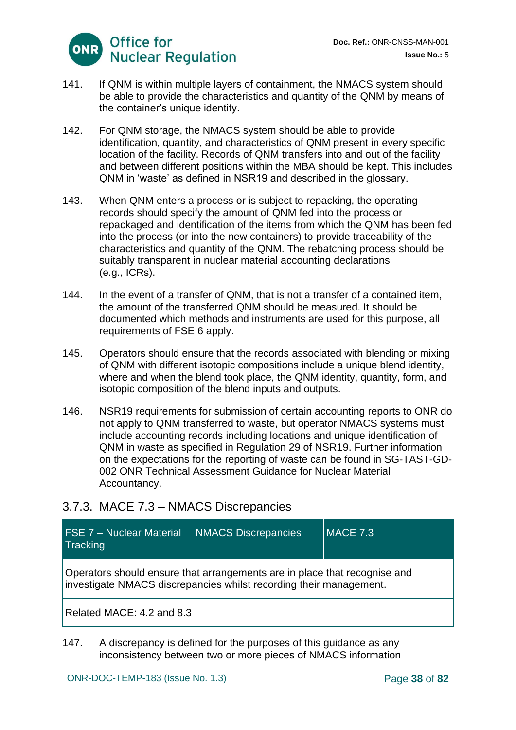141. If QNM is within multiple layers of containment, the NMACS system should be able to provide the characteristics and quantity of the QNM by means of the container's unique identity.

142. For QNM storage, the NMACS system should be able to provide identification, quantity, and characteristics of QNM present in every specific location of the facility. Records of QNM transfers into and out of the facility and between different positions within the MBA should be kept. This includes QNM in 'waste' as defined in NSR19 and described in the glossary.

143. When QNM enters a process or is subject to repacking, the operating records should specify the amount of QNM fed into the process or repackaged and identification of the items from which the QNM has been fed into the process (or into the new containers) to provide traceability of the characteristics and quantity of the QNM. The rebatching process should be suitably transparent in nuclear material accounting declarations (e.g., ICRs).

144. In the event of a transfer of QNM, that is not a transfer of a contained item, the amount of the transferred QNM should be measured. It should be documented which methods and instruments are used for this purpose, all requirements of FSE 6 apply.

145. Operators should ensure that the records associated with blending or mixing of QNM with different isotopic compositions include a unique blend identity, where and when the blend took place, the QNM identity, quantity, form, and isotopic composition of the blend inputs and outputs.

146. NSR19 requirements for submission of certain accounting reports to ONR do not apply to QNM transferred to waste, but operator NMACS systems must include accounting records including locations and unique identification of QNM in waste as specified in Regulation 29 of NSR19. Further information on the expectations for the reporting of waste can be found in SG-TAST-GD-002 ONR Technical Assessment Guidance for Nuclear Material Accountancy.

### 3.7.3. MACE 7.3 – NMACS Discrepancies

| FSE 7 – Nuclear Material Tracking | NMACS Discrepancies | MACE 7.3 |
|---|---|---|
| Operators should ensure that arrangements are in place that recognise and investigate NMACS discrepancies whilst recording their management. | | |
| Related MACE: 4.2 and 8.3 | | |

147. A discrepancy is defined for the purposes of this guidance as any inconsistency between two or more pieces of NMACS information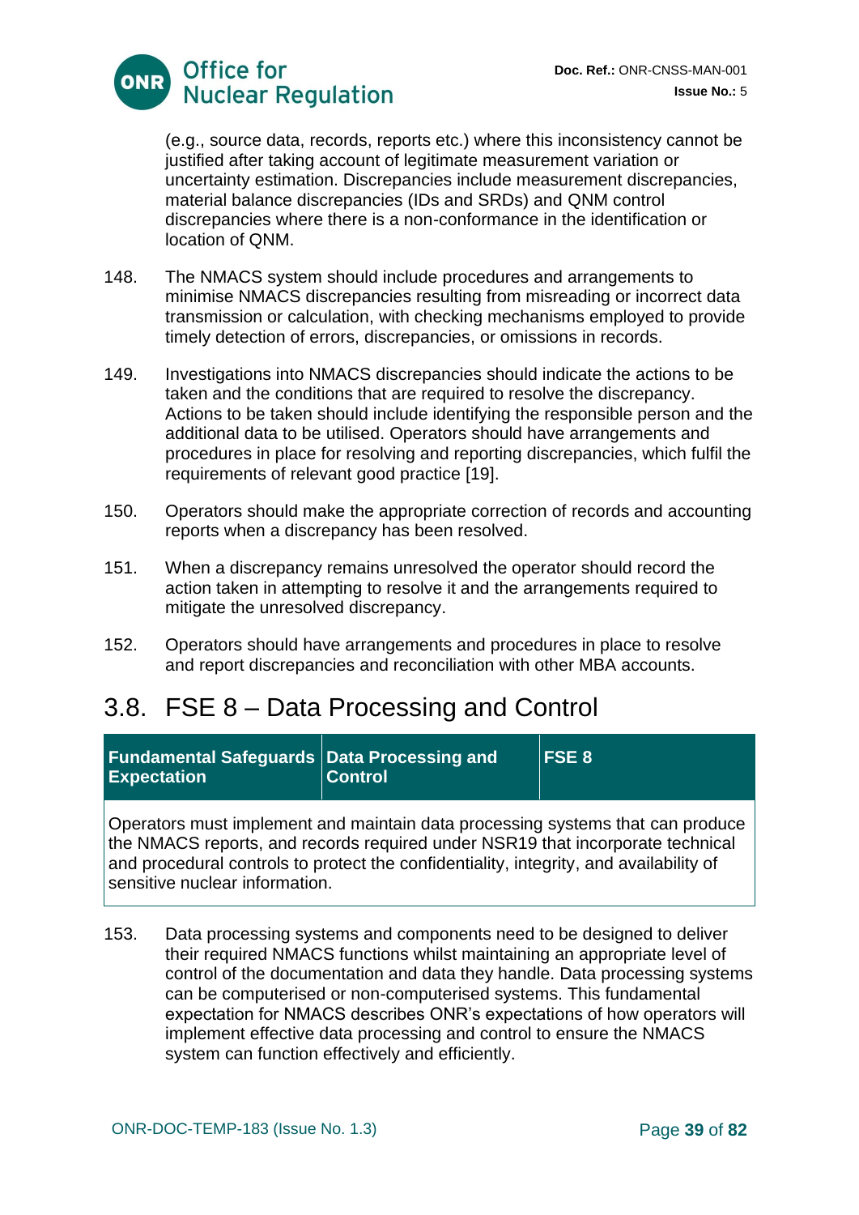(e.g., source data, records, reports etc.) where this inconsistency cannot be justified after taking account of legitimate measurement variation or uncertainty estimation. Discrepancies include measurement discrepancies, material balance discrepancies (IDs and SRDs) and QNM control discrepancies where there is a non-conformance in the identification or location of QNM.

148. The NMACS system should include procedures and arrangements to minimise NMACS discrepancies resulting from misreading or incorrect data transmission or calculation, with checking mechanisms employed to provide timely detection of errors, discrepancies, or omissions in records.

149. Investigations into NMACS discrepancies should indicate the actions to be taken and the conditions that are required to resolve the discrepancy. Actions to be taken should include identifying the responsible person and the additional data to be utilised. Operators should have arrangements and procedures in place for resolving and reporting discrepancies, which fulfil the requirements of relevant good practice [19].

150. Operators should make the appropriate correction of records and accounting reports when a discrepancy has been resolved.

151. When a discrepancy remains unresolved the operator should record the action taken in attempting to resolve it and the arrangements required to mitigate the unresolved discrepancy.

152. Operators should have arrangements and procedures in place to resolve and report discrepancies and reconciliation with other MBA accounts.

## 3.8. FSE 8 – Data Processing and Control

| Fundamental Safeguards Expectation | Data Processing and Control | FSE 8 |
|---|---|---|
| Operators must implement and maintain data processing systems that can produce the NMACS reports, and records required under NSR19 that incorporate technical and procedural controls to protect the confidentiality, integrity, and availability of sensitive nuclear information. | | |

153. Data processing systems and components need to be designed to deliver their required NMACS functions whilst maintaining an appropriate level of control of the documentation and data they handle. Data processing systems can be computerised or non-computerised systems. This fundamental expectation for NMACS describes ONR's expectations of how operators will implement effective data processing and control to ensure the NMACS system can function effectively and efficiently.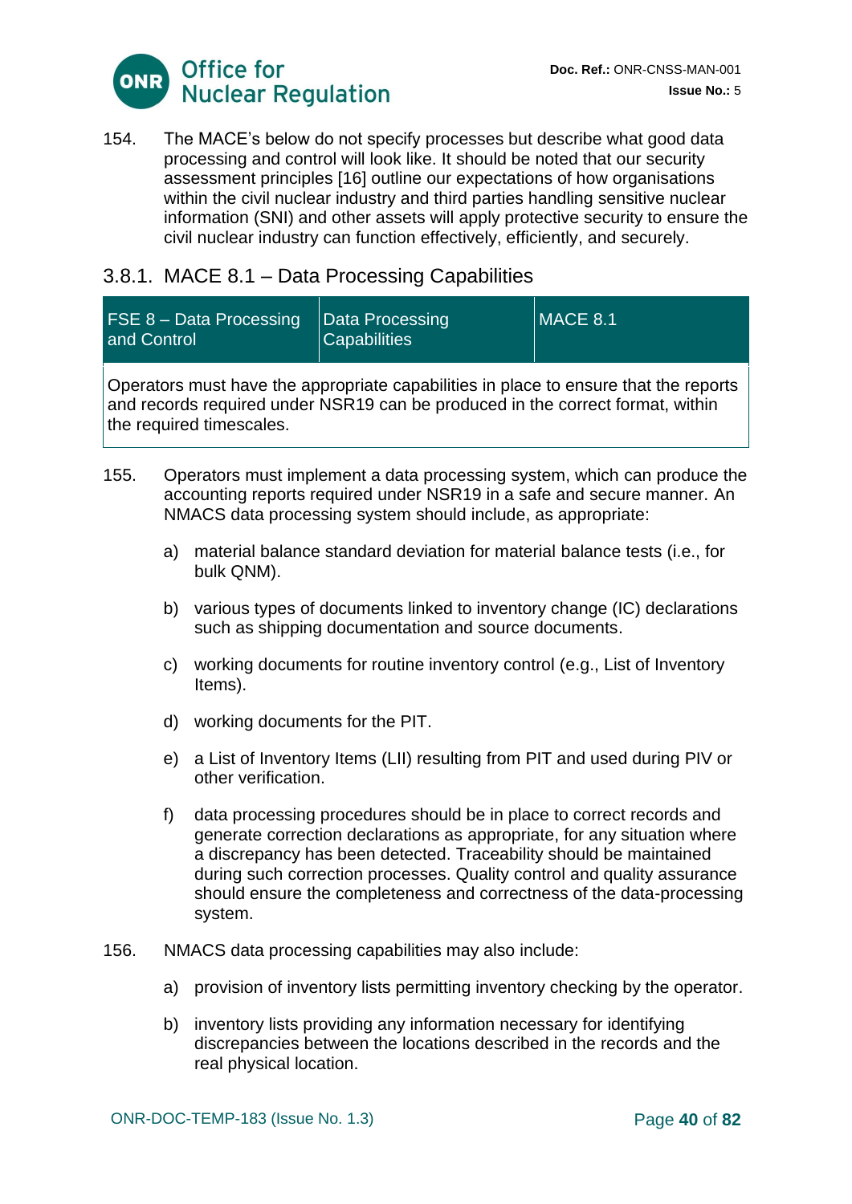154. The MACE's below do not specify processes but describe what good data processing and control will look like. It should be noted that our security assessment principles [16] outline our expectations of how organisations within the civil nuclear industry and third parties handling sensitive nuclear information (SNI) and other assets will apply protective security to ensure the civil nuclear industry can function effectively, efficiently, and securely.

### 3.8.1. MACE 8.1 – Data Processing Capabilities

| FSE 8 – Data Processing and Control | Data Processing Capabilities | MACE 8.1 |
|---|---|---|
| Operators must have the appropriate capabilities in place to ensure that the reports and records required under NSR19 can be produced in the correct format, within the required timescales. | | |

155. Operators must implement a data processing system, which can produce the accounting reports required under NSR19 in a safe and secure manner. An NMACS data processing system should include, as appropriate:

   a) material balance standard deviation for material balance tests (i.e., for bulk QNM).

   b) various types of documents linked to inventory change (IC) declarations such as shipping documentation and source documents.

   c) working documents for routine inventory control (e.g., List of Inventory Items).

   d) working documents for the PIT.

   e) a List of Inventory Items (LII) resulting from PIT and used during PIV or other verification.

   f) data processing procedures should be in place to correct records and generate correction declarations as appropriate, for any situation where a discrepancy has been detected. Traceability should be maintained during such correction processes. Quality control and quality assurance should ensure the completeness and correctness of the data-processing system.

156. NMACS data processing capabilities may also include:

   a) provision of inventory lists permitting inventory checking by the operator.

   b) inventory lists providing any information necessary for identifying discrepancies between the locations described in the records and the real physical location.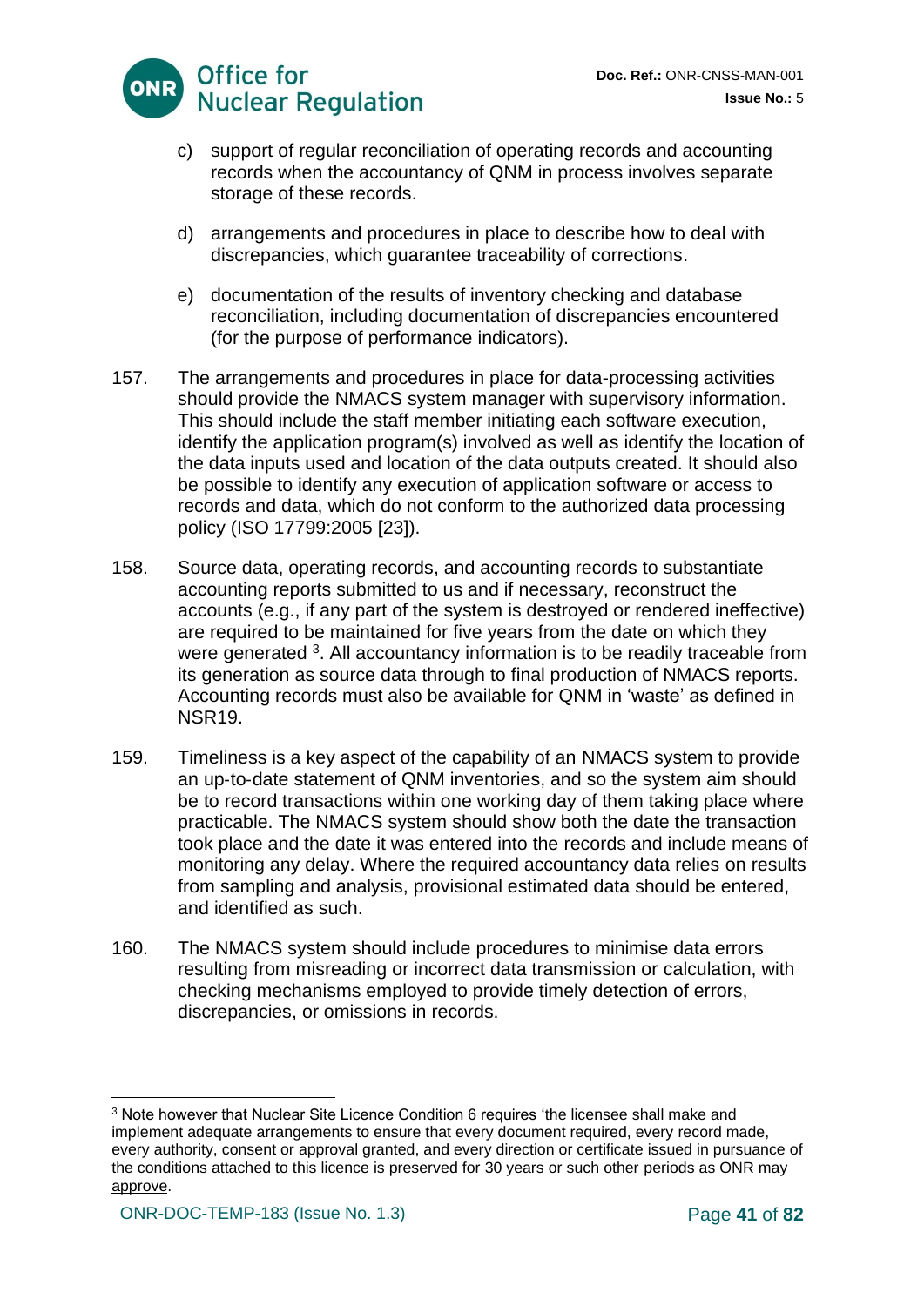c) support of regular reconciliation of operating records and accounting records when the accountancy of QNM in process involves separate storage of these records.

d) arrangements and procedures in place to describe how to deal with discrepancies, which guarantee traceability of corrections.

e) documentation of the results of inventory checking and database reconciliation, including documentation of discrepancies encountered (for the purpose of performance indicators).

157. The arrangements and procedures in place for data-processing activities should provide the NMACS system manager with supervisory information. This should include the staff member initiating each software execution, identify the application program(s) involved as well as identify the location of the data inputs used and location of the data outputs created. It should also be possible to identify any execution of application software or access to records and data, which do not conform to the authorized data processing policy (ISO 17799:2005 [23]).

158. Source data, operating records, and accounting records to substantiate accounting reports submitted to us and if necessary, reconstruct the accounts (e.g., if any part of the system is destroyed or rendered ineffective) are required to be maintained for five years from the date on which they were generated [3]. All accountancy information is to be readily traceable from its generation as source data through to final production of NMACS reports. Accounting records must also be available for QNM in 'waste' as defined in NSR19.

159. Timeliness is a key aspect of the capability of an NMACS system to provide an up-to-date statement of QNM inventories, and so the system aim should be to record transactions within one working day of them taking place where practicable. The NMACS system should show both the date the transaction took place and the date it was entered into the records and include means of monitoring any delay. Where the required accountancy data relies on results from sampling and analysis, provisional estimated data should be entered, and identified as such.

160. The NMACS system should include procedures to minimise data errors resulting from misreading or incorrect data transmission or calculation, with checking mechanisms employed to provide timely detection of errors, discrepancies, or omissions in records.

---

[3] Note however that Nuclear Site Licence Condition 6 requires 'the licensee shall make and implement adequate arrangements to ensure that every document required, every record made, every authority, consent or approval granted, and every direction or certificate issued in pursuance of the conditions attached to this licence is preserved for 30 years or such other periods as ONR may approve.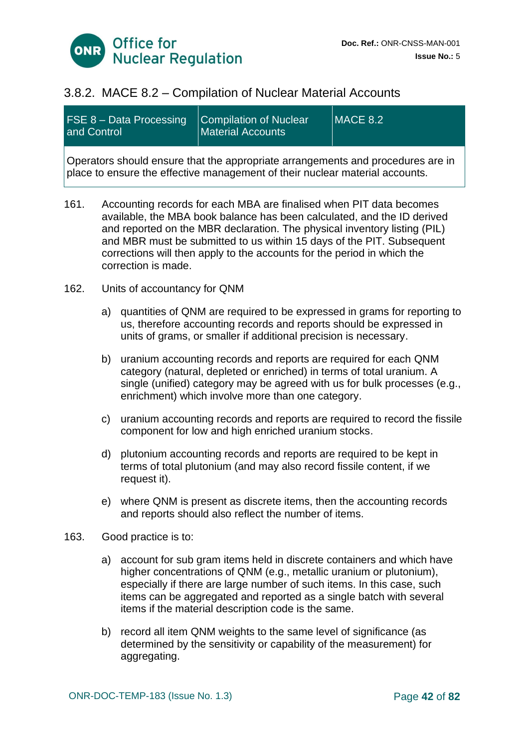### 3.8.2. MACE 8.2 – Compilation of Nuclear Material Accounts

| FSE 8 – Data Processing and Control | Compilation of Nuclear Material Accounts | MACE 8.2 |
|---|---|---|
| Operators should ensure that the appropriate arrangements and procedures are in place to ensure the effective management of their nuclear material accounts. | | |

161. Accounting records for each MBA are finalised when PIT data becomes available, the MBA book balance has been calculated, and the ID derived and reported on the MBR declaration. The physical inventory listing (PIL) and MBR must be submitted to us within 15 days of the PIT. Subsequent corrections will then apply to the accounts for the period in which the correction is made.

162. Units of accountancy for QNM

   a) quantities of QNM are required to be expressed in grams for reporting to us, therefore accounting records and reports should be expressed in units of grams, or smaller if additional precision is necessary.

   b) uranium accounting records and reports are required for each QNM category (natural, depleted or enriched) in terms of total uranium. A single (unified) category may be agreed with us for bulk processes (e.g., enrichment) which involve more than one category.

   c) uranium accounting records and reports are required to record the fissile component for low and high enriched uranium stocks.

   d) plutonium accounting records and reports are required to be kept in terms of total plutonium (and may also record fissile content, if we request it).

   e) where QNM is present as discrete items, then the accounting records and reports should also reflect the number of items.

163. Good practice is to:

   a) account for sub gram items held in discrete containers and which have higher concentrations of QNM (e.g., metallic uranium or plutonium), especially if there are large number of such items. In this case, such items can be aggregated and reported as a single batch with several items if the material description code is the same.

   b) record all item QNM weights to the same level of significance (as determined by the sensitivity or capability of the measurement) for aggregating.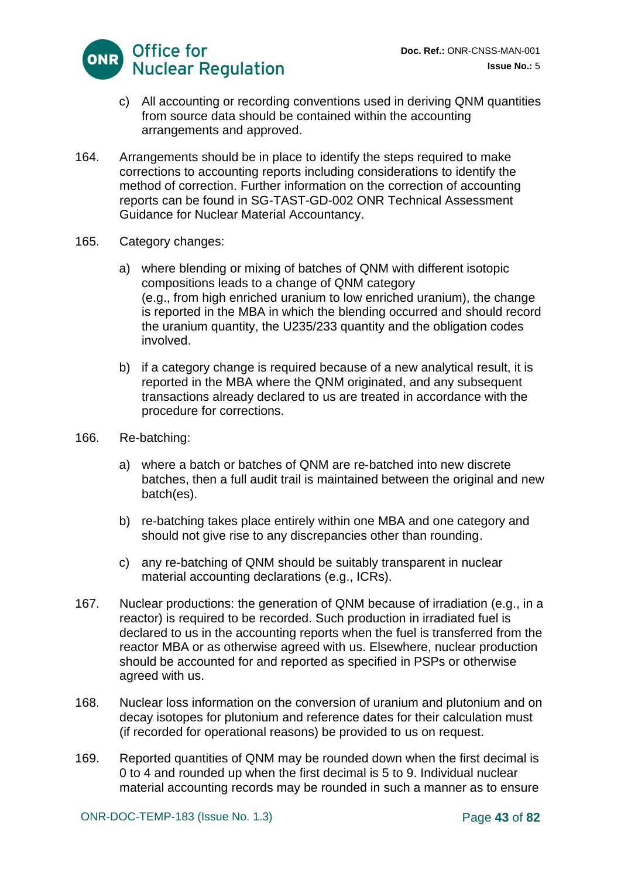c) All accounting or recording conventions used in deriving QNM quantities from source data should be contained within the accounting arrangements and approved.

164. Arrangements should be in place to identify the steps required to make corrections to accounting reports including considerations to identify the method of correction. Further information on the correction of accounting reports can be found in SG-TAST-GD-002 ONR Technical Assessment Guidance for Nuclear Material Accountancy.

165. Category changes:

   a) where blending or mixing of batches of QNM with different isotopic compositions leads to a change of QNM category (e.g., from high enriched uranium to low enriched uranium), the change is reported in the MBA in which the blending occurred and should record the uranium quantity, the U235/233 quantity and the obligation codes involved.

   b) if a category change is required because of a new analytical result, it is reported in the MBA where the QNM originated, and any subsequent transactions already declared to us are treated in accordance with the procedure for corrections.

166. Re-batching:

   a) where a batch or batches of QNM are re-batched into new discrete batches, then a full audit trail is maintained between the original and new batch(es).

   b) re-batching takes place entirely within one MBA and one category and should not give rise to any discrepancies other than rounding.

   c) any re-batching of QNM should be suitably transparent in nuclear material accounting declarations (e.g., ICRs).

167. Nuclear productions: the generation of QNM because of irradiation (e.g., in a reactor) is required to be recorded. Such production in irradiated fuel is declared to us in the accounting reports when the fuel is transferred from the reactor MBA or as otherwise agreed with us. Elsewhere, nuclear production should be accounted for and reported as specified in PSPs or otherwise agreed with us.

168. Nuclear loss information on the conversion of uranium and plutonium and on decay isotopes for plutonium and reference dates for their calculation must (if recorded for operational reasons) be provided to us on request.

169. Reported quantities of QNM may be rounded down when the first decimal is 0 to 4 and rounded up when the first decimal is 5 to 9. Individual nuclear material accounting records may be rounded in such a manner as to ensure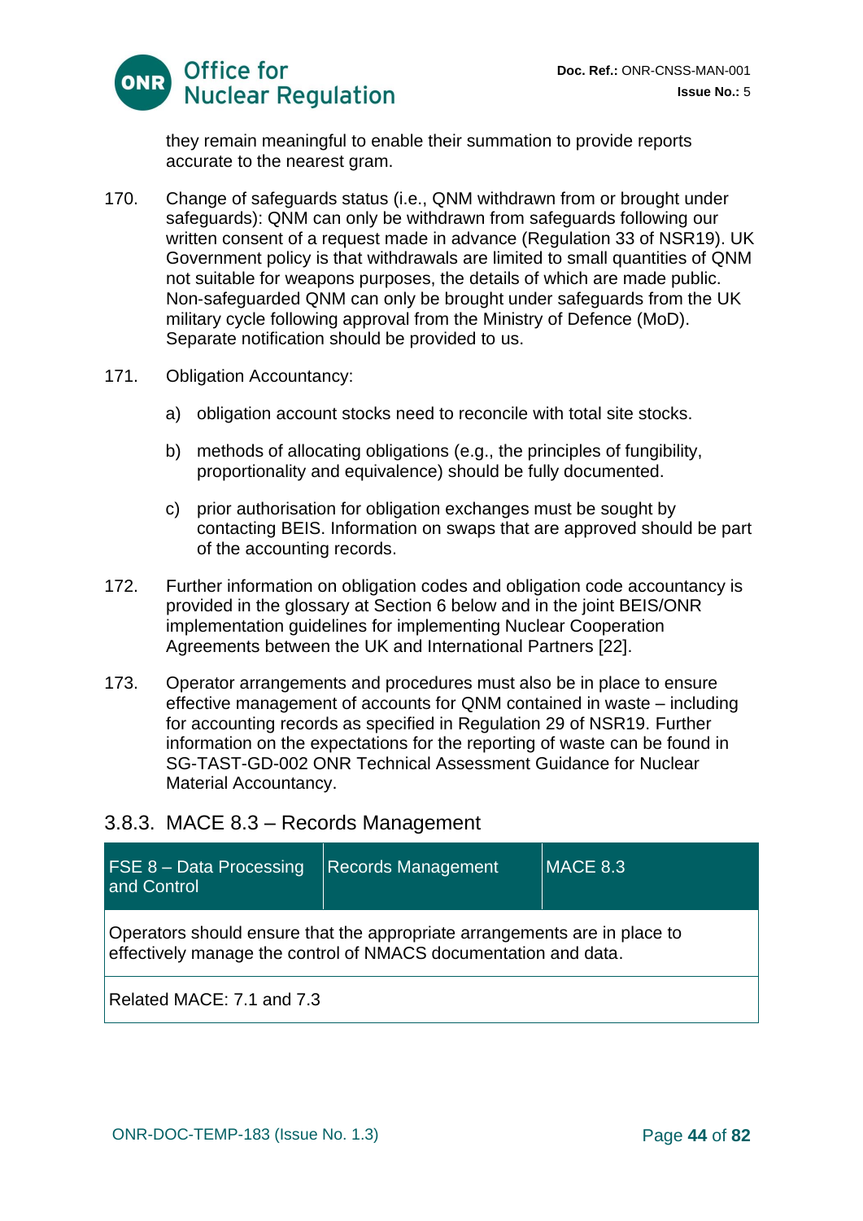they remain meaningful to enable their summation to provide reports accurate to the nearest gram.

170. Change of safeguards status (i.e., QNM withdrawn from or brought under safeguards): QNM can only be withdrawn from safeguards following our written consent of a request made in advance (Regulation 33 of NSR19). UK Government policy is that withdrawals are limited to small quantities of QNM not suitable for weapons purposes, the details of which are made public. Non-safeguarded QNM can only be brought under safeguards from the UK military cycle following approval from the Ministry of Defence (MoD). Separate notification should be provided to us.

171. Obligation Accountancy:

   a) obligation account stocks need to reconcile with total site stocks.

   b) methods of allocating obligations (e.g., the principles of fungibility, proportionality and equivalence) should be fully documented.

   c) prior authorisation for obligation exchanges must be sought by contacting BEIS. Information on swaps that are approved should be part of the accounting records.

172. Further information on obligation codes and obligation code accountancy is provided in the glossary at Section 6 below and in the joint BEIS/ONR implementation guidelines for implementing Nuclear Cooperation Agreements between the UK and International Partners [22].

173. Operator arrangements and procedures must also be in place to ensure effective management of accounts for QNM contained in waste – including for accounting records as specified in Regulation 29 of NSR19. Further information on the expectations for the reporting of waste can be found in SG-TAST-GD-002 ONR Technical Assessment Guidance for Nuclear Material Accountancy.

### 3.8.3. MACE 8.3 – Records Management

| FSE 8 – Data Processing and Control | Records Management | MACE 8.3 |
|---|---|---|
| Operators should ensure that the appropriate arrangements are in place to effectively manage the control of NMACS documentation and data. | | |
| Related MACE: 7.1 and 7.3 | | |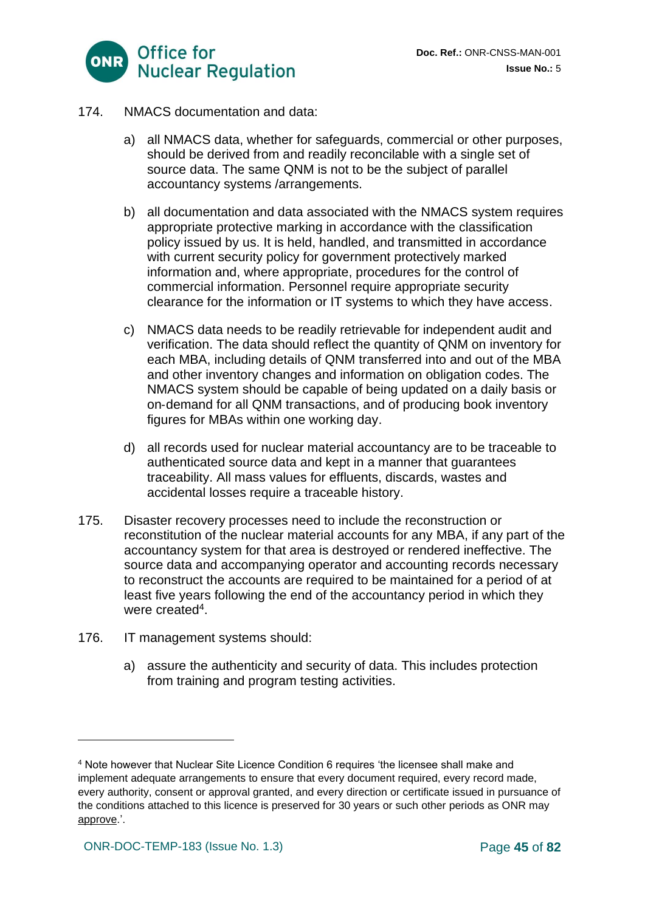174. NMACS documentation and data:

   a) all NMACS data, whether for safeguards, commercial or other purposes, should be derived from and readily reconcilable with a single set of source data. The same QNM is not to be the subject of parallel accountancy systems /arrangements.

   b) all documentation and data associated with the NMACS system requires appropriate protective marking in accordance with the classification policy issued by us. It is held, handled, and transmitted in accordance with current security policy for government protectively marked information and, where appropriate, procedures for the control of commercial information. Personnel require appropriate security clearance for the information or IT systems to which they have access.

   c) NMACS data needs to be readily retrievable for independent audit and verification. The data should reflect the quantity of QNM on inventory for each MBA, including details of QNM transferred into and out of the MBA and other inventory changes and information on obligation codes. The NMACS system should be capable of being updated on a daily basis or on-demand for all QNM transactions, and of producing book inventory figures for MBAs within one working day.

   d) all records used for nuclear material accountancy are to be traceable to authenticated source data and kept in a manner that guarantees traceability. All mass values for effluents, discards, wastes and accidental losses require a traceable history.

175. Disaster recovery processes need to include the reconstruction or reconstitution of the nuclear material accounts for any MBA, if any part of the accountancy system for that area is destroyed or rendered ineffective. The source data and accompanying operator and accounting records necessary to reconstruct the accounts are required to be maintained for a period of at least five years following the end of the accountancy period in which they were created[4].

176. IT management systems should:

   a) assure the authenticity and security of data. This includes protection from training and program testing activities.

---

[4] Note however that Nuclear Site Licence Condition 6 requires 'the licensee shall make and implement adequate arrangements to ensure that every document required, every record made, every authority, consent or approval granted, and every direction or certificate issued in pursuance of the conditions attached to this licence is preserved for 30 years or such other periods as ONR may approve.'.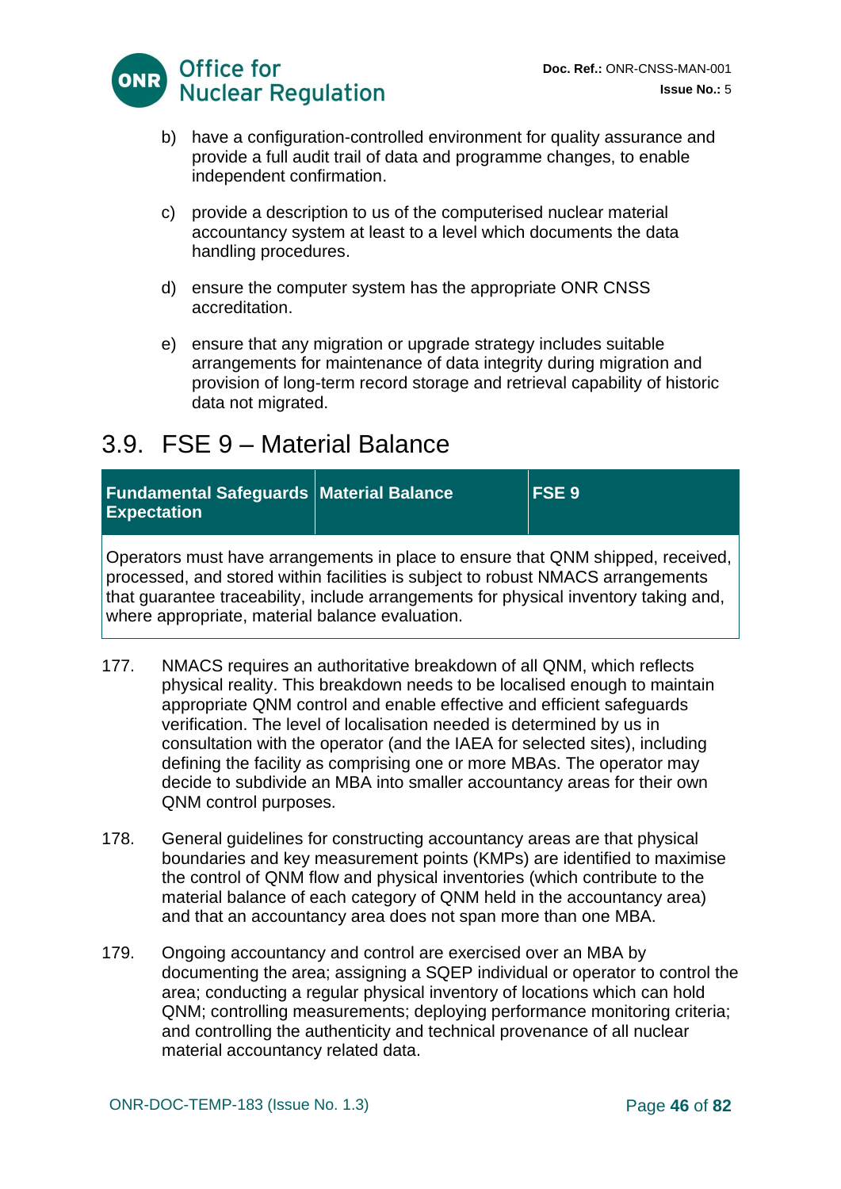b) have a configuration-controlled environment for quality assurance and provide a full audit trail of data and programme changes, to enable independent confirmation.

c) provide a description to us of the computerised nuclear material accountancy system at least to a level which documents the data handling procedures.

d) ensure the computer system has the appropriate ONR CNSS accreditation.

e) ensure that any migration or upgrade strategy includes suitable arrangements for maintenance of data integrity during migration and provision of long-term record storage and retrieval capability of historic data not migrated.

## 3.9. FSE 9 – Material Balance

| **Fundamental Safeguards Expectation** | **Material Balance** | **FSE 9** |
|---|---|---|
| Operators must have arrangements in place to ensure that QNM shipped, received, processed, and stored within facilities is subject to robust NMACS arrangements that guarantee traceability, include arrangements for physical inventory taking and, where appropriate, material balance evaluation. | | |

177. NMACS requires an authoritative breakdown of all QNM, which reflects physical reality. This breakdown needs to be localised enough to maintain appropriate QNM control and enable effective and efficient safeguards verification. The level of localisation needed is determined by us in consultation with the operator (and the IAEA for selected sites), including defining the facility as comprising one or more MBAs. The operator may decide to subdivide an MBA into smaller accountancy areas for their own QNM control purposes.

178. General guidelines for constructing accountancy areas are that physical boundaries and key measurement points (KMPs) are identified to maximise the control of QNM flow and physical inventories (which contribute to the material balance of each category of QNM held in the accountancy area) and that an accountancy area does not span more than one MBA.

179. Ongoing accountancy and control are exercised over an MBA by documenting the area; assigning a SQEP individual or operator to control the area; conducting a regular physical inventory of locations which can hold QNM; controlling measurements; deploying performance monitoring criteria; and controlling the authenticity and technical provenance of all nuclear material accountancy related data.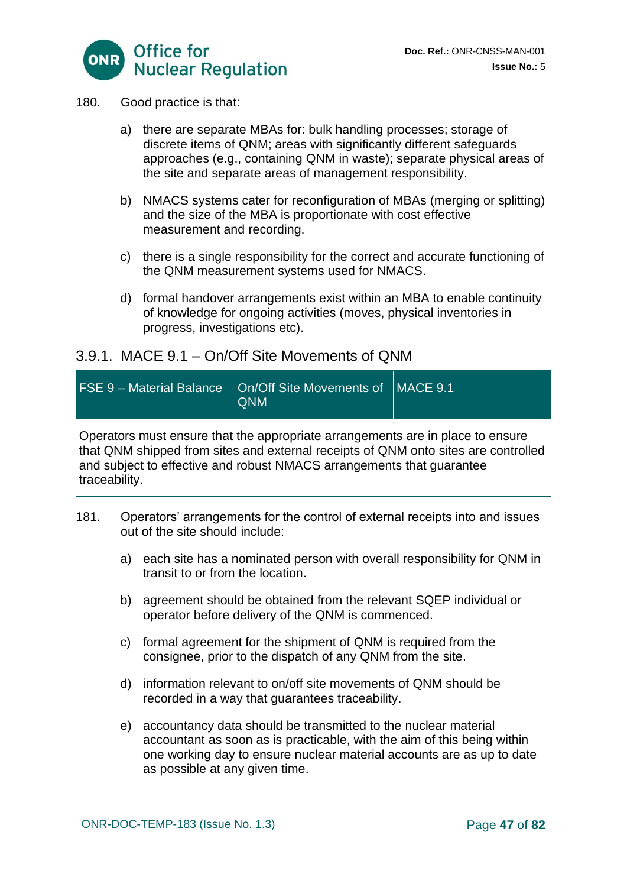180. Good practice is that:

a) there are separate MBAs for: bulk handling processes; storage of discrete items of QNM; areas with significantly different safeguards approaches (e.g., containing QNM in waste); separate physical areas of the site and separate areas of management responsibility.

b) NMACS systems cater for reconfiguration of MBAs (merging or splitting) and the size of the MBA is proportionate with cost effective measurement and recording.

c) there is a single responsibility for the correct and accurate functioning of the QNM measurement systems used for NMACS.

d) formal handover arrangements exist within an MBA to enable continuity of knowledge for ongoing activities (moves, physical inventories in progress, investigations etc).

### 3.9.1. MACE 9.1 – On/Off Site Movements of QNM

| FSE 9 – Material Balance | On/Off Site Movements of QNM | MACE 9.1 |
|---|---|---|
| Operators must ensure that the appropriate arrangements are in place to ensure that QNM shipped from sites and external receipts of QNM onto sites are controlled and subject to effective and robust NMACS arrangements that guarantee traceability. | | |

181. Operators' arrangements for the control of external receipts into and issues out of the site should include:

a) each site has a nominated person with overall responsibility for QNM in transit to or from the location.

b) agreement should be obtained from the relevant SQEP individual or operator before delivery of the QNM is commenced.

c) formal agreement for the shipment of QNM is required from the consignee, prior to the dispatch of any QNM from the site.

d) information relevant to on/off site movements of QNM should be recorded in a way that guarantees traceability.

e) accountancy data should be transmitted to the nuclear material accountant as soon as is practicable, with the aim of this being within one working day to ensure nuclear material accounts are as up to date as possible at any given time.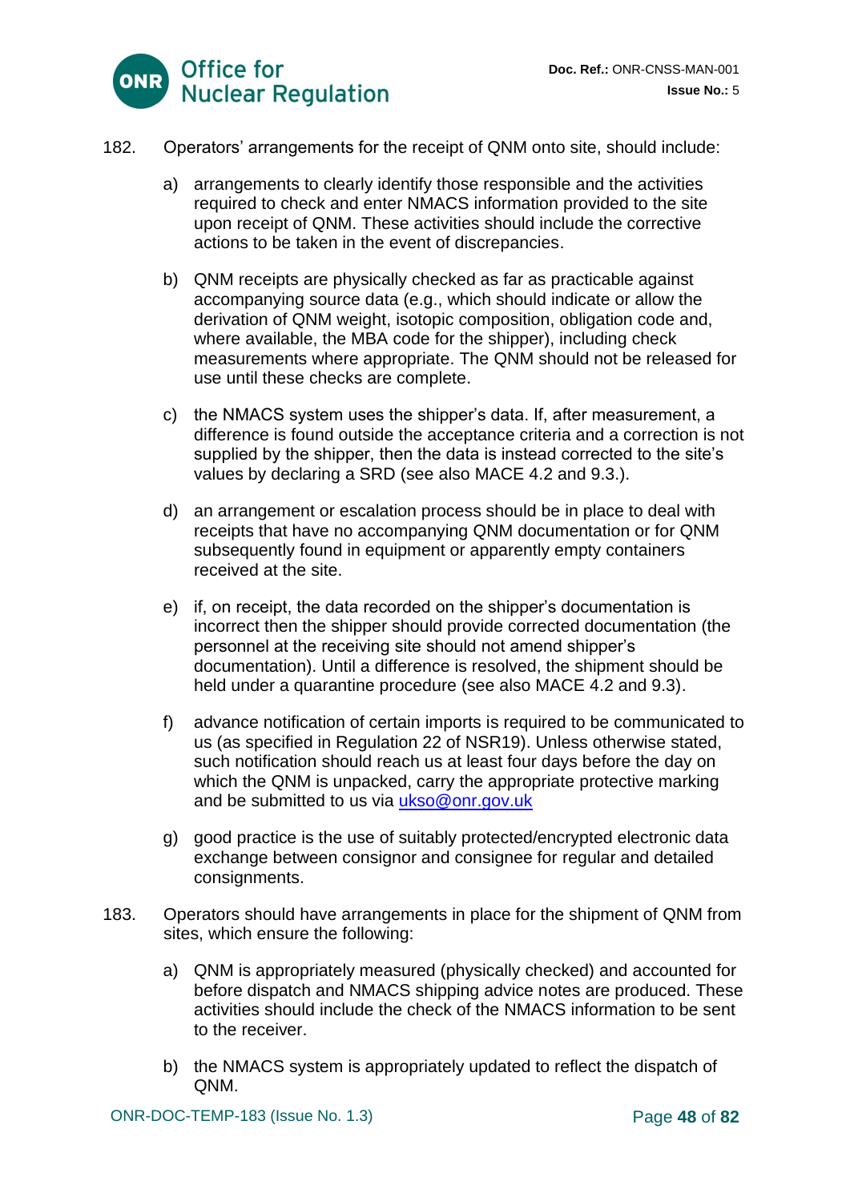182. Operators’ arrangements for the receipt of QNM onto site, should include:

a) arrangements to clearly identify those responsible and the activities required to check and enter NMACS information provided to the site upon receipt of QNM. These activities should include the corrective actions to be taken in the event of discrepancies.

b) QNM receipts are physically checked as far as practicable against accompanying source data (e.g., which should indicate or allow the derivation of QNM weight, isotopic composition, obligation code and, where available, the MBA code for the shipper), including check measurements where appropriate. The QNM should not be released for use until these checks are complete.

c) the NMACS system uses the shipper’s data. If, after measurement, a difference is found outside the acceptance criteria and a correction is not supplied by the shipper, then the data is instead corrected to the site’s values by declaring a SRD (see also MACE 4.2 and 9.3.).

d) an arrangement or escalation process should be in place to deal with receipts that have no accompanying QNM documentation or for QNM subsequently found in equipment or apparently empty containers received at the site.

e) if, on receipt, the data recorded on the shipper’s documentation is incorrect then the shipper should provide corrected documentation (the personnel at the receiving site should not amend shipper’s documentation). Until a difference is resolved, the shipment should be held under a quarantine procedure (see also MACE 4.2 and 9.3).

f) advance notification of certain imports is required to be communicated to us (as specified in Regulation 22 of NSR19). Unless otherwise stated, such notification should reach us at least four days before the day on which the QNM is unpacked, carry the appropriate protective marking and be submitted to us via [ukso@onr.gov.uk](mailto:ukso@onr.gov.uk)

g) good practice is the use of suitably protected/encrypted electronic data exchange between consignor and consignee for regular and detailed consignments.

183. Operators should have arrangements in place for the shipment of QNM from sites, which ensure the following:

a) QNM is appropriately measured (physically checked) and accounted for before dispatch and NMACS shipping advice notes are produced. These activities should include the check of the NMACS information to be sent to the receiver.

b) the NMACS system is appropriately updated to reflect the dispatch of QNM.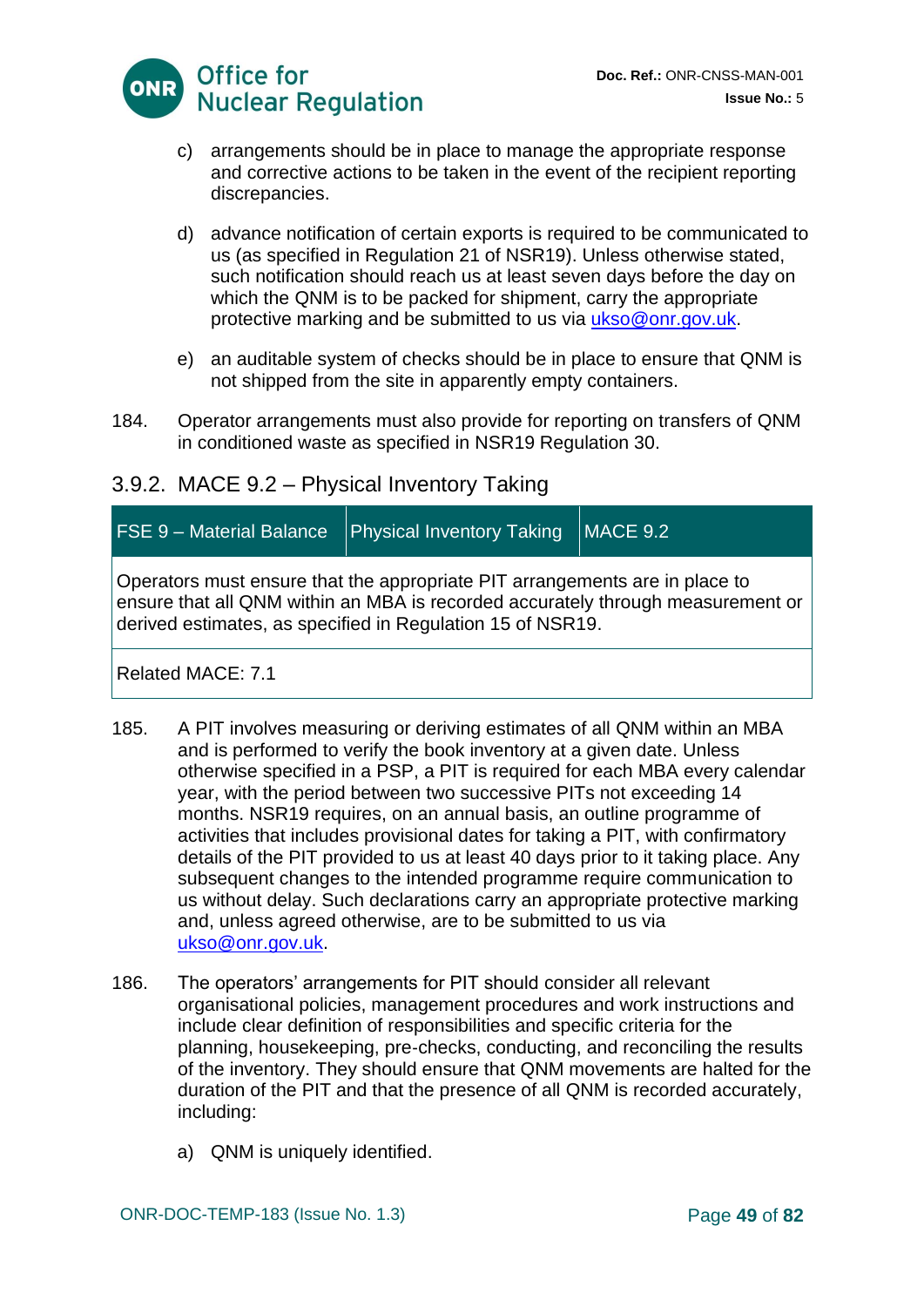c) arrangements should be in place to manage the appropriate response and corrective actions to be taken in the event of the recipient reporting discrepancies.

d) advance notification of certain exports is required to be communicated to us (as specified in Regulation 21 of NSR19). Unless otherwise stated, such notification should reach us at least seven days before the day on which the QNM is to be packed for shipment, carry the appropriate protective marking and be submitted to us via ukso@onr.gov.uk.

e) an auditable system of checks should be in place to ensure that QNM is not shipped from the site in apparently empty containers.

184. Operator arrangements must also provide for reporting on transfers of QNM in conditioned waste as specified in NSR19 Regulation 30.

### 3.9.2. MACE 9.2 – Physical Inventory Taking

| FSE 9 – Material Balance | Physical Inventory Taking | MACE 9.2 |
|---|---|---|
| Operators must ensure that the appropriate PIT arrangements are in place to ensure that all QNM within an MBA is recorded accurately through measurement or derived estimates, as specified in Regulation 15 of NSR19. | | |
| Related MACE: 7.1 | | |

185. A PIT involves measuring or deriving estimates of all QNM within an MBA and is performed to verify the book inventory at a given date. Unless otherwise specified in a PSP, a PIT is required for each MBA every calendar year, with the period between two successive PITs not exceeding 14 months. NSR19 requires, on an annual basis, an outline programme of activities that includes provisional dates for taking a PIT, with confirmatory details of the PIT provided to us at least 40 days prior to it taking place. Any subsequent changes to the intended programme require communication to us without delay. Such declarations carry an appropriate protective marking and, unless agreed otherwise, are to be submitted to us via ukso@onr.gov.uk.

186. The operators' arrangements for PIT should consider all relevant organisational policies, management procedures and work instructions and include clear definition of responsibilities and specific criteria for the planning, housekeeping, pre-checks, conducting, and reconciling the results of the inventory. They should ensure that QNM movements are halted for the duration of the PIT and that the presence of all QNM is recorded accurately, including:

a) QNM is uniquely identified.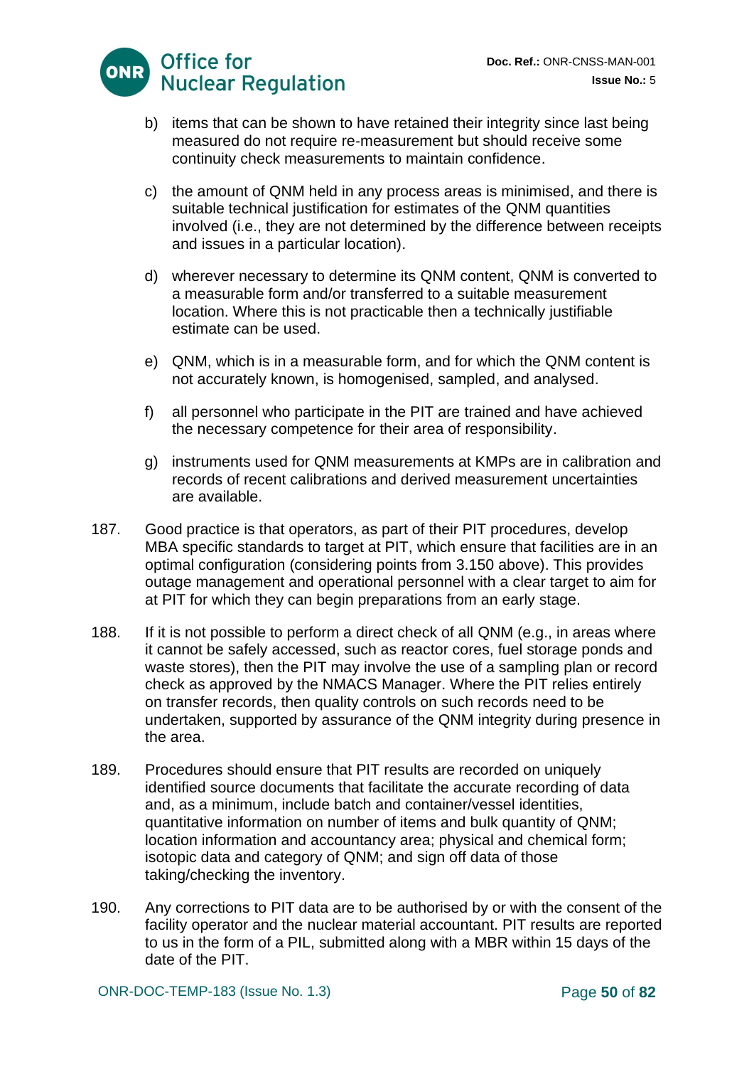b) items that can be shown to have retained their integrity since last being measured do not require re-measurement but should receive some continuity check measurements to maintain confidence.

c) the amount of QNM held in any process areas is minimised, and there is suitable technical justification for estimates of the QNM quantities involved (i.e., they are not determined by the difference between receipts and issues in a particular location).

d) wherever necessary to determine its QNM content, QNM is converted to a measurable form and/or transferred to a suitable measurement location. Where this is not practicable then a technically justifiable estimate can be used.

e) QNM, which is in a measurable form, and for which the QNM content is not accurately known, is homogenised, sampled, and analysed.

f) all personnel who participate in the PIT are trained and have achieved the necessary competence for their area of responsibility.

g) instruments used for QNM measurements at KMPs are in calibration and records of recent calibrations and derived measurement uncertainties are available.

187. Good practice is that operators, as part of their PIT procedures, develop MBA specific standards to target at PIT, which ensure that facilities are in an optimal configuration (considering points from 3.150 above). This provides outage management and operational personnel with a clear target to aim for at PIT for which they can begin preparations from an early stage.

188. If it is not possible to perform a direct check of all QNM (e.g., in areas where it cannot be safely accessed, such as reactor cores, fuel storage ponds and waste stores), then the PIT may involve the use of a sampling plan or record check as approved by the NMACS Manager. Where the PIT relies entirely on transfer records, then quality controls on such records need to be undertaken, supported by assurance of the QNM integrity during presence in the area.

189. Procedures should ensure that PIT results are recorded on uniquely identified source documents that facilitate the accurate recording of data and, as a minimum, include batch and container/vessel identities, quantitative information on number of items and bulk quantity of QNM; location information and accountancy area; physical and chemical form; isotopic data and category of QNM; and sign off data of those taking/checking the inventory.

190. Any corrections to PIT data are to be authorised by or with the consent of the facility operator and the nuclear material accountant. PIT results are reported to us in the form of a PIL, submitted along with a MBR within 15 days of the date of the PIT.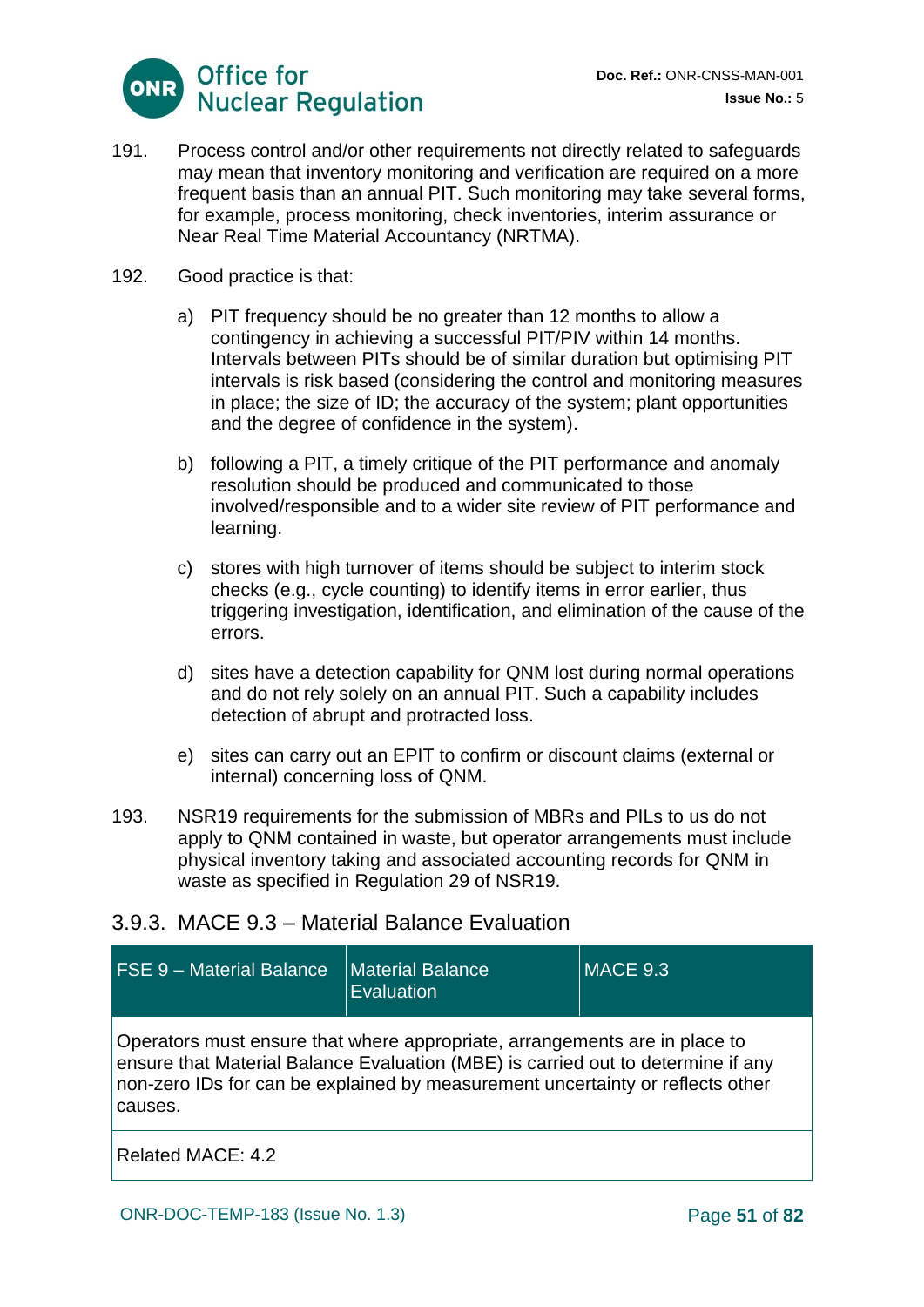191. Process control and/or other requirements not directly related to safeguards may mean that inventory monitoring and verification are required on a more frequent basis than an annual PIT. Such monitoring may take several forms, for example, process monitoring, check inventories, interim assurance or Near Real Time Material Accountancy (NRTMA).

192. Good practice is that:

a) PIT frequency should be no greater than 12 months to allow a contingency in achieving a successful PIT/PIV within 14 months. Intervals between PITs should be of similar duration but optimising PIT intervals is risk based (considering the control and monitoring measures in place; the size of ID; the accuracy of the system; plant opportunities and the degree of confidence in the system).

b) following a PIT, a timely critique of the PIT performance and anomaly resolution should be produced and communicated to those involved/responsible and to a wider site review of PIT performance and learning.

c) stores with high turnover of items should be subject to interim stock checks (e.g., cycle counting) to identify items in error earlier, thus triggering investigation, identification, and elimination of the cause of the errors.

d) sites have a detection capability for QNM lost during normal operations and do not rely solely on an annual PIT. Such a capability includes detection of abrupt and protracted loss.

e) sites can carry out an EPIT to confirm or discount claims (external or internal) concerning loss of QNM.

193. NSR19 requirements for the submission of MBRs and PILs to us do not apply to QNM contained in waste, but operator arrangements must include physical inventory taking and associated accounting records for QNM in waste as specified in Regulation 29 of NSR19.

### 3.9.3. MACE 9.3 – Material Balance Evaluation

| FSE 9 – Material Balance | Material Balance Evaluation | MACE 9.3 |
|---|---|---|
| Operators must ensure that where appropriate, arrangements are in place to ensure that Material Balance Evaluation (MBE) is carried out to determine if any non-zero IDs for can be explained by measurement uncertainty or reflects other causes. | | |
| Related MACE: 4.2 | | |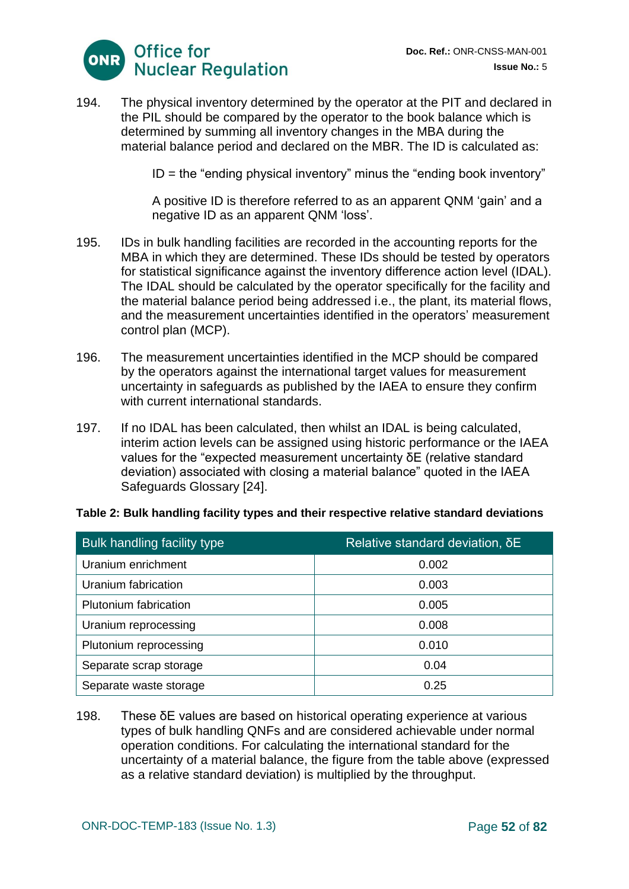194. The physical inventory determined by the operator at the PIT and declared in the PIL should be compared by the operator to the book balance which is determined by summing all inventory changes in the MBA during the material balance period and declared on the MBR. The ID is calculated as:

   ID = the “ending physical inventory” minus the “ending book inventory”

   A positive ID is therefore referred to as an apparent QNM ‘gain’ and a negative ID as an apparent QNM ‘loss’.

195. IDs in bulk handling facilities are recorded in the accounting reports for the MBA in which they are determined. These IDs should be tested by operators for statistical significance against the inventory difference action level (IDAL). The IDAL should be calculated by the operator specifically for the facility and the material balance period being addressed i.e., the plant, its material flows, and the measurement uncertainties identified in the operators’ measurement control plan (MCP).

196. The measurement uncertainties identified in the MCP should be compared by the operators against the international target values for measurement uncertainty in safeguards as published by the IAEA to ensure they confirm with current international standards.

197. If no IDAL has been calculated, then whilst an IDAL is being calculated, interim action levels can be assigned using historic performance or the IAEA values for the “expected measurement uncertainty $\delta E$ (relative standard deviation) associated with closing a material balance” quoted in the IAEA Safeguards Glossary [24].

**Table 2: Bulk handling facility types and their respective relative standard deviations**

| Bulk handling facility type | Relative standard deviation, $\delta E$ |
|---|---|
| Uranium enrichment | 0.002 |
| Uranium fabrication | 0.003 |
| Plutonium fabrication | 0.005 |
| Uranium reprocessing | 0.008 |
| Plutonium reprocessing | 0.010 |
| Separate scrap storage | 0.04 |
| Separate waste storage | 0.25 |

198. These $\delta E$ values are based on historical operating experience at various types of bulk handling QNFs and are considered achievable under normal operation conditions. For calculating the international standard for the uncertainty of a material balance, the figure from the table above (expressed as a relative standard deviation) is multiplied by the throughput.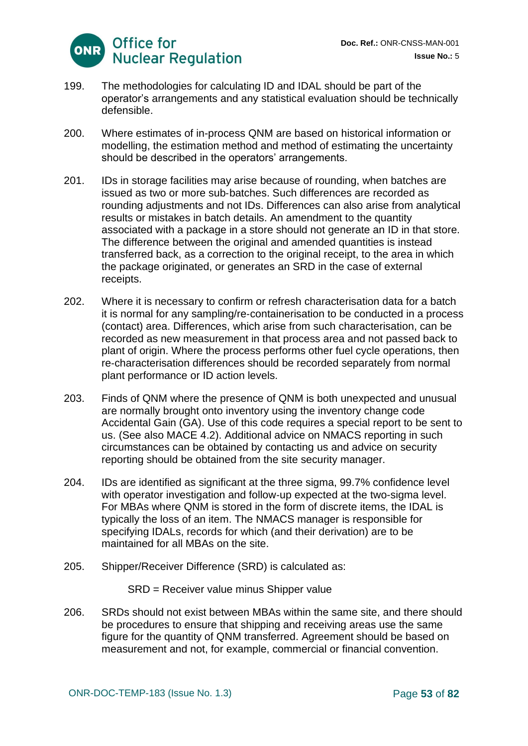199. The methodologies for calculating ID and IDAL should be part of the operator's arrangements and any statistical evaluation should be technically defensible.

200. Where estimates of in-process QNM are based on historical information or modelling, the estimation method and method of estimating the uncertainty should be described in the operators' arrangements.

201. IDs in storage facilities may arise because of rounding, when batches are issued as two or more sub-batches. Such differences are recorded as rounding adjustments and not IDs. Differences can also arise from analytical results or mistakes in batch details. An amendment to the quantity associated with a package in a store should not generate an ID in that store. The difference between the original and amended quantities is instead transferred back, as a correction to the original receipt, to the area in which the package originated, or generates an SRD in the case of external receipts.

202. Where it is necessary to confirm or refresh characterisation data for a batch it is normal for any sampling/re-containerisation to be conducted in a process (contact) area. Differences, which arise from such characterisation, can be recorded as new measurement in that process area and not passed back to plant of origin. Where the process performs other fuel cycle operations, then re-characterisation differences should be recorded separately from normal plant performance or ID action levels.

203. Finds of QNM where the presence of QNM is both unexpected and unusual are normally brought onto inventory using the inventory change code Accidental Gain (GA). Use of this code requires a special report to be sent to us. (See also MACE 4.2). Additional advice on NMACS reporting in such circumstances can be obtained by contacting us and advice on security reporting should be obtained from the site security manager.

204. IDs are identified as significant at the three sigma, 99.7% confidence level with operator investigation and follow-up expected at the two-sigma level. For MBAs where QNM is stored in the form of discrete items, the IDAL is typically the loss of an item. The NMACS manager is responsible for specifying IDALs, records for which (and their derivation) are to be maintained for all MBAs on the site.

205. Shipper/Receiver Difference (SRD) is calculated as:

SRD = Receiver value minus Shipper value

206. SRDs should not exist between MBAs within the same site, and there should be procedures to ensure that shipping and receiving areas use the same figure for the quantity of QNM transferred. Agreement should be based on measurement and not, for example, commercial or financial convention.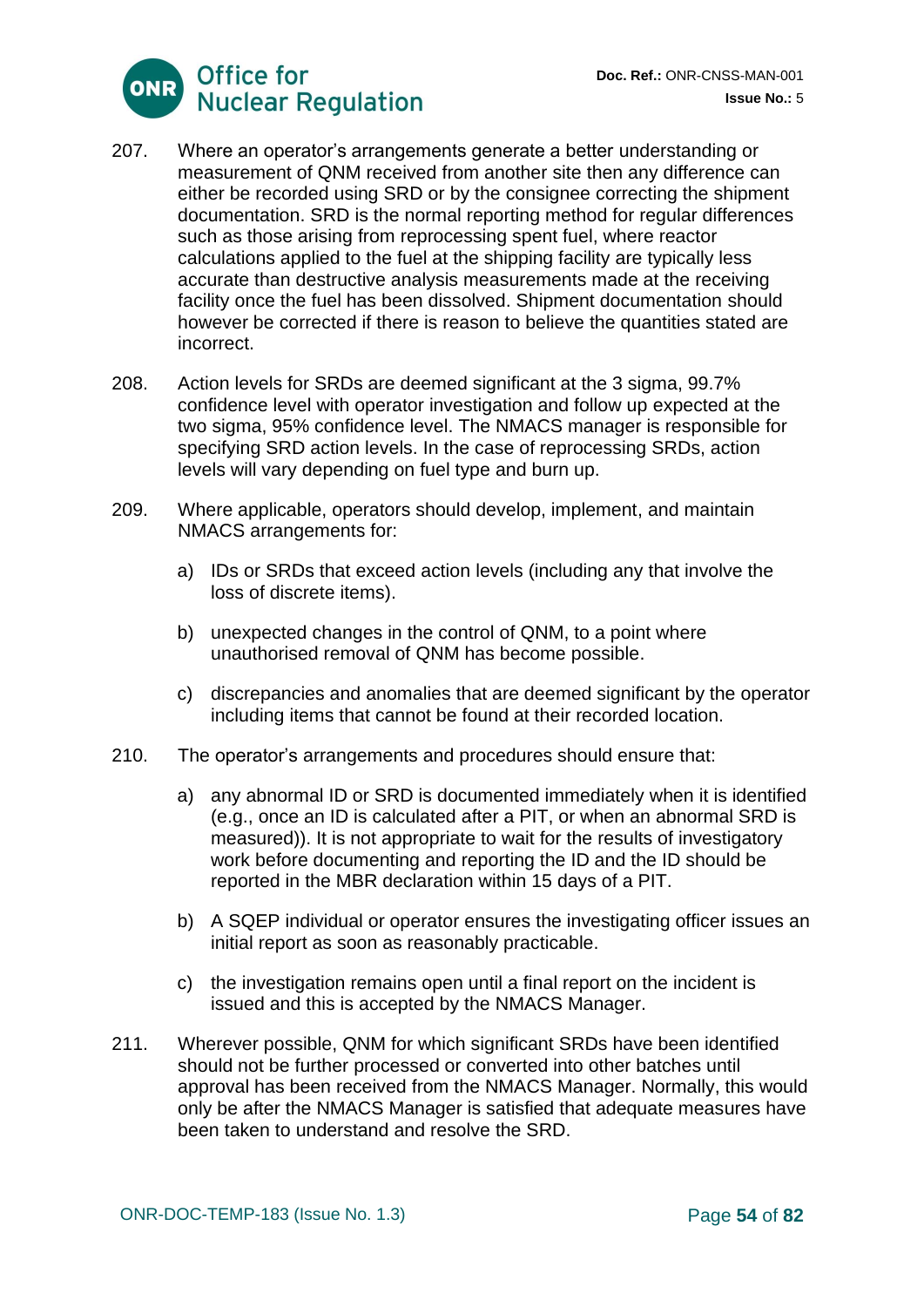207. Where an operator's arrangements generate a better understanding or measurement of QNM received from another site then any difference can either be recorded using SRD or by the consignee correcting the shipment documentation. SRD is the normal reporting method for regular differences such as those arising from reprocessing spent fuel, where reactor calculations applied to the fuel at the shipping facility are typically less accurate than destructive analysis measurements made at the receiving facility once the fuel has been dissolved. Shipment documentation should however be corrected if there is reason to believe the quantities stated are incorrect.

208. Action levels for SRDs are deemed significant at the 3 sigma, 99.7% confidence level with operator investigation and follow up expected at the two sigma, 95% confidence level. The NMACS manager is responsible for specifying SRD action levels. In the case of reprocessing SRDs, action levels will vary depending on fuel type and burn up.

209. Where applicable, operators should develop, implement, and maintain NMACS arrangements for:

   a) IDs or SRDs that exceed action levels (including any that involve the loss of discrete items).

   b) unexpected changes in the control of QNM, to a point where unauthorised removal of QNM has become possible.

   c) discrepancies and anomalies that are deemed significant by the operator including items that cannot be found at their recorded location.

210. The operator's arrangements and procedures should ensure that:

   a) any abnormal ID or SRD is documented immediately when it is identified (e.g., once an ID is calculated after a PIT, or when an abnormal SRD is measured)). It is not appropriate to wait for the results of investigatory work before documenting and reporting the ID and the ID should be reported in the MBR declaration within 15 days of a PIT.

   b) A SQEP individual or operator ensures the investigating officer issues an initial report as soon as reasonably practicable.

   c) the investigation remains open until a final report on the incident is issued and this is accepted by the NMACS Manager.

211. Wherever possible, QNM for which significant SRDs have been identified should not be further processed or converted into other batches until approval has been received from the NMACS Manager. Normally, this would only be after the NMACS Manager is satisfied that adequate measures have been taken to understand and resolve the SRD.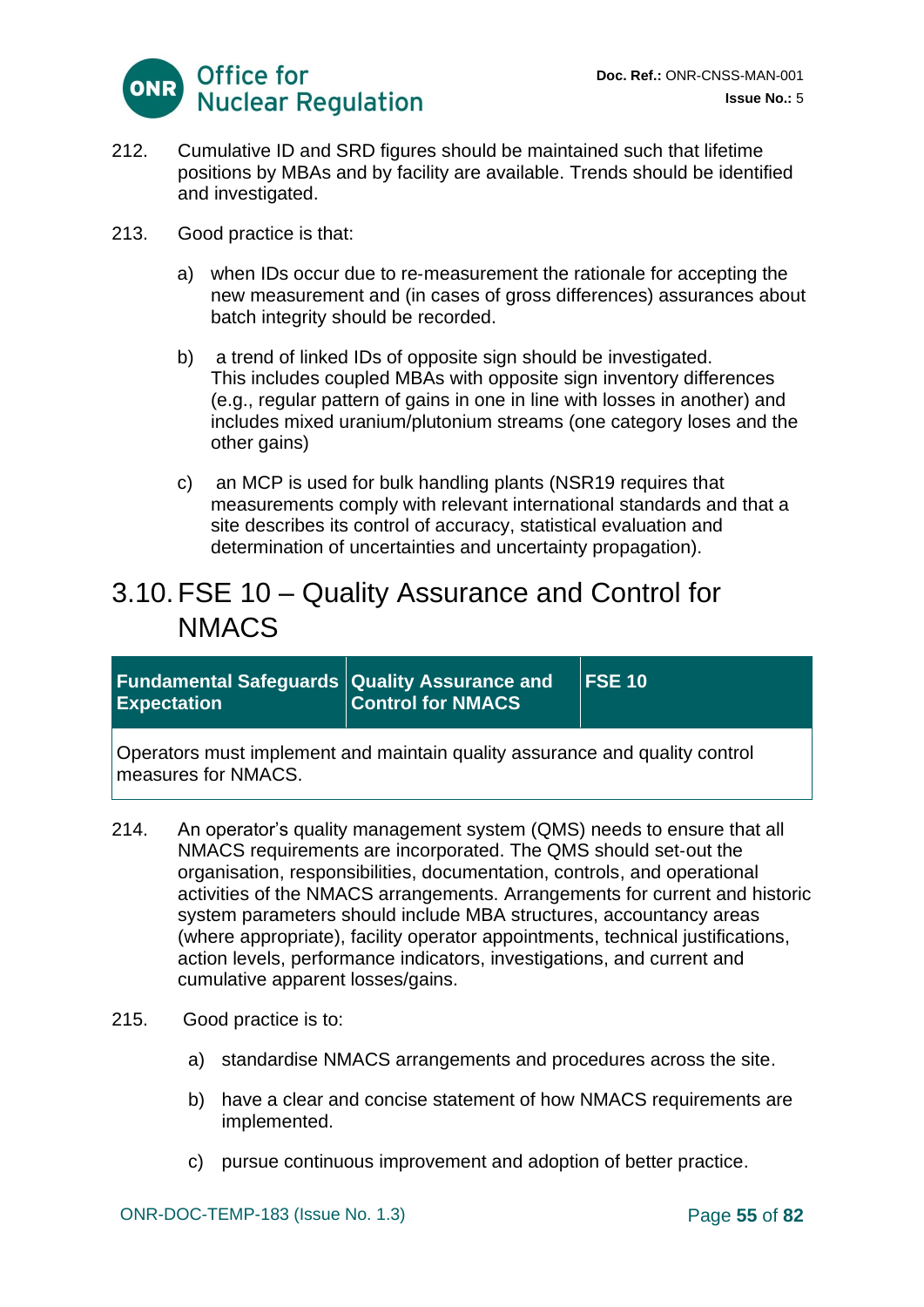212. Cumulative ID and SRD figures should be maintained such that lifetime positions by MBAs and by facility are available. Trends should be identified and investigated.

213. Good practice is that:

   a) when IDs occur due to re-measurement the rationale for accepting the new measurement and (in cases of gross differences) assurances about batch integrity should be recorded.

   b) a trend of linked IDs of opposite sign should be investigated. This includes coupled MBAs with opposite sign inventory differences (e.g., regular pattern of gains in one in line with losses in another) and includes mixed uranium/plutonium streams (one category loses and the other gains)

   c) an MCP is used for bulk handling plants (NSR19 requires that measurements comply with relevant international standards and that a site describes its control of accuracy, statistical evaluation and determination of uncertainties and uncertainty propagation).

## 3.10. FSE 10 – Quality Assurance and Control for NMACS

| Fundamental Safeguards Expectation | Quality Assurance and Control for NMACS | FSE 10 |
|---|---|---|
| Operators must implement and maintain quality assurance and quality control measures for NMACS. | | |

214. An operator's quality management system (QMS) needs to ensure that all NMACS requirements are incorporated. The QMS should set-out the organisation, responsibilities, documentation, controls, and operational activities of the NMACS arrangements. Arrangements for current and historic system parameters should include MBA structures, accountancy areas (where appropriate), facility operator appointments, technical justifications, action levels, performance indicators, investigations, and current and cumulative apparent losses/gains.

215. Good practice is to:

   a) standardise NMACS arrangements and procedures across the site.

   b) have a clear and concise statement of how NMACS requirements are implemented.

   c) pursue continuous improvement and adoption of better practice.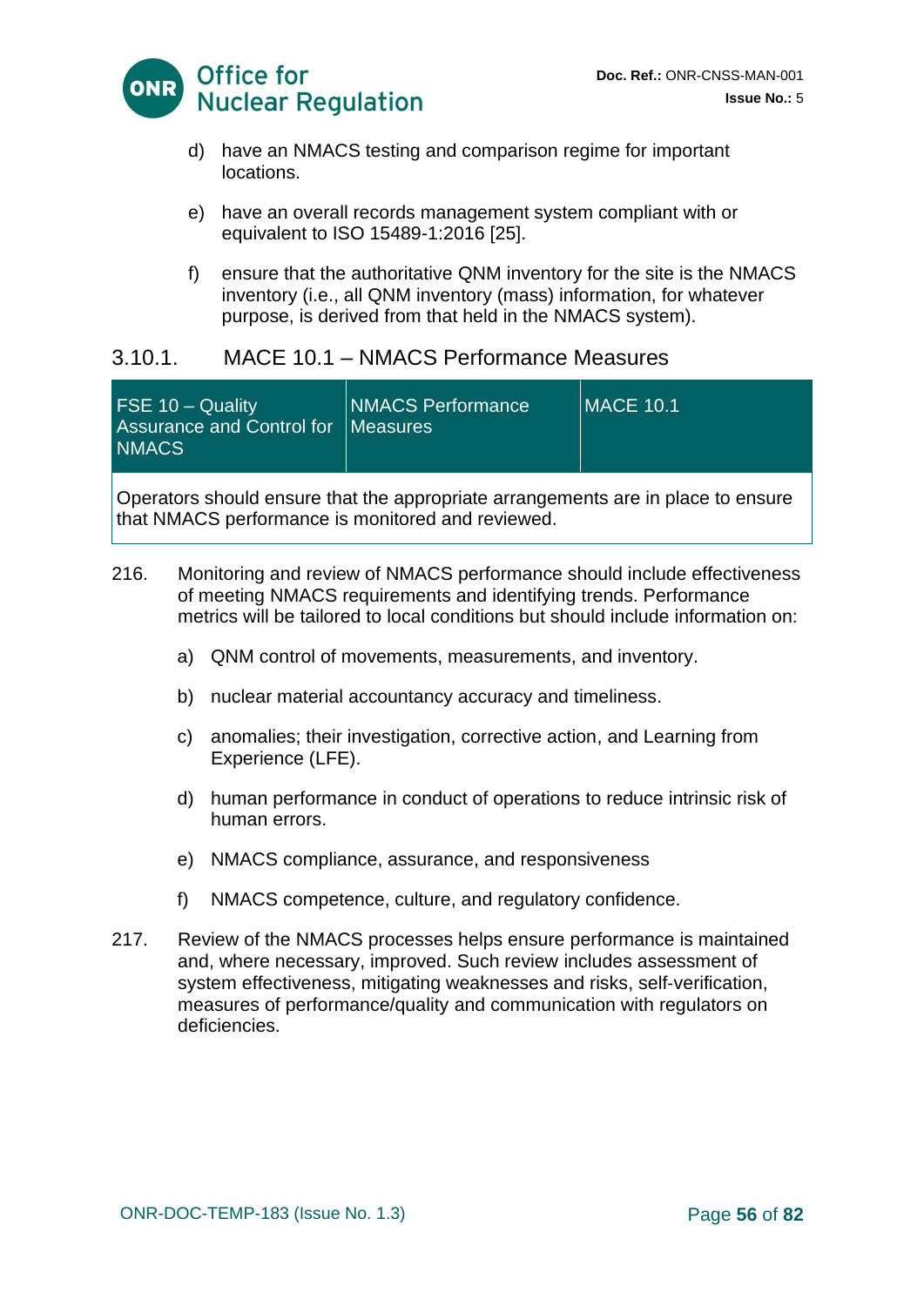d) have an NMACS testing and comparison regime for important locations.

e) have an overall records management system compliant with or equivalent to ISO 15489-1:2016 [25].

f) ensure that the authoritative QNM inventory for the site is the NMACS inventory (i.e., all QNM inventory (mass) information, for whatever purpose, is derived from that held in the NMACS system).

### 3.10.1. MACE 10.1 – NMACS Performance Measures

| FSE 10 – Quality Assurance and Control for NMACS | NMACS Performance Measures | MACE 10.1 |
|---|---|---|
| Operators should ensure that the appropriate arrangements are in place to ensure that NMACS performance is monitored and reviewed. | | |

216. Monitoring and review of NMACS performance should include effectiveness of meeting NMACS requirements and identifying trends. Performance metrics will be tailored to local conditions but should include information on:

a) QNM control of movements, measurements, and inventory.

b) nuclear material accountancy accuracy and timeliness.

c) anomalies; their investigation, corrective action, and Learning from Experience (LFE).

d) human performance in conduct of operations to reduce intrinsic risk of human errors.

e) NMACS compliance, assurance, and responsiveness

f) NMACS competence, culture, and regulatory confidence.

217. Review of the NMACS processes helps ensure performance is maintained and, where necessary, improved. Such review includes assessment of system effectiveness, mitigating weaknesses and risks, self-verification, measures of performance/quality and communication with regulators on deficiencies.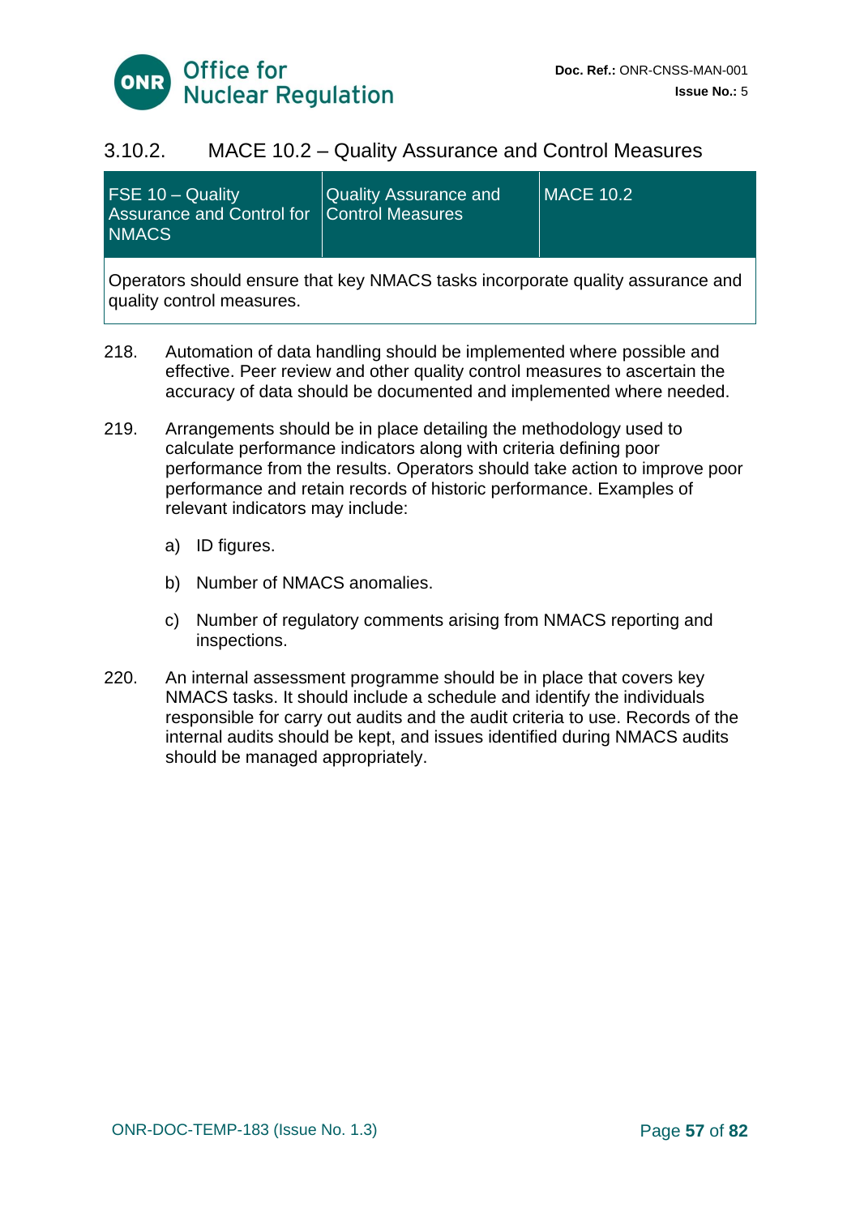### 3.10.2. MACE 10.2 – Quality Assurance and Control Measures

| FSE 10 – Quality Assurance and Control for NMACS | Quality Assurance and Control Measures | MACE 10.2 |
|---|---|---|
| Operators should ensure that key NMACS tasks incorporate quality assurance and quality control measures. | | |

218. Automation of data handling should be implemented where possible and effective. Peer review and other quality control measures to ascertain the accuracy of data should be documented and implemented where needed.

219. Arrangements should be in place detailing the methodology used to calculate performance indicators along with criteria defining poor performance from the results. Operators should take action to improve poor performance and retain records of historic performance. Examples of relevant indicators may include:

    a) ID figures.

    b) Number of NMACS anomalies.

    c) Number of regulatory comments arising from NMACS reporting and inspections.

220. An internal assessment programme should be in place that covers key NMACS tasks. It should include a schedule and identify the individuals responsible for carry out audits and the audit criteria to use. Records of the internal audits should be kept, and issues identified during NMACS audits should be managed appropriately.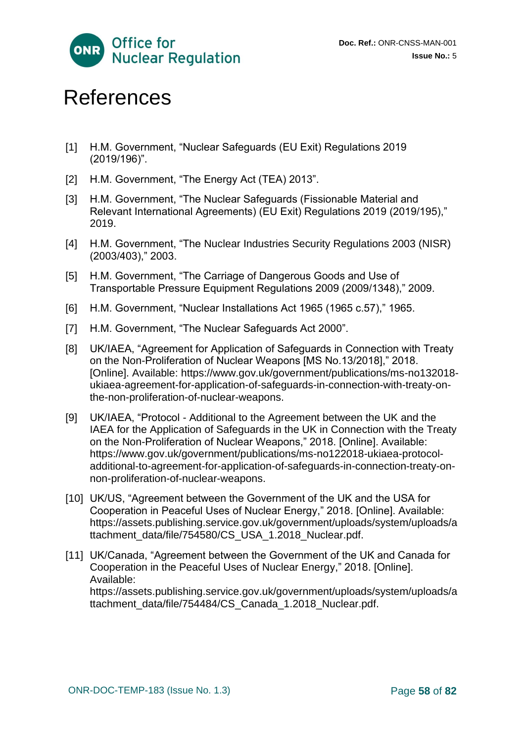# References

[1] H.M. Government, "Nuclear Safeguards (EU Exit) Regulations 2019 (2019/196)".

[2] H.M. Government, "The Energy Act (TEA) 2013".

[3] H.M. Government, "The Nuclear Safeguards (Fissionable Material and Relevant International Agreements) (EU Exit) Regulations 2019 (2019/195)," 2019.

[4] H.M. Government, "The Nuclear Industries Security Regulations 2003 (NISR) (2003/403)," 2003.

[5] H.M. Government, "The Carriage of Dangerous Goods and Use of Transportable Pressure Equipment Regulations 2009 (2009/1348)," 2009.

[6] H.M. Government, "Nuclear Installations Act 1965 (1965 c.57)," 1965.

[7] H.M. Government, "The Nuclear Safeguards Act 2000".

[8] UK/IAEA, "Agreement for Application of Safeguards in Connection with Treaty on the Non-Proliferation of Nuclear Weapons [MS No.13/2018]," 2018. [Online]. Available: https://www.gov.uk/government/publications/ms-no132018-ukiaea-agreement-for-application-of-safeguards-in-connection-with-treaty-on-the-non-proliferation-of-nuclear-weapons.

[9] UK/IAEA, "Protocol - Additional to the Agreement between the UK and the IAEA for the Application of Safeguards in the UK in Connection with the Treaty on the Non-Proliferation of Nuclear Weapons," 2018. [Online]. Available: https://www.gov.uk/government/publications/ms-no122018-ukiaea-protocol-additional-to-agreement-for-application-of-safeguards-in-connection-treaty-on-non-proliferation-of-nuclear-weapons.

[10] UK/US, "Agreement between the Government of the UK and the USA for Cooperation in Peaceful Uses of Nuclear Energy," 2018. [Online]. Available: https://assets.publishing.service.gov.uk/government/uploads/system/uploads/attachment_data/file/754580/CS_USA_1.2018_Nuclear.pdf.

[11] UK/Canada, "Agreement between the Government of the UK and Canada for Cooperation in the Peaceful Uses of Nuclear Energy," 2018. [Online]. Available: https://assets.publishing.service.gov.uk/government/uploads/system/uploads/attachment_data/file/754484/CS_Canada_1.2018_Nuclear.pdf.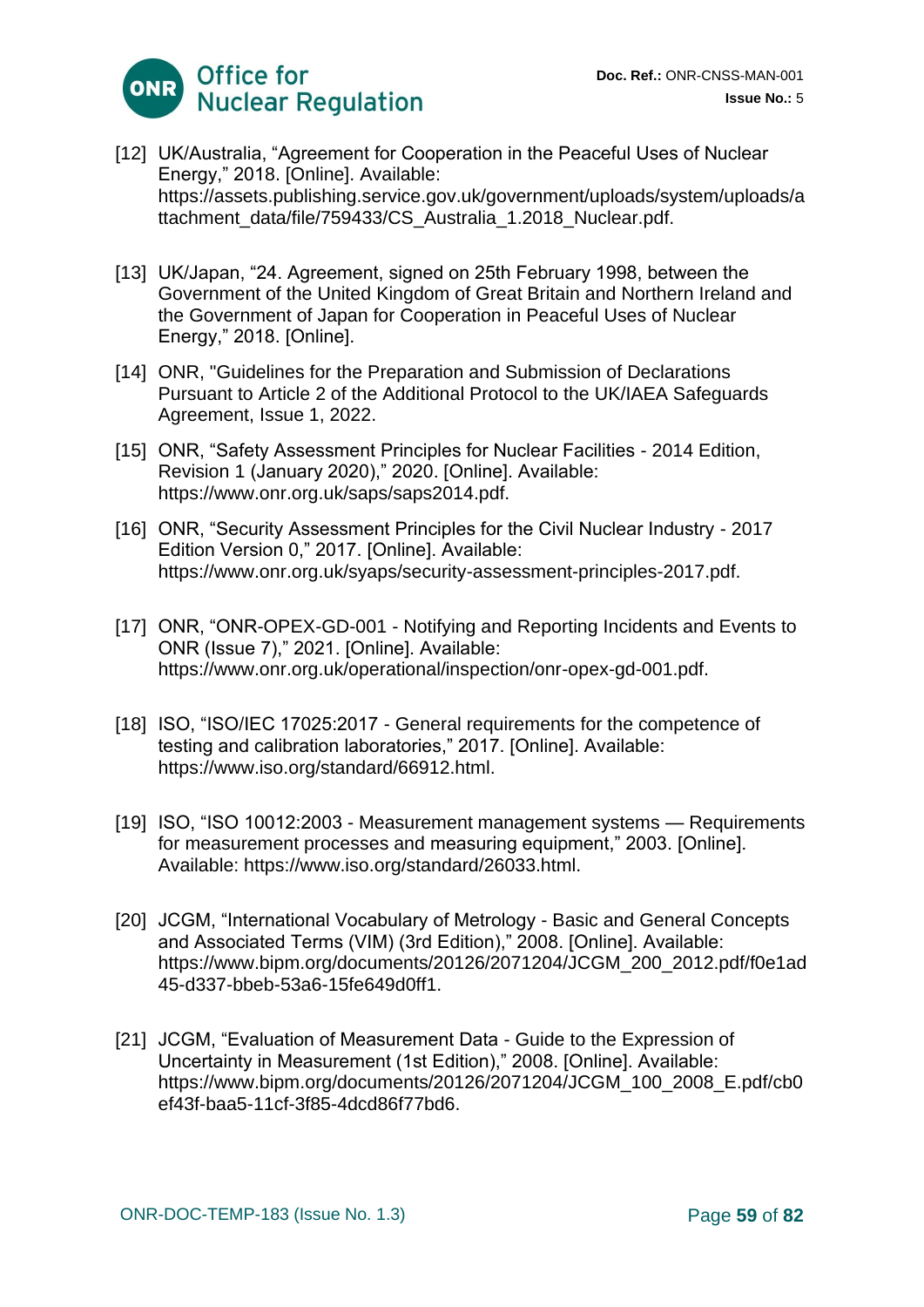[12] UK/Australia, “Agreement for Cooperation in the Peaceful Uses of Nuclear Energy,” 2018. [Online]. Available: https://assets.publishing.service.gov.uk/government/uploads/system/uploads/attachment_data/file/759433/CS_Australia_1.2018_Nuclear.pdf.

[13] UK/Japan, “24. Agreement, signed on 25th February 1998, between the Government of the United Kingdom of Great Britain and Northern Ireland and the Government of Japan for Cooperation in Peaceful Uses of Nuclear Energy,” 2018. [Online].

[14] ONR, "Guidelines for the Preparation and Submission of Declarations Pursuant to Article 2 of the Additional Protocol to the UK/IAEA Safeguards Agreement, Issue 1, 2022.

[15] ONR, “Safety Assessment Principles for Nuclear Facilities - 2014 Edition, Revision 1 (January 2020),” 2020. [Online]. Available: https://www.onr.org.uk/saps/saps2014.pdf.

[16] ONR, “Security Assessment Principles for the Civil Nuclear Industry - 2017 Edition Version 0,” 2017. [Online]. Available: https://www.onr.org.uk/syaps/security-assessment-principles-2017.pdf.

[17] ONR, “ONR-OPEX-GD-001 - Notifying and Reporting Incidents and Events to ONR (Issue 7),” 2021. [Online]. Available: https://www.onr.org.uk/operational/inspection/onr-opex-gd-001.pdf.

[18] ISO, “ISO/IEC 17025:2017 - General requirements for the competence of testing and calibration laboratories,” 2017. [Online]. Available: https://www.iso.org/standard/66912.html.

[19] ISO, “ISO 10012:2003 - Measurement management systems — Requirements for measurement processes and measuring equipment,” 2003. [Online]. Available: https://www.iso.org/standard/26033.html.

[20] JCGM, “International Vocabulary of Metrology - Basic and General Concepts and Associated Terms (VIM) (3rd Edition),” 2008. [Online]. Available: https://www.bipm.org/documents/20126/2071204/JCGM_200_2012.pdf/f0e1ad45-d337-bbeb-53a6-15fe649d0ff1.

[21] JCGM, “Evaluation of Measurement Data - Guide to the Expression of Uncertainty in Measurement (1st Edition),” 2008. [Online]. Available: https://www.bipm.org/documents/20126/2071204/JCGM_100_2008_E.pdf/cb0ef43f-baa5-11cf-3f85-4dcd86f77bd6.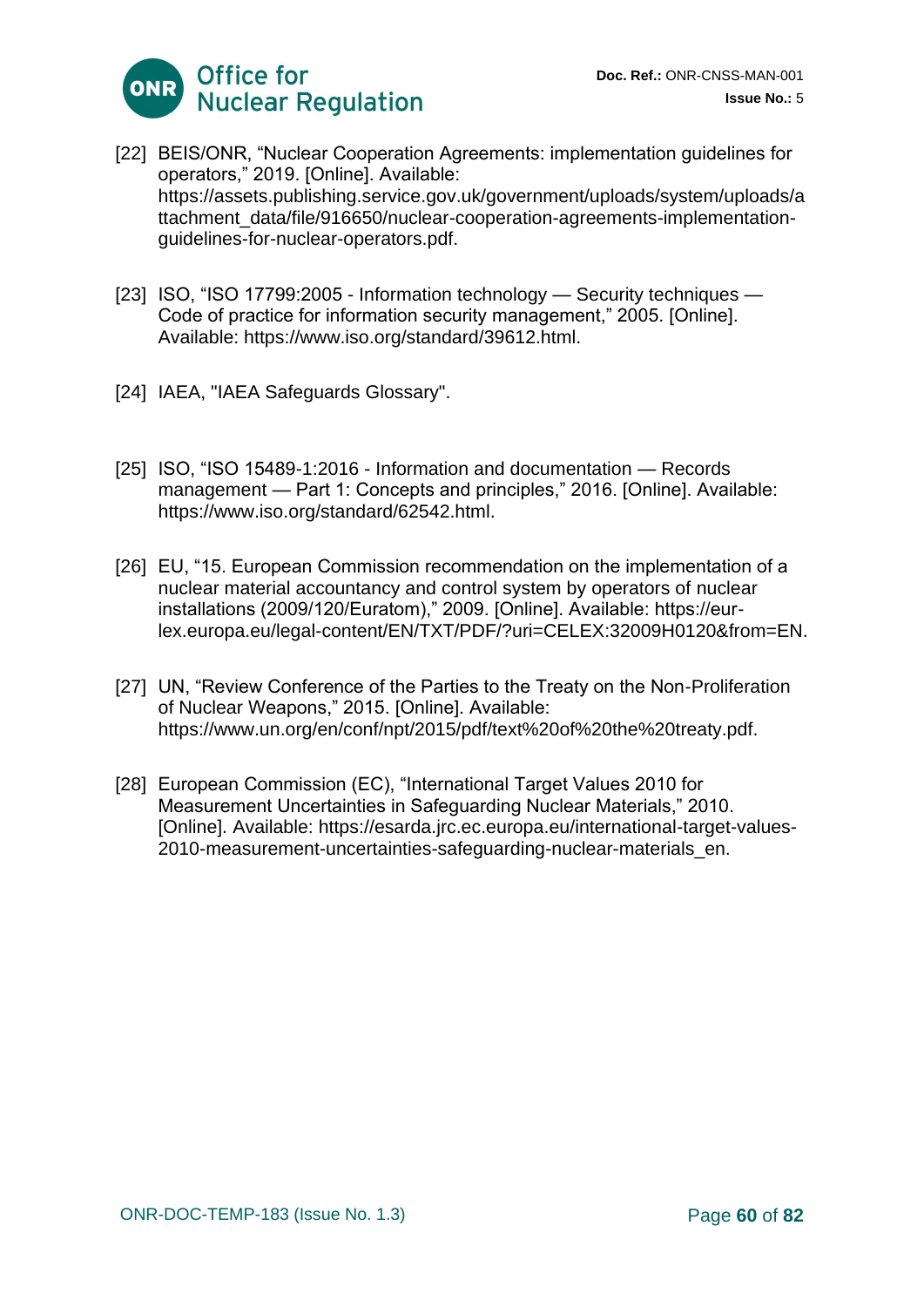[22] BEIS/ONR, "Nuclear Cooperation Agreements: implementation guidelines for operators," 2019. [Online]. Available: https://assets.publishing.service.gov.uk/government/uploads/system/uploads/attachment_data/file/916650/nuclear-cooperation-agreements-implementation-guidelines-for-nuclear-operators.pdf.

[23] ISO, "ISO 17799:2005 - Information technology — Security techniques — Code of practice for information security management," 2005. [Online]. Available: https://www.iso.org/standard/39612.html.

[24] IAEA, "IAEA Safeguards Glossary".

[25] ISO, "ISO 15489-1:2016 - Information and documentation — Records management — Part 1: Concepts and principles," 2016. [Online]. Available: https://www.iso.org/standard/62542.html.

[26] EU, "15. European Commission recommendation on the implementation of a nuclear material accountancy and control system by operators of nuclear installations (2009/120/Euratom)," 2009. [Online]. Available: https://eur-lex.europa.eu/legal-content/EN/TXT/PDF/?uri=CELEX:32009H0120&from=EN.

[27] UN, "Review Conference of the Parties to the Treaty on the Non-Proliferation of Nuclear Weapons," 2015. [Online]. Available: https://www.un.org/en/conf/npt/2015/pdf/text%20of%20the%20treaty.pdf.

[28] European Commission (EC), "International Target Values 2010 for Measurement Uncertainties in Safeguarding Nuclear Materials," 2010. [Online]. Available: https://esarda.jrc.ec.europa.eu/international-target-values-2010-measurement-uncertainties-safeguarding-nuclear-materials_en.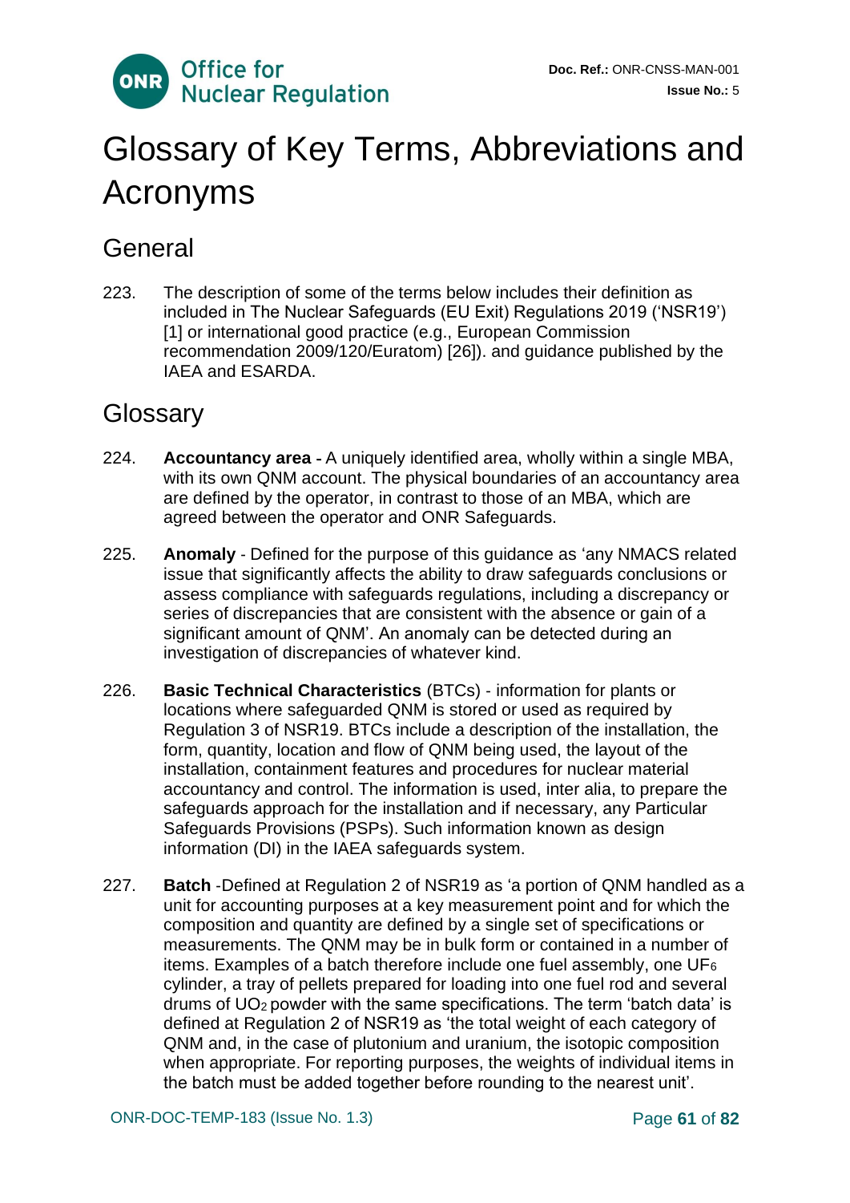# Glossary of Key Terms, Abbreviations and Acronyms

## General

223. The description of some of the terms below includes their definition as included in The Nuclear Safeguards (EU Exit) Regulations 2019 ('NSR19') [1] or international good practice (e.g., European Commission recommendation 2009/120/Euratom) [26]). and guidance published by the IAEA and ESARDA.

## Glossary

224. **Accountancy area** - A uniquely identified area, wholly within a single MBA, with its own QNM account. The physical boundaries of an accountancy area are defined by the operator, in contrast to those of an MBA, which are agreed between the operator and ONR Safeguards.

225. **Anomaly** - Defined for the purpose of this guidance as 'any NMACS related issue that significantly affects the ability to draw safeguards conclusions or assess compliance with safeguards regulations, including a discrepancy or series of discrepancies that are consistent with the absence or gain of a significant amount of QNM'. An anomaly can be detected during an investigation of discrepancies of whatever kind.

226. **Basic Technical Characteristics** (BTCs) - information for plants or locations where safeguarded QNM is stored or used as required by Regulation 3 of NSR19. BTCs include a description of the installation, the form, quantity, location and flow of QNM being used, the layout of the installation, containment features and procedures for nuclear material accountancy and control. The information is used, inter alia, to prepare the safeguards approach for the installation and if necessary, any Particular Safeguards Provisions (PSPs). Such information known as design information (DI) in the IAEA safeguards system.

227. **Batch** -Defined at Regulation 2 of NSR19 as 'a portion of QNM handled as a unit for accounting purposes at a key measurement point and for which the composition and quantity are defined by a single set of specifications or measurements. The QNM may be in bulk form or contained in a number of items. Examples of a batch therefore include one fuel assembly, one $UF_6$ cylinder, a tray of pellets prepared for loading into one fuel rod and several drums of $UO_2$ powder with the same specifications. The term 'batch data' is defined at Regulation 2 of NSR19 as 'the total weight of each category of QNM and, in the case of plutonium and uranium, the isotopic composition when appropriate. For reporting purposes, the weights of individual items in the batch must be added together before rounding to the nearest unit'.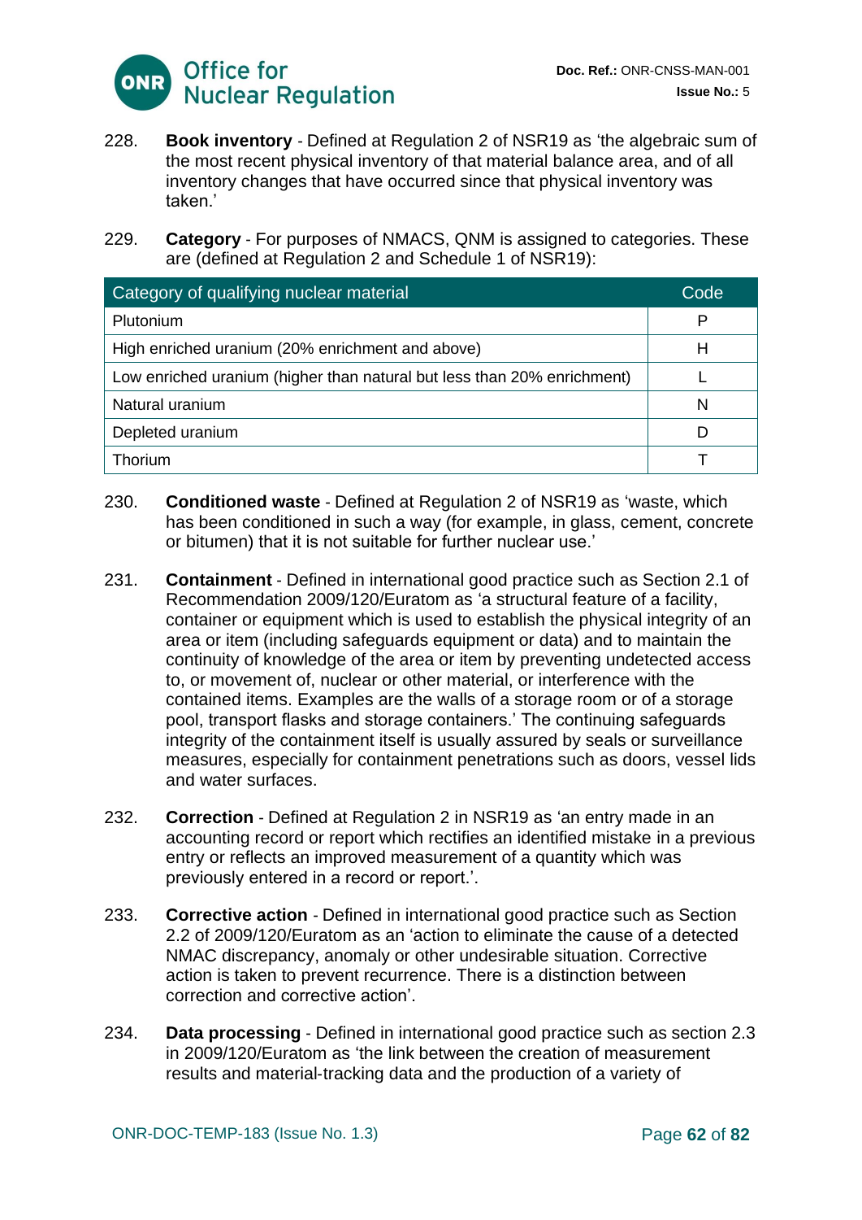228. **Book inventory** - Defined at Regulation 2 of NSR19 as 'the algebraic sum of the most recent physical inventory of that material balance area, and of all inventory changes that have occurred since that physical inventory was taken.'

229. **Category** - For purposes of NMACS, QNM is assigned to categories. These are (defined at Regulation 2 and Schedule 1 of NSR19):

| Category of qualifying nuclear material | Code |
|---|---|
| Plutonium | P |
| High enriched uranium (20% enrichment and above) | H |
| Low enriched uranium (higher than natural but less than 20% enrichment) | L |
| Natural uranium | N |
| Depleted uranium | D |
| Thorium | T |

230. **Conditioned waste** - Defined at Regulation 2 of NSR19 as 'waste, which has been conditioned in such a way (for example, in glass, cement, concrete or bitumen) that it is not suitable for further nuclear use.'

231. **Containment** - Defined in international good practice such as Section 2.1 of Recommendation 2009/120/Euratom as 'a structural feature of a facility, container or equipment which is used to establish the physical integrity of an area or item (including safeguards equipment or data) and to maintain the continuity of knowledge of the area or item by preventing undetected access to, or movement of, nuclear or other material, or interference with the contained items. Examples are the walls of a storage room or of a storage pool, transport flasks and storage containers.' The continuing safeguards integrity of the containment itself is usually assured by seals or surveillance measures, especially for containment penetrations such as doors, vessel lids and water surfaces.

232. **Correction** - Defined at Regulation 2 in NSR19 as 'an entry made in an accounting record or report which rectifies an identified mistake in a previous entry or reflects an improved measurement of a quantity which was previously entered in a record or report.'.

233. **Corrective action** - Defined in international good practice such as Section 2.2 of 2009/120/Euratom as an 'action to eliminate the cause of a detected NMAC discrepancy, anomaly or other undesirable situation. Corrective action is taken to prevent recurrence. There is a distinction between correction and corrective action'.

234. **Data processing** - Defined in international good practice such as section 2.3 in 2009/120/Euratom as 'the link between the creation of measurement results and material-tracking data and the production of a variety of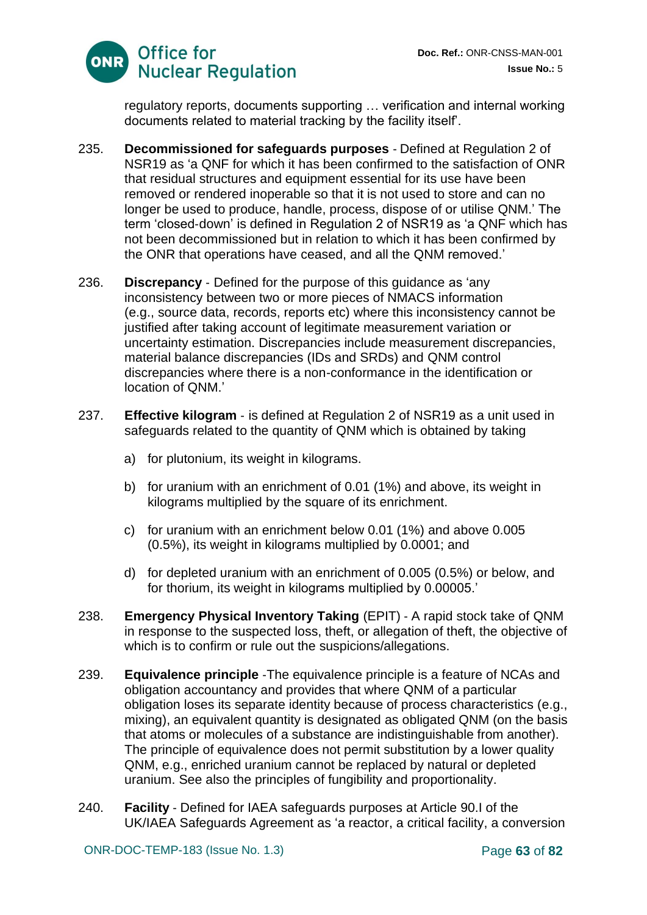regulatory reports, documents supporting … verification and internal working documents related to material tracking by the facility itself'.

235. **Decommissioned for safeguards purposes** - Defined at Regulation 2 of NSR19 as 'a QNF for which it has been confirmed to the satisfaction of ONR that residual structures and equipment essential for its use have been removed or rendered inoperable so that it is not used to store and can no longer be used to produce, handle, process, dispose of or utilise QNM.' The term 'closed-down' is defined in Regulation 2 of NSR19 as 'a QNF which has not been decommissioned but in relation to which it has been confirmed by the ONR that operations have ceased, and all the QNM removed.'

236. **Discrepancy** - Defined for the purpose of this guidance as 'any inconsistency between two or more pieces of NMACS information (e.g., source data, records, reports etc) where this inconsistency cannot be justified after taking account of legitimate measurement variation or uncertainty estimation. Discrepancies include measurement discrepancies, material balance discrepancies (IDs and SRDs) and QNM control discrepancies where there is a non-conformance in the identification or location of QNM.'

237. **Effective kilogram** - is defined at Regulation 2 of NSR19 as a unit used in safeguards related to the quantity of QNM which is obtained by taking

   a) for plutonium, its weight in kilograms.

   b) for uranium with an enrichment of 0.01 (1%) and above, its weight in kilograms multiplied by the square of its enrichment.

   c) for uranium with an enrichment below 0.01 (1%) and above 0.005 (0.5%), its weight in kilograms multiplied by 0.0001; and

   d) for depleted uranium with an enrichment of 0.005 (0.5%) or below, and for thorium, its weight in kilograms multiplied by 0.00005.'

238. **Emergency Physical Inventory Taking** (EPIT) - A rapid stock take of QNM in response to the suspected loss, theft, or allegation of theft, the objective of which is to confirm or rule out the suspicions/allegations.

239. **Equivalence principle** -The equivalence principle is a feature of NCAs and obligation accountancy and provides that where QNM of a particular obligation loses its separate identity because of process characteristics (e.g., mixing), an equivalent quantity is designated as obligated QNM (on the basis that atoms or molecules of a substance are indistinguishable from another). The principle of equivalence does not permit substitution by a lower quality QNM, e.g., enriched uranium cannot be replaced by natural or depleted uranium. See also the principles of fungibility and proportionality.

240. **Facility** - Defined for IAEA safeguards purposes at Article 90.I of the UK/IAEA Safeguards Agreement as 'a reactor, a critical facility, a conversion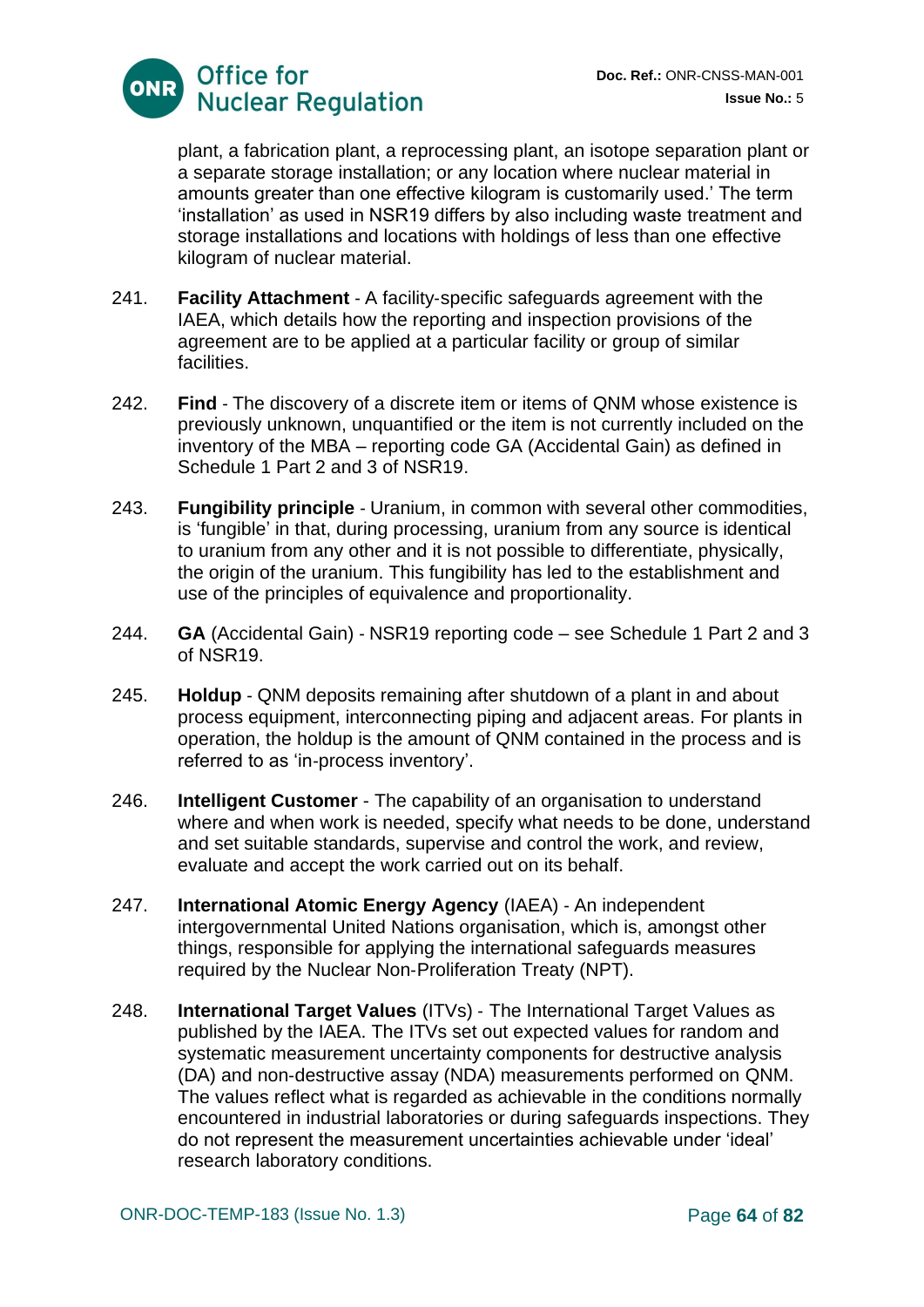plant, a fabrication plant, a reprocessing plant, an isotope separation plant or a separate storage installation; or any location where nuclear material in amounts greater than one effective kilogram is customarily used.' The term 'installation' as used in NSR19 differs by also including waste treatment and storage installations and locations with holdings of less than one effective kilogram of nuclear material.

241. **Facility Attachment** - A facility-specific safeguards agreement with the IAEA, which details how the reporting and inspection provisions of the agreement are to be applied at a particular facility or group of similar facilities.

242. **Find** - The discovery of a discrete item or items of QNM whose existence is previously unknown, unquantified or the item is not currently included on the inventory of the MBA – reporting code GA (Accidental Gain) as defined in Schedule 1 Part 2 and 3 of NSR19.

243. **Fungibility principle** - Uranium, in common with several other commodities, is 'fungible' in that, during processing, uranium from any source is identical to uranium from any other and it is not possible to differentiate, physically, the origin of the uranium. This fungibility has led to the establishment and use of the principles of equivalence and proportionality.

244. **GA** (Accidental Gain) - NSR19 reporting code – see Schedule 1 Part 2 and 3 of NSR19.

245. **Holdup** - QNM deposits remaining after shutdown of a plant in and about process equipment, interconnecting piping and adjacent areas. For plants in operation, the holdup is the amount of QNM contained in the process and is referred to as 'in-process inventory'.

246. **Intelligent Customer** - The capability of an organisation to understand where and when work is needed, specify what needs to be done, understand and set suitable standards, supervise and control the work, and review, evaluate and accept the work carried out on its behalf.

247. **International Atomic Energy Agency** (IAEA) - An independent intergovernmental United Nations organisation, which is, amongst other things, responsible for applying the international safeguards measures required by the Nuclear Non-Proliferation Treaty (NPT).

248. **International Target Values** (ITVs) - The International Target Values as published by the IAEA. The ITVs set out expected values for random and systematic measurement uncertainty components for destructive analysis (DA) and non-destructive assay (NDA) measurements performed on QNM. The values reflect what is regarded as achievable in the conditions normally encountered in industrial laboratories or during safeguards inspections. They do not represent the measurement uncertainties achievable under 'ideal' research laboratory conditions.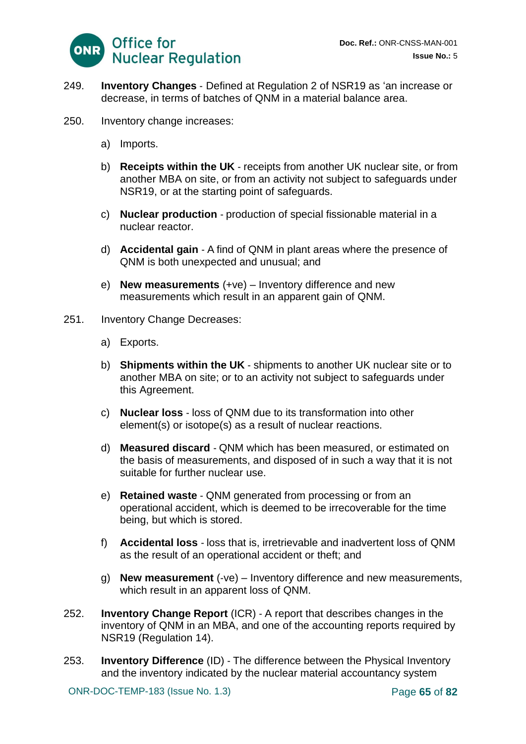249. **Inventory Changes** - Defined at Regulation 2 of NSR19 as 'an increase or decrease, in terms of batches of QNM in a material balance area.

250. Inventory change increases:

   a) Imports.

   b) **Receipts within the UK** - receipts from another UK nuclear site, or from another MBA on site, or from an activity not subject to safeguards under NSR19, or at the starting point of safeguards.

   c) **Nuclear production** - production of special fissionable material in a nuclear reactor.

   d) **Accidental gain** - A find of QNM in plant areas where the presence of QNM is both unexpected and unusual; and

   e) **New measurements** (+ve) – Inventory difference and new measurements which result in an apparent gain of QNM.

251. Inventory Change Decreases:

   a) Exports.

   b) **Shipments within the UK** - shipments to another UK nuclear site or to another MBA on site; or to an activity not subject to safeguards under this Agreement.

   c) **Nuclear loss** - loss of QNM due to its transformation into other element(s) or isotope(s) as a result of nuclear reactions.

   d) **Measured discard** - QNM which has been measured, or estimated on the basis of measurements, and disposed of in such a way that it is not suitable for further nuclear use.

   e) **Retained waste** - QNM generated from processing or from an operational accident, which is deemed to be irrecoverable for the time being, but which is stored.

   f) **Accidental loss** - loss that is, irretrievable and inadvertent loss of QNM as the result of an operational accident or theft; and

   g) **New measurement** (-ve) – Inventory difference and new measurements, which result in an apparent loss of QNM.

252. **Inventory Change Report** (ICR) - A report that describes changes in the inventory of QNM in an MBA, and one of the accounting reports required by NSR19 (Regulation 14).

253. **Inventory Difference** (ID) - The difference between the Physical Inventory and the inventory indicated by the nuclear material accountancy system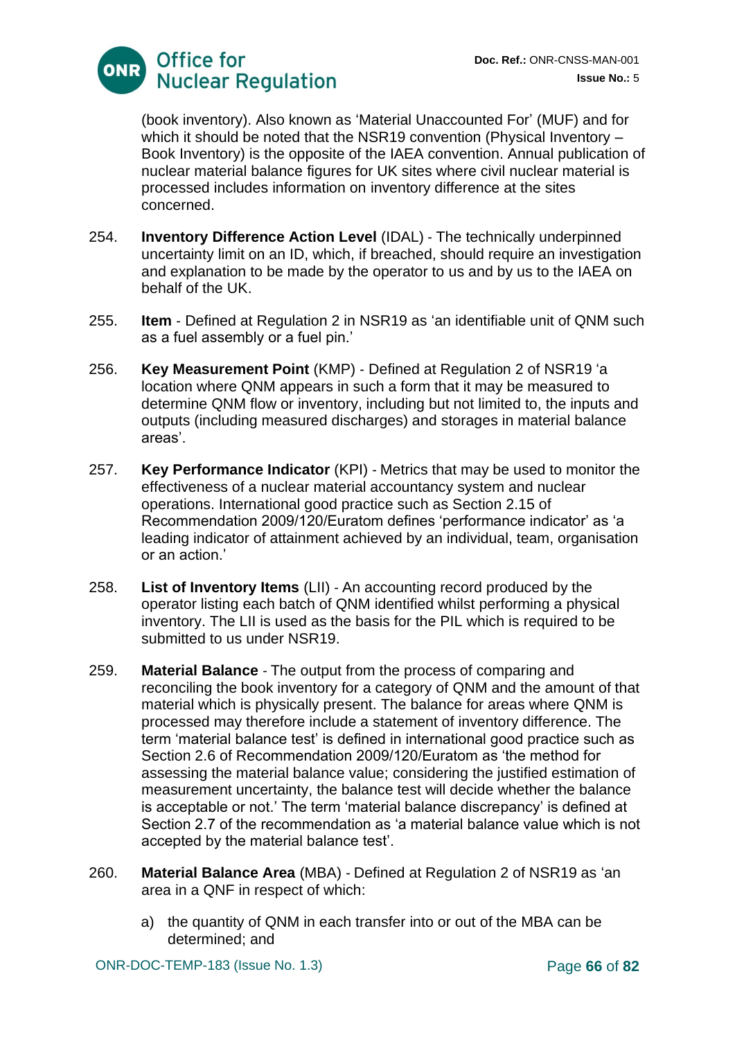(book inventory). Also known as 'Material Unaccounted For' (MUF) and for which it should be noted that the NSR19 convention (Physical Inventory – Book Inventory) is the opposite of the IAEA convention. Annual publication of nuclear material balance figures for UK sites where civil nuclear material is processed includes information on inventory difference at the sites concerned.

254. **Inventory Difference Action Level** (IDAL) - The technically underpinned uncertainty limit on an ID, which, if breached, should require an investigation and explanation to be made by the operator to us and by us to the IAEA on behalf of the UK.

255. **Item** - Defined at Regulation 2 in NSR19 as 'an identifiable unit of QNM such as a fuel assembly or a fuel pin.'

256. **Key Measurement Point** (KMP) - Defined at Regulation 2 of NSR19 'a location where QNM appears in such a form that it may be measured to determine QNM flow or inventory, including but not limited to, the inputs and outputs (including measured discharges) and storages in material balance areas'.

257. **Key Performance Indicator** (KPI) - Metrics that may be used to monitor the effectiveness of a nuclear material accountancy system and nuclear operations. International good practice such as Section 2.15 of Recommendation 2009/120/Euratom defines 'performance indicator' as 'a leading indicator of attainment achieved by an individual, team, organisation or an action.'

258. **List of Inventory Items** (LII) - An accounting record produced by the operator listing each batch of QNM identified whilst performing a physical inventory. The LII is used as the basis for the PIL which is required to be submitted to us under NSR19.

259. **Material Balance** - The output from the process of comparing and reconciling the book inventory for a category of QNM and the amount of that material which is physically present. The balance for areas where QNM is processed may therefore include a statement of inventory difference. The term 'material balance test' is defined in international good practice such as Section 2.6 of Recommendation 2009/120/Euratom as 'the method for assessing the material balance value; considering the justified estimation of measurement uncertainty, the balance test will decide whether the balance is acceptable or not.' The term 'material balance discrepancy' is defined at Section 2.7 of the recommendation as 'a material balance value which is not accepted by the material balance test'.

260. **Material Balance Area** (MBA) - Defined at Regulation 2 of NSR19 as 'an area in a QNF in respect of which:

   a) the quantity of QNM in each transfer into or out of the MBA can be determined; and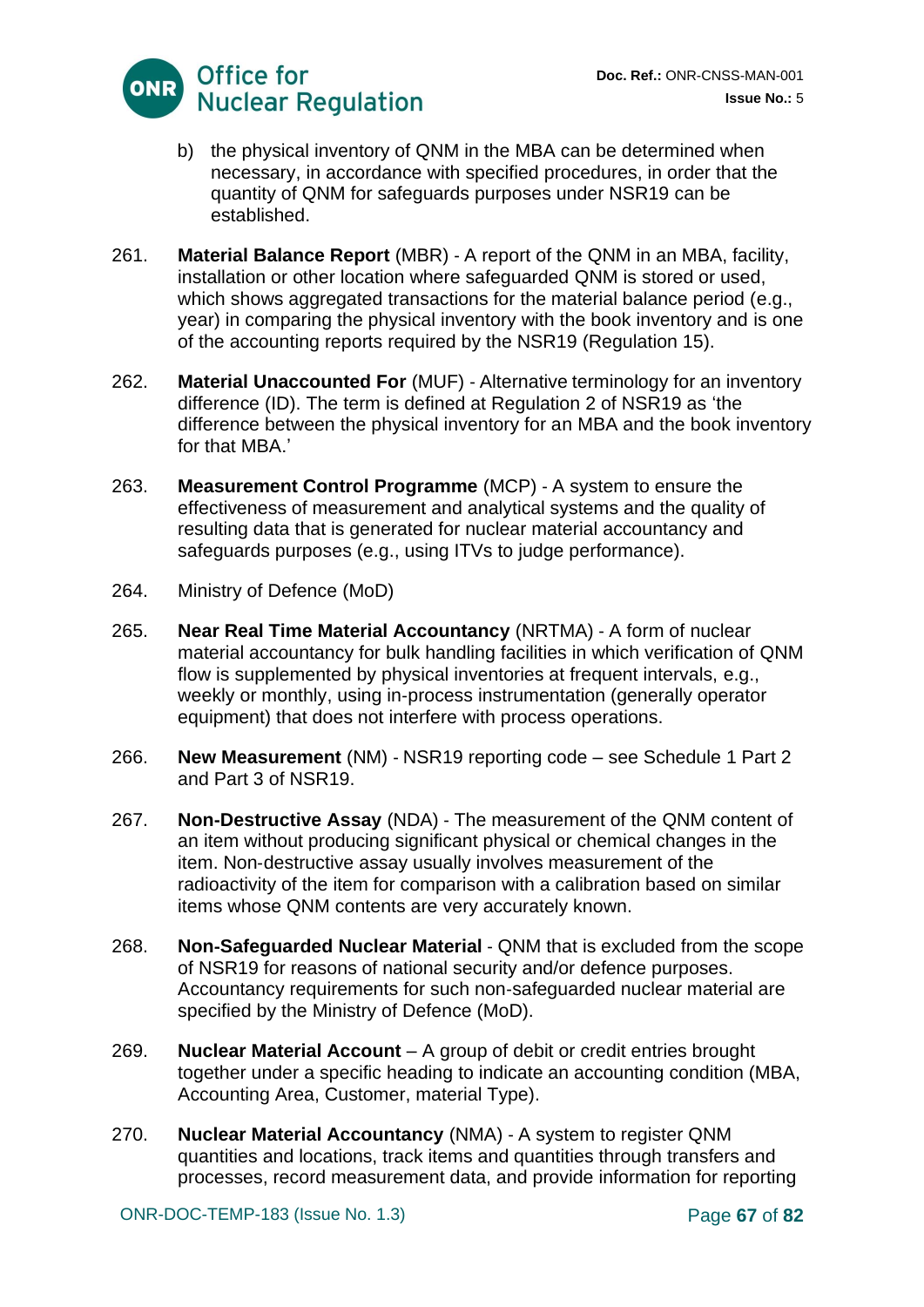b) the physical inventory of QNM in the MBA can be determined when necessary, in accordance with specified procedures, in order that the quantity of QNM for safeguards purposes under NSR19 can be established.

261. **Material Balance Report** (MBR) - A report of the QNM in an MBA, facility, installation or other location where safeguarded QNM is stored or used, which shows aggregated transactions for the material balance period (e.g., year) in comparing the physical inventory with the book inventory and is one of the accounting reports required by the NSR19 (Regulation 15).

262. **Material Unaccounted For** (MUF) - Alternative terminology for an inventory difference (ID). The term is defined at Regulation 2 of NSR19 as 'the difference between the physical inventory for an MBA and the book inventory for that MBA.'

263. **Measurement Control Programme** (MCP) - A system to ensure the effectiveness of measurement and analytical systems and the quality of resulting data that is generated for nuclear material accountancy and safeguards purposes (e.g., using ITVs to judge performance).

264. Ministry of Defence (MoD)

265. **Near Real Time Material Accountancy** (NRTMA) - A form of nuclear material accountancy for bulk handling facilities in which verification of QNM flow is supplemented by physical inventories at frequent intervals, e.g., weekly or monthly, using in-process instrumentation (generally operator equipment) that does not interfere with process operations.

266. **New Measurement** (NM) - NSR19 reporting code – see Schedule 1 Part 2 and Part 3 of NSR19.

267. **Non-Destructive Assay** (NDA) - The measurement of the QNM content of an item without producing significant physical or chemical changes in the item. Non-destructive assay usually involves measurement of the radioactivity of the item for comparison with a calibration based on similar items whose QNM contents are very accurately known.

268. **Non-Safeguarded Nuclear Material** - QNM that is excluded from the scope of NSR19 for reasons of national security and/or defence purposes. Accountancy requirements for such non-safeguarded nuclear material are specified by the Ministry of Defence (MoD).

269. **Nuclear Material Account** – A group of debit or credit entries brought together under a specific heading to indicate an accounting condition (MBA, Accounting Area, Customer, material Type).

270. **Nuclear Material Accountancy** (NMA) - A system to register QNM quantities and locations, track items and quantities through transfers and processes, record measurement data, and provide information for reporting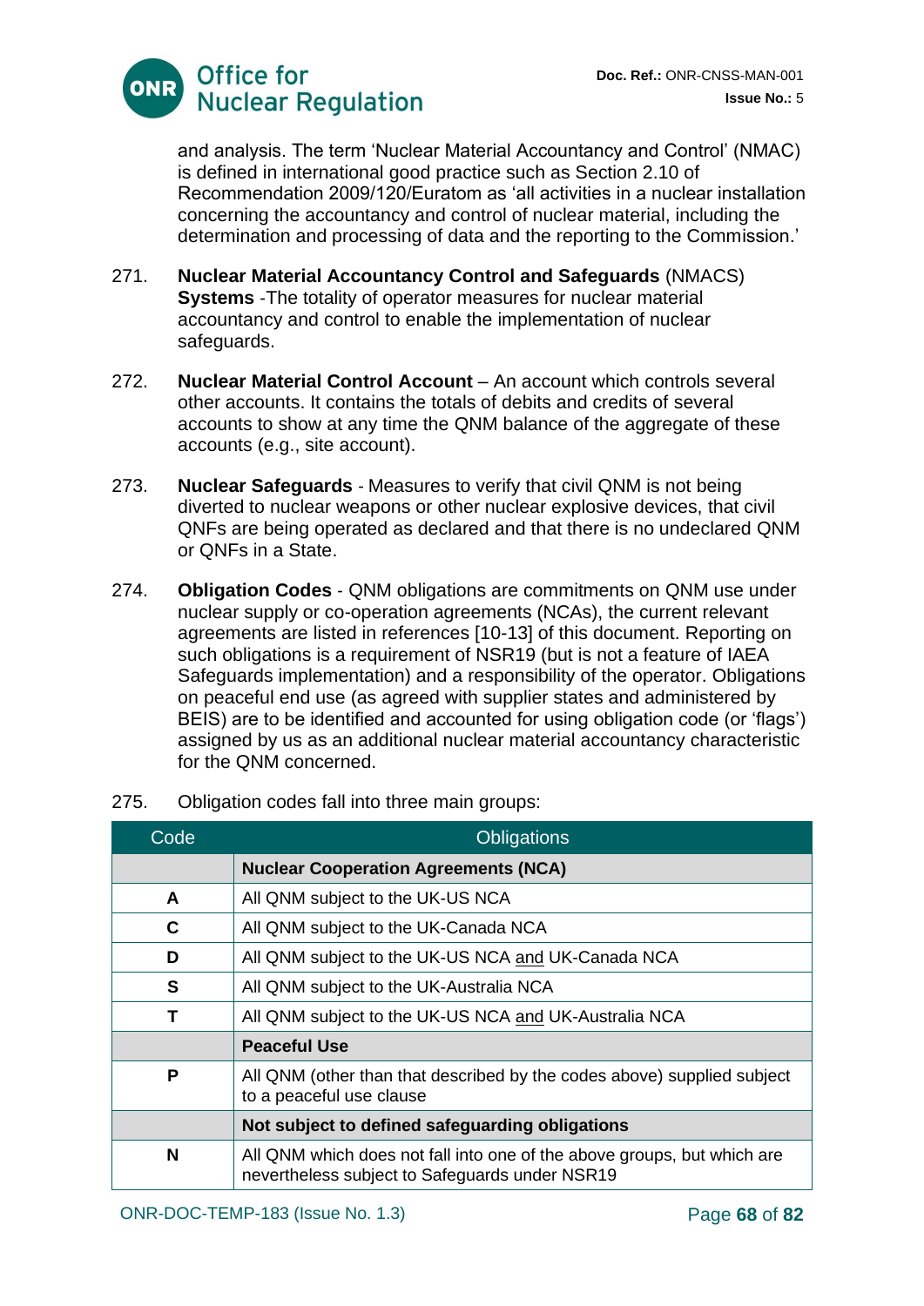and analysis. The term 'Nuclear Material Accountancy and Control' (NMAC) is defined in international good practice such as Section 2.10 of Recommendation 2009/120/Euratom as 'all activities in a nuclear installation concerning the accountancy and control of nuclear material, including the determination and processing of data and the reporting to the Commission.'

271. **Nuclear Material Accountancy Control and Safeguards** (NMACS) **Systems** -The totality of operator measures for nuclear material accountancy and control to enable the implementation of nuclear safeguards.

272. **Nuclear Material Control Account** – An account which controls several other accounts. It contains the totals of debits and credits of several accounts to show at any time the QNM balance of the aggregate of these accounts (e.g., site account).

273. **Nuclear Safeguards** - Measures to verify that civil QNM is not being diverted to nuclear weapons or other nuclear explosive devices, that civil QNFs are being operated as declared and that there is no undeclared QNM or QNFs in a State.

274. **Obligation Codes** - QNM obligations are commitments on QNM use under nuclear supply or co-operation agreements (NCAs), the current relevant agreements are listed in references [10-13] of this document. Reporting on such obligations is a requirement of NSR19 (but is not a feature of IAEA Safeguards implementation) and a responsibility of the operator. Obligations on peaceful end use (as agreed with supplier states and administered by BEIS) are to be identified and accounted for using obligation code (or 'flags') assigned by us as an additional nuclear material accountancy characteristic for the QNM concerned.

275. Obligation codes fall into three main groups:

| Code | Obligations |
|---|---|
| | **Nuclear Cooperation Agreements (NCA)** |
| **A** | All QNM subject to the UK-US NCA |
| **C** | All QNM subject to the UK-Canada NCA |
| **D** | All QNM subject to the UK-US NCA and UK-Canada NCA |
| **S** | All QNM subject to the UK-Australia NCA |
| **T** | All QNM subject to the UK-US NCA and UK-Australia NCA |
| | **Peaceful Use** |
| **P** | All QNM (other than that described by the codes above) supplied subject to a peaceful use clause |
| | **Not subject to defined safeguarding obligations** |
| **N** | All QNM which does not fall into one of the above groups, but which are nevertheless subject to Safeguards under NSR19 |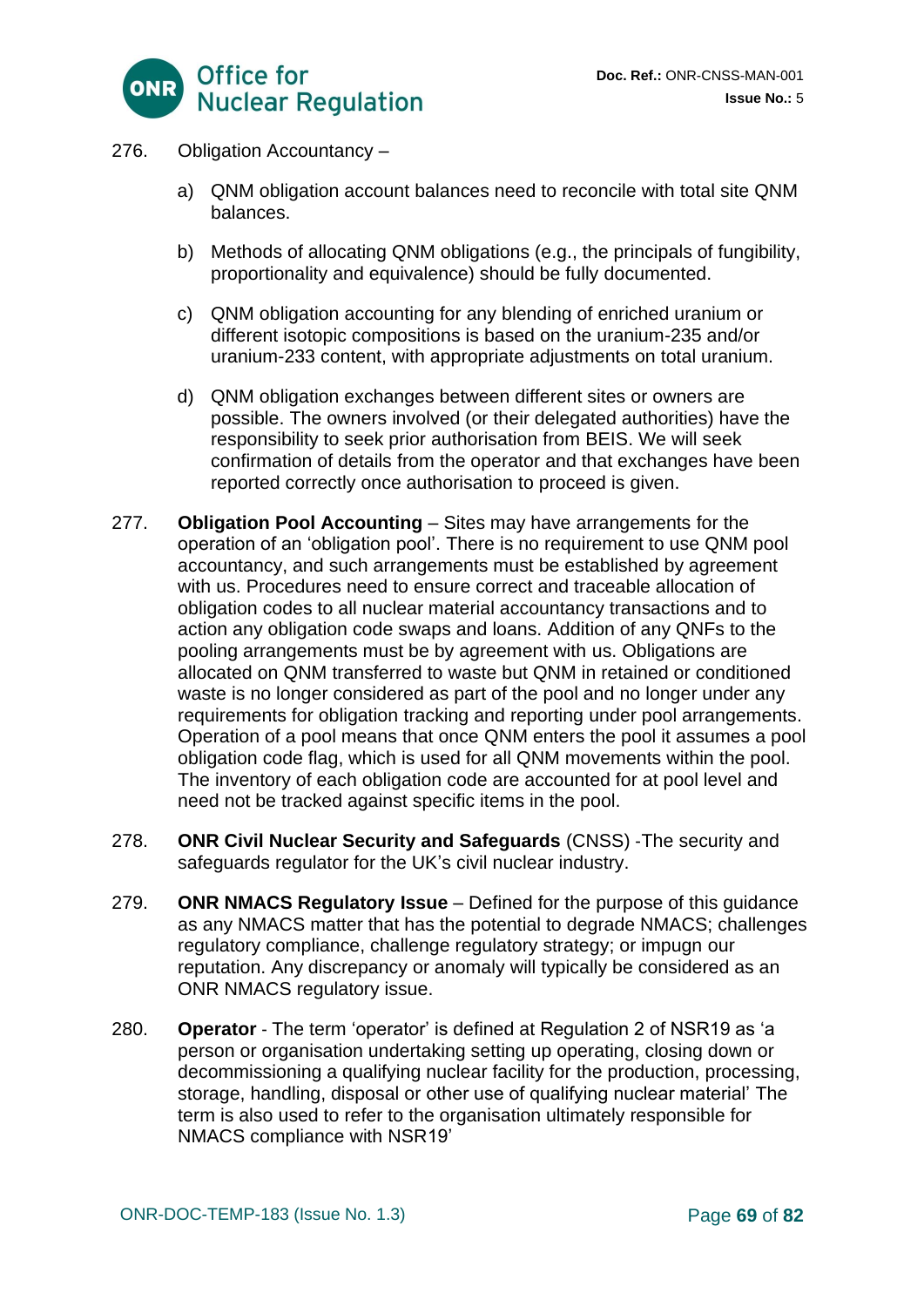276. Obligation Accountancy –

   a) QNM obligation account balances need to reconcile with total site QNM balances.

   b) Methods of allocating QNM obligations (e.g., the principals of fungibility, proportionality and equivalence) should be fully documented.

   c) QNM obligation accounting for any blending of enriched uranium or different isotopic compositions is based on the uranium-235 and/or uranium-233 content, with appropriate adjustments on total uranium.

   d) QNM obligation exchanges between different sites or owners are possible. The owners involved (or their delegated authorities) have the responsibility to seek prior authorisation from BEIS. We will seek confirmation of details from the operator and that exchanges have been reported correctly once authorisation to proceed is given.

277. **Obligation Pool Accounting** – Sites may have arrangements for the operation of an 'obligation pool'. There is no requirement to use QNM pool accountancy, and such arrangements must be established by agreement with us. Procedures need to ensure correct and traceable allocation of obligation codes to all nuclear material accountancy transactions and to action any obligation code swaps and loans. Addition of any QNFs to the pooling arrangements must be by agreement with us. Obligations are allocated on QNM transferred to waste but QNM in retained or conditioned waste is no longer considered as part of the pool and no longer under any requirements for obligation tracking and reporting under pool arrangements. Operation of a pool means that once QNM enters the pool it assumes a pool obligation code flag, which is used for all QNM movements within the pool. The inventory of each obligation code are accounted for at pool level and need not be tracked against specific items in the pool.

278. **ONR Civil Nuclear Security and Safeguards** (CNSS) -The security and safeguards regulator for the UK's civil nuclear industry.

279. **ONR NMACS Regulatory Issue** – Defined for the purpose of this guidance as any NMACS matter that has the potential to degrade NMACS; challenges regulatory compliance, challenge regulatory strategy; or impugn our reputation. Any discrepancy or anomaly will typically be considered as an ONR NMACS regulatory issue.

280. **Operator** - The term 'operator' is defined at Regulation 2 of NSR19 as 'a person or organisation undertaking setting up operating, closing down or decommissioning a qualifying nuclear facility for the production, processing, storage, handling, disposal or other use of qualifying nuclear material' The term is also used to refer to the organisation ultimately responsible for NMACS compliance with NSR19'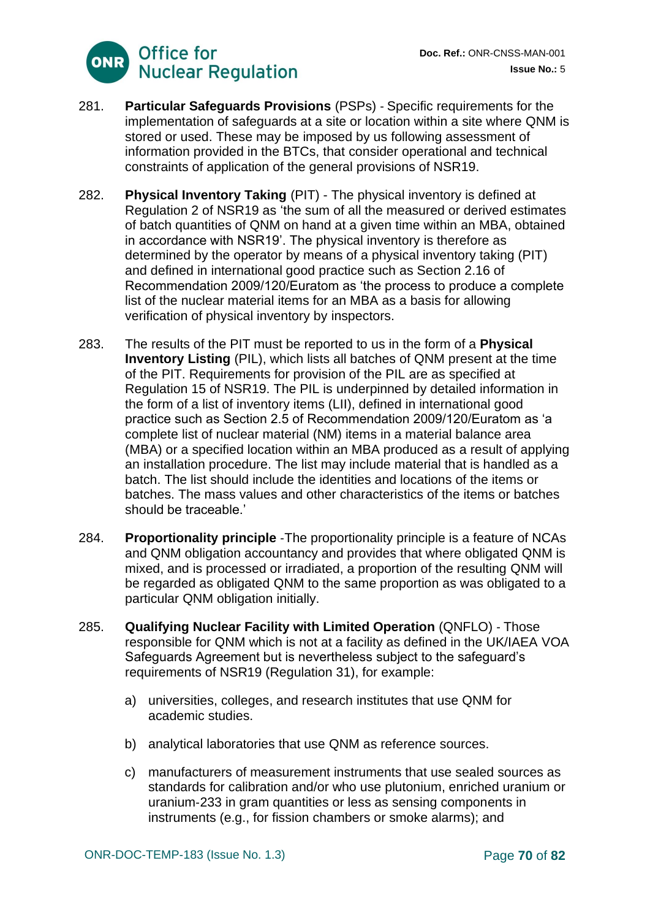281. **Particular Safeguards Provisions** (PSPs) - Specific requirements for the implementation of safeguards at a site or location within a site where QNM is stored or used. These may be imposed by us following assessment of information provided in the BTCs, that consider operational and technical constraints of application of the general provisions of NSR19.

282. **Physical Inventory Taking** (PIT) - The physical inventory is defined at Regulation 2 of NSR19 as 'the sum of all the measured or derived estimates of batch quantities of QNM on hand at a given time within an MBA, obtained in accordance with NSR19'. The physical inventory is therefore as determined by the operator by means of a physical inventory taking (PIT) and defined in international good practice such as Section 2.16 of Recommendation 2009/120/Euratom as 'the process to produce a complete list of the nuclear material items for an MBA as a basis for allowing verification of physical inventory by inspectors.

283. The results of the PIT must be reported to us in the form of a **Physical Inventory Listing** (PIL), which lists all batches of QNM present at the time of the PIT. Requirements for provision of the PIL are as specified at Regulation 15 of NSR19. The PIL is underpinned by detailed information in the form of a list of inventory items (LII), defined in international good practice such as Section 2.5 of Recommendation 2009/120/Euratom as 'a complete list of nuclear material (NM) items in a material balance area (MBA) or a specified location within an MBA produced as a result of applying an installation procedure. The list may include material that is handled as a batch. The list should include the identities and locations of the items or batches. The mass values and other characteristics of the items or batches should be traceable.'

284. **Proportionality principle** -The proportionality principle is a feature of NCAs and QNM obligation accountancy and provides that where obligated QNM is mixed, and is processed or irradiated, a proportion of the resulting QNM will be regarded as obligated QNM to the same proportion as was obligated to a particular QNM obligation initially.

285. **Qualifying Nuclear Facility with Limited Operation** (QNFLO) - Those responsible for QNM which is not at a facility as defined in the UK/IAEA VOA Safeguards Agreement but is nevertheless subject to the safeguard's requirements of NSR19 (Regulation 31), for example:

    a) universities, colleges, and research institutes that use QNM for academic studies.

    b) analytical laboratories that use QNM as reference sources.

    c) manufacturers of measurement instruments that use sealed sources as standards for calibration and/or who use plutonium, enriched uranium or uranium-233 in gram quantities or less as sensing components in instruments (e.g., for fission chambers or smoke alarms); and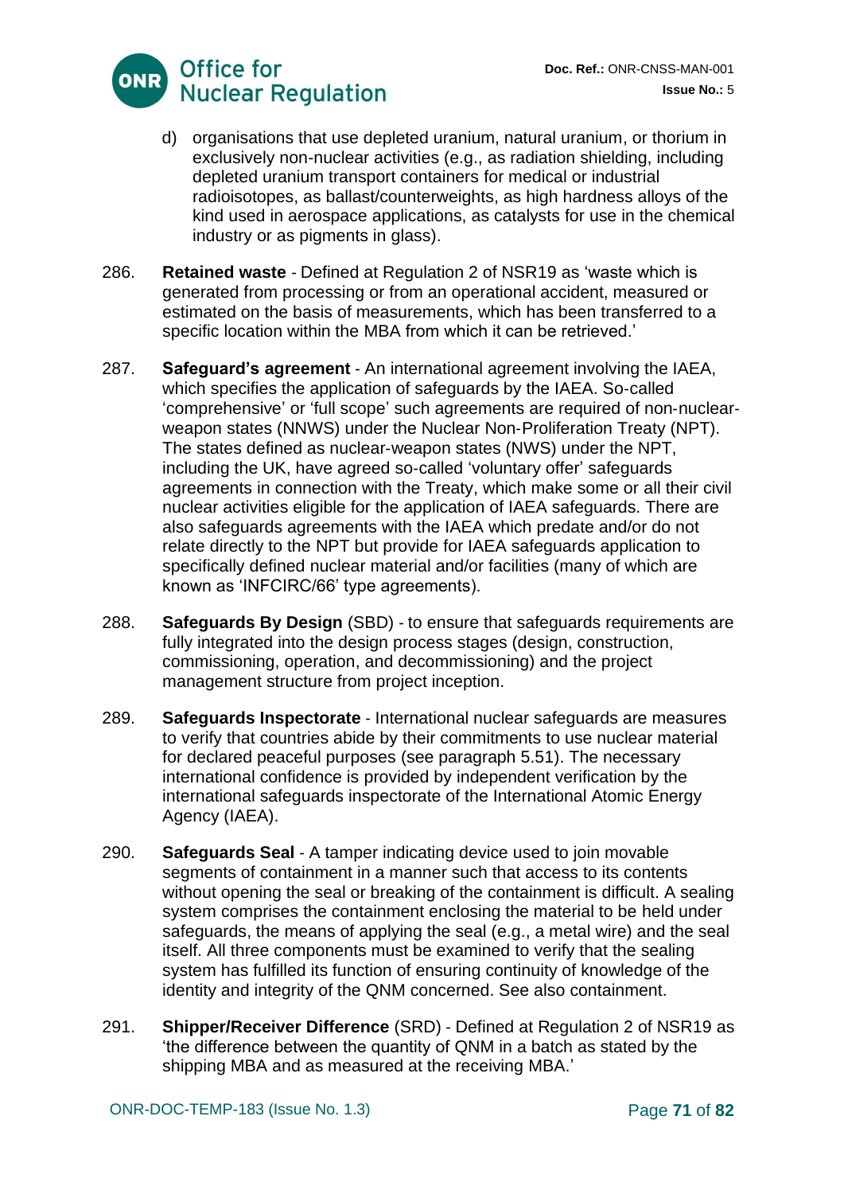d) organisations that use depleted uranium, natural uranium, or thorium in exclusively non-nuclear activities (e.g., as radiation shielding, including depleted uranium transport containers for medical or industrial radioisotopes, as ballast/counterweights, as high hardness alloys of the kind used in aerospace applications, as catalysts for use in the chemical industry or as pigments in glass).

286. **Retained waste** - Defined at Regulation 2 of NSR19 as 'waste which is generated from processing or from an operational accident, measured or estimated on the basis of measurements, which has been transferred to a specific location within the MBA from which it can be retrieved.'

287. **Safeguard's agreement** - An international agreement involving the IAEA, which specifies the application of safeguards by the IAEA. So-called 'comprehensive' or 'full scope' such agreements are required of non-nuclear-weapon states (NNWS) under the Nuclear Non-Proliferation Treaty (NPT). The states defined as nuclear-weapon states (NWS) under the NPT, including the UK, have agreed so-called 'voluntary offer' safeguards agreements in connection with the Treaty, which make some or all their civil nuclear activities eligible for the application of IAEA safeguards. There are also safeguards agreements with the IAEA which predate and/or do not relate directly to the NPT but provide for IAEA safeguards application to specifically defined nuclear material and/or facilities (many of which are known as 'INFCIRC/66' type agreements).

288. **Safeguards By Design** (SBD) - to ensure that safeguards requirements are fully integrated into the design process stages (design, construction, commissioning, operation, and decommissioning) and the project management structure from project inception.

289. **Safeguards Inspectorate** - International nuclear safeguards are measures to verify that countries abide by their commitments to use nuclear material for declared peaceful purposes (see paragraph 5.51). The necessary international confidence is provided by independent verification by the international safeguards inspectorate of the International Atomic Energy Agency (IAEA).

290. **Safeguards Seal** - A tamper indicating device used to join movable segments of containment in a manner such that access to its contents without opening the seal or breaking of the containment is difficult. A sealing system comprises the containment enclosing the material to be held under safeguards, the means of applying the seal (e.g., a metal wire) and the seal itself. All three components must be examined to verify that the sealing system has fulfilled its function of ensuring continuity of knowledge of the identity and integrity of the QNM concerned. See also containment.

291. **Shipper/Receiver Difference** (SRD) - Defined at Regulation 2 of NSR19 as 'the difference between the quantity of QNM in a batch as stated by the shipping MBA and as measured at the receiving MBA.'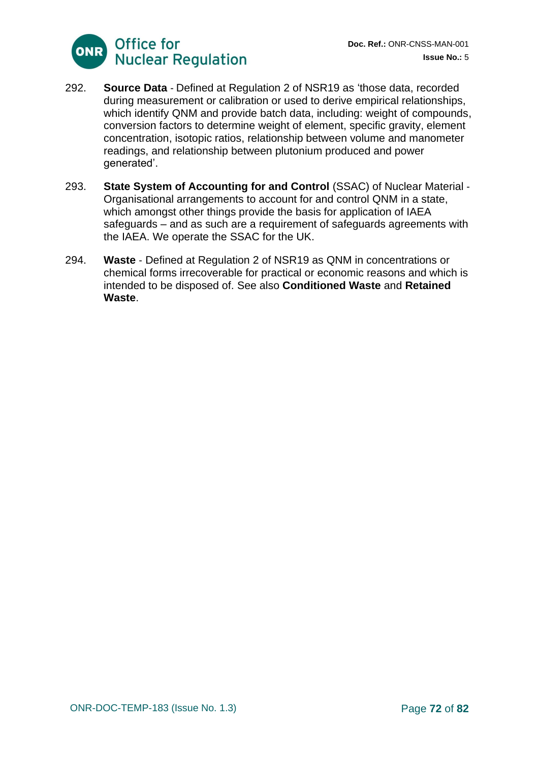292. **Source Data** - Defined at Regulation 2 of NSR19 as 'those data, recorded during measurement or calibration or used to derive empirical relationships, which identify QNM and provide batch data, including: weight of compounds, conversion factors to determine weight of element, specific gravity, element concentration, isotopic ratios, relationship between volume and manometer readings, and relationship between plutonium produced and power generated'.

293. **State System of Accounting for and Control** (SSAC) of Nuclear Material - Organisational arrangements to account for and control QNM in a state, which amongst other things provide the basis for application of IAEA safeguards – and as such are a requirement of safeguards agreements with the IAEA. We operate the SSAC for the UK.

294. **Waste** - Defined at Regulation 2 of NSR19 as QNM in concentrations or chemical forms irrecoverable for practical or economic reasons and which is intended to be disposed of. See also **Conditioned Waste** and **Retained Waste**.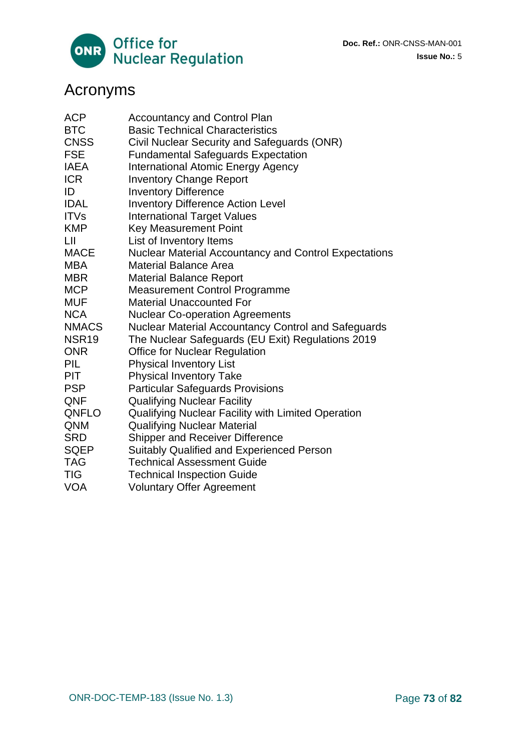# Acronyms

| | |
|---|---|
| ACP | Accountancy and Control Plan |
| BTC | Basic Technical Characteristics |
| CNSS | Civil Nuclear Security and Safeguards (ONR) |
| FSE | Fundamental Safeguards Expectation |
| IAEA | International Atomic Energy Agency |
| ICR | Inventory Change Report |
| ID | Inventory Difference |
| IDAL | Inventory Difference Action Level |
| ITVs | International Target Values |
| KMP | Key Measurement Point |
| LII | List of Inventory Items |
| MACE | Nuclear Material Accountancy and Control Expectations |
| MBA | Material Balance Area |
| MBR | Material Balance Report |
| MCP | Measurement Control Programme |
| MUF | Material Unaccounted For |
| NCA | Nuclear Co-operation Agreements |
| NMACS | Nuclear Material Accountancy Control and Safeguards |
| NSR19 | The Nuclear Safeguards (EU Exit) Regulations 2019 |
| ONR | Office for Nuclear Regulation |
| PIL | Physical Inventory List |
| PIT | Physical Inventory Take |
| PSP | Particular Safeguards Provisions |
| QNF | Qualifying Nuclear Facility |
| QNFLO | Qualifying Nuclear Facility with Limited Operation |
| QNM | Qualifying Nuclear Material |
| SRD | Shipper and Receiver Difference |
| SQEP | Suitably Qualified and Experienced Person |
| TAG | Technical Assessment Guide |
| TIG | Technical Inspection Guide |
| VOA | Voluntary Offer Agreement |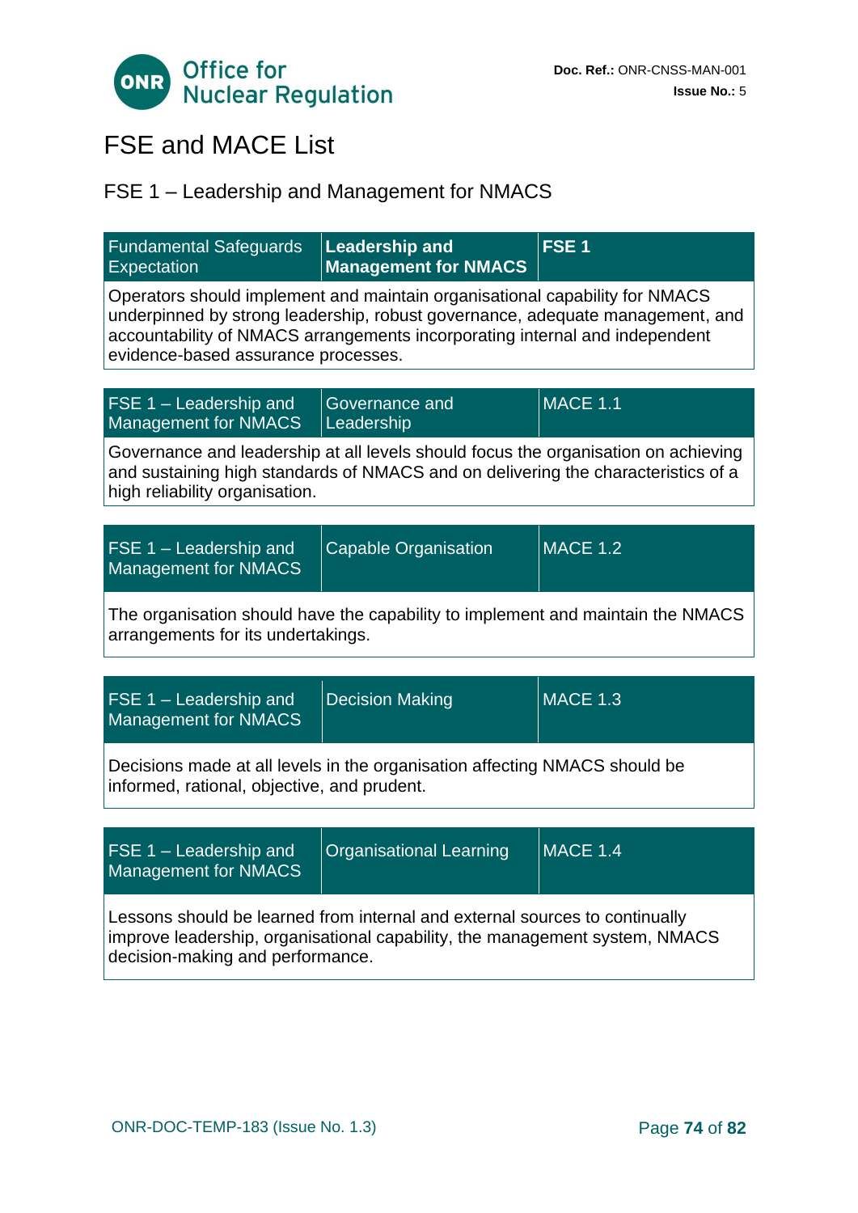# FSE and MACE List

## FSE 1 – Leadership and Management for NMACS

| Fundamental Safeguards Expectation | **Leadership and Management for NMACS** | **FSE 1** |
|---|---|---|
| Operators should implement and maintain organisational capability for NMACS underpinned by strong leadership, robust governance, adequate management, and accountability of NMACS arrangements incorporating internal and independent evidence-based assurance processes. | | |

| FSE 1 – Leadership and Management for NMACS | Governance and Leadership | MACE 1.1 |
|---|---|---|
| Governance and leadership at all levels should focus the organisation on achieving and sustaining high standards of NMACS and on delivering the characteristics of a high reliability organisation. | | |

| FSE 1 – Leadership and Management for NMACS | Capable Organisation | MACE 1.2 |
|---|---|---|
| The organisation should have the capability to implement and maintain the NMACS arrangements for its undertakings. | | |

| FSE 1 – Leadership and Management for NMACS | Decision Making | MACE 1.3 |
|---|---|---|
| Decisions made at all levels in the organisation affecting NMACS should be informed, rational, objective, and prudent. | | |

| FSE 1 – Leadership and Management for NMACS | Organisational Learning | MACE 1.4 |
|---|---|---|
| Lessons should be learned from internal and external sources to continually improve leadership, organisational capability, the management system, NMACS decision-making and performance. | | |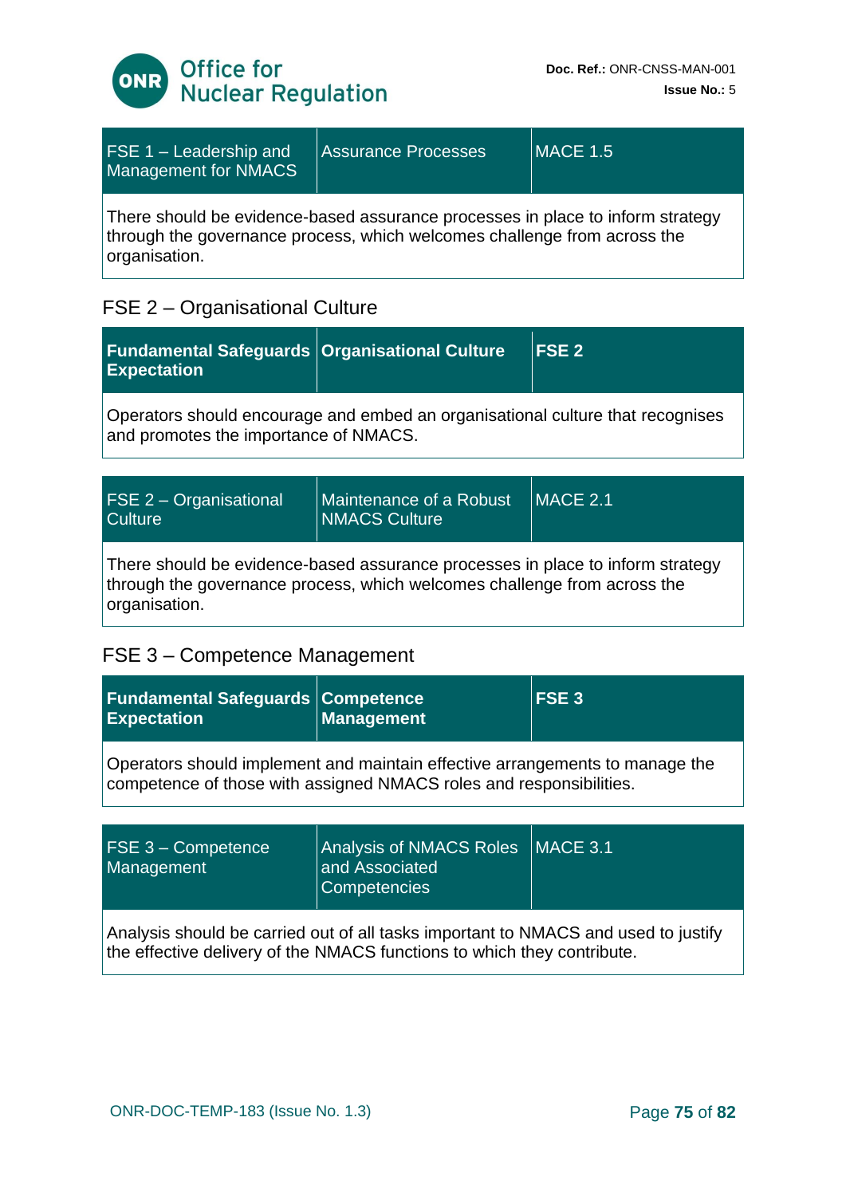| FSE 1 – Leadership and Management for NMACS | Assurance Processes | MACE 1.5 |
|---|---|---|
| There should be evidence-based assurance processes in place to inform strategy through the governance process, which welcomes challenge from across the organisation. | | |

## FSE 2 – Organisational Culture

| **Fundamental Safeguards Expectation** | **Organisational Culture** | **FSE 2** |
|---|---|---|
| Operators should encourage and embed an organisational culture that recognises and promotes the importance of NMACS. | | |

| FSE 2 – Organisational Culture | Maintenance of a Robust NMACS Culture | MACE 2.1 |
|---|---|---|
| There should be evidence-based assurance processes in place to inform strategy through the governance process, which welcomes challenge from across the organisation. | | |

## FSE 3 – Competence Management

| **Fundamental Safeguards Expectation** | **Competence Management** | **FSE 3** |
|---|---|---|
| Operators should implement and maintain effective arrangements to manage the competence of those with assigned NMACS roles and responsibilities. | | |

| FSE 3 – Competence Management | Analysis of NMACS Roles and Associated Competencies | MACE 3.1 |
|---|---|---|
| Analysis should be carried out of all tasks important to NMACS and used to justify the effective delivery of the NMACS functions to which they contribute. | | |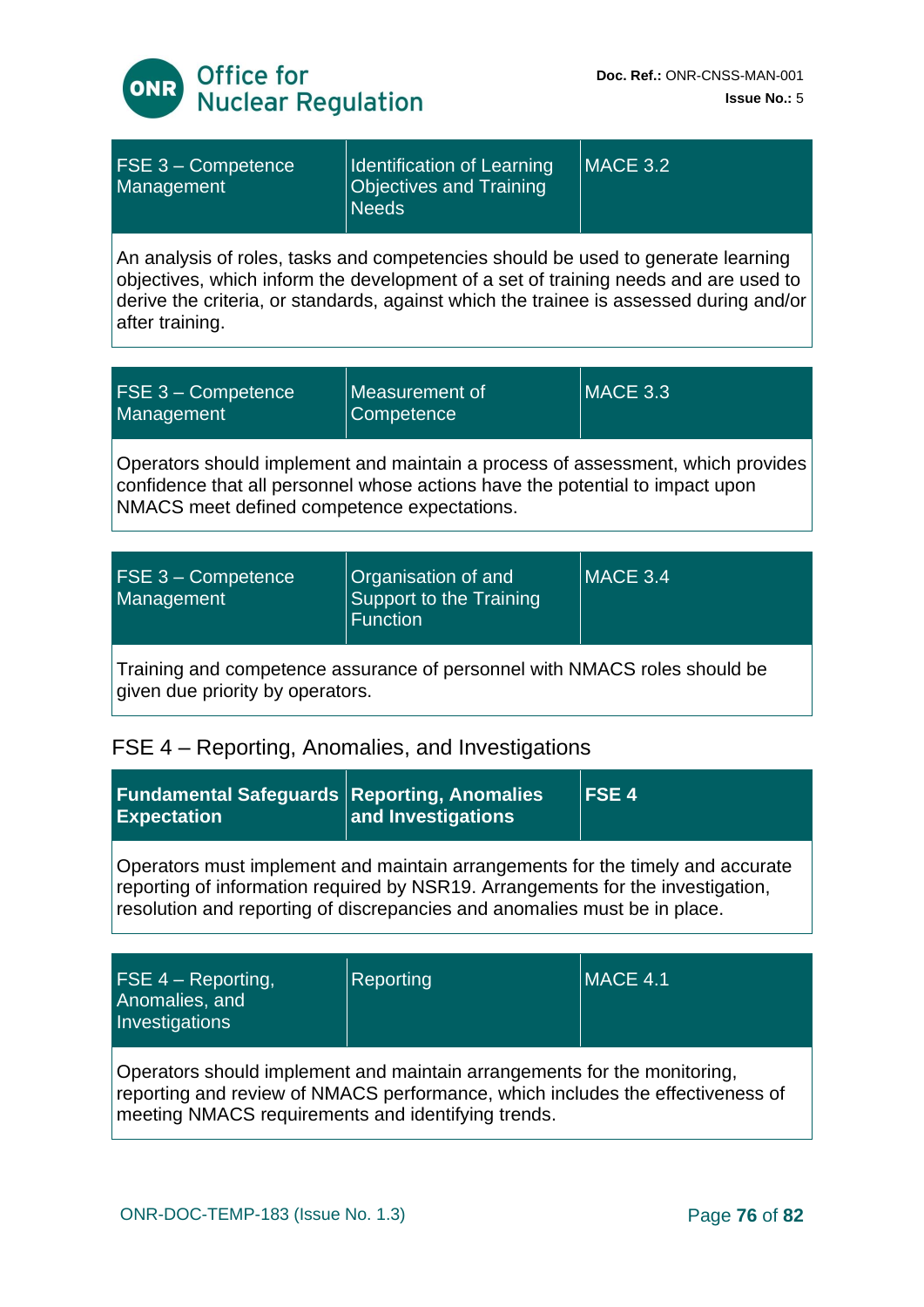| FSE 3 – Competence Management | Identification of Learning Objectives and Training Needs | MACE 3.2 |
|---|---|---|
| An analysis of roles, tasks and competencies should be used to generate learning objectives, which inform the development of a set of training needs and are used to derive the criteria, or standards, against which the trainee is assessed during and/or after training. | | |

| FSE 3 – Competence Management | Measurement of Competence | MACE 3.3 |
|---|---|---|
| Operators should implement and maintain a process of assessment, which provides confidence that all personnel whose actions have the potential to impact upon NMACS meet defined competence expectations. | | |

| FSE 3 – Competence Management | Organisation of and Support to the Training Function | MACE 3.4 |
|---|---|---|
| Training and competence assurance of personnel with NMACS roles should be given due priority by operators. | | |

## FSE 4 – Reporting, Anomalies, and Investigations

| **Fundamental Safeguards Expectation** | **Reporting, Anomalies and Investigations** | **FSE 4** |
|---|---|---|
| Operators must implement and maintain arrangements for the timely and accurate reporting of information required by NSR19. Arrangements for the investigation, resolution and reporting of discrepancies and anomalies must be in place. | | |

| FSE 4 – Reporting, Anomalies, and Investigations | Reporting | MACE 4.1 |
|---|---|---|
| Operators should implement and maintain arrangements for the monitoring, reporting and review of NMACS performance, which includes the effectiveness of meeting NMACS requirements and identifying trends. | | |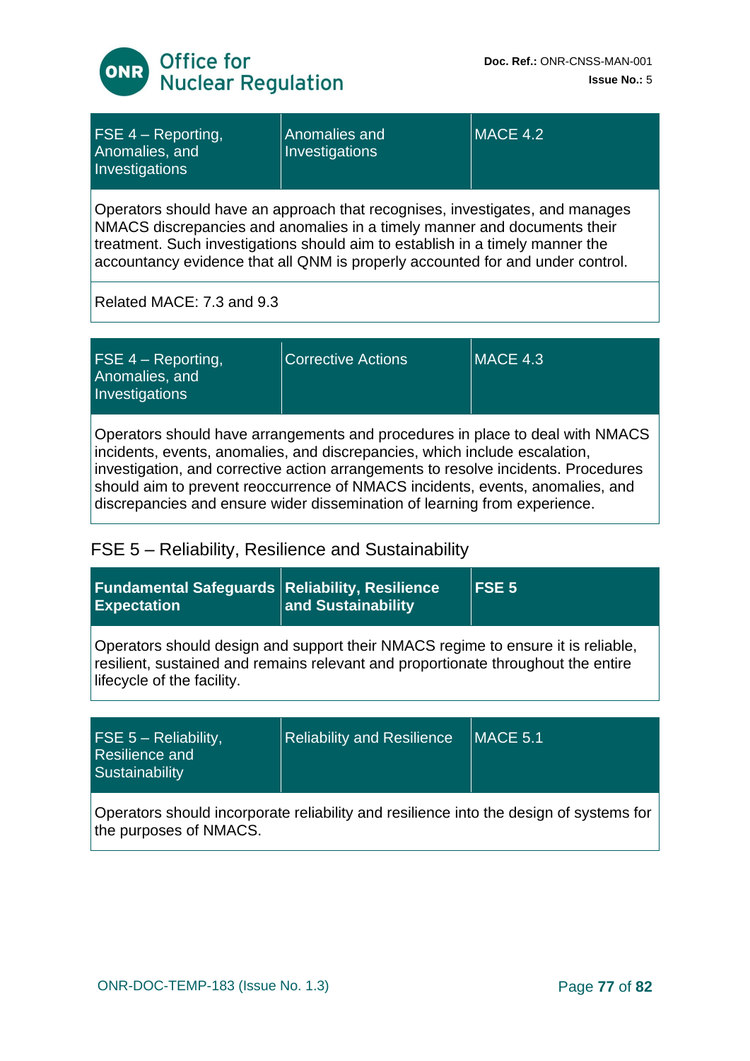| FSE 4 – Reporting, Anomalies, and Investigations | Anomalies and Investigations | MACE 4.2 |
|---|---|---|
| Operators should have an approach that recognises, investigates, and manages NMACS discrepancies and anomalies in a timely manner and documents their treatment. Such investigations should aim to establish in a timely manner the accountancy evidence that all QNM is properly accounted for and under control. | | |
| Related MACE: 7.3 and 9.3 | | |

| FSE 4 – Reporting, Anomalies, and Investigations | Corrective Actions | MACE 4.3 |
|---|---|---|
| Operators should have arrangements and procedures in place to deal with NMACS incidents, events, anomalies, and discrepancies, which include escalation, investigation, and corrective action arrangements to resolve incidents. Procedures should aim to prevent reoccurrence of NMACS incidents, events, anomalies, and discrepancies and ensure wider dissemination of learning from experience. | | |

## FSE 5 – Reliability, Resilience and Sustainability

| **Fundamental Safeguards Expectation** | **Reliability, Resilience and Sustainability** | **FSE 5** |
|---|---|---|
| Operators should design and support their NMACS regime to ensure it is reliable, resilient, sustained and remains relevant and proportionate throughout the entire lifecycle of the facility. | | |

| FSE 5 – Reliability, Resilience and Sustainability | Reliability and Resilience | MACE 5.1 |
|---|---|---|
| Operators should incorporate reliability and resilience into the design of systems for the purposes of NMACS. | | |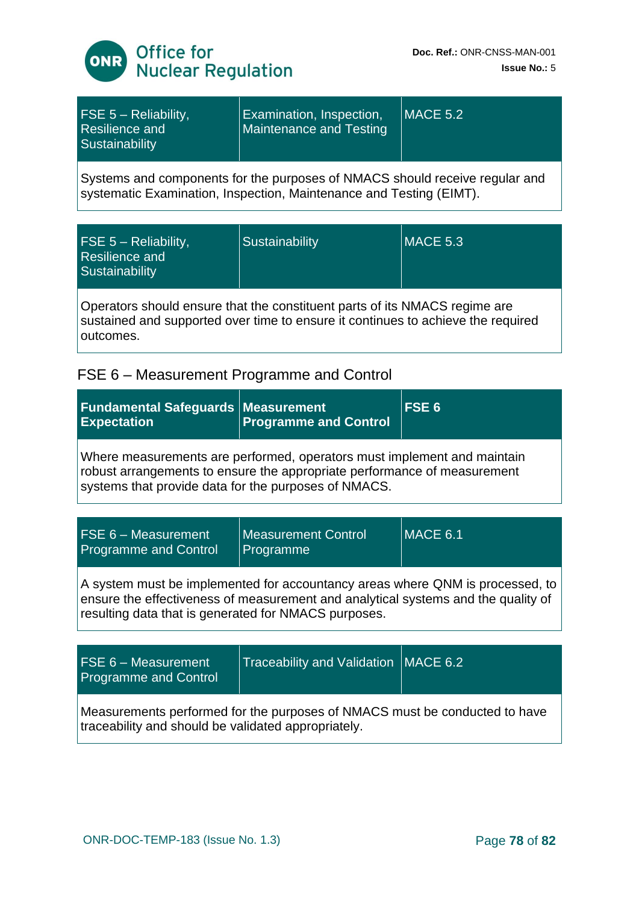| FSE 5 – Reliability, Resilience and Sustainability | Examination, Inspection, Maintenance and Testing | MACE 5.2 |
| --- | --- | --- |
| Systems and components for the purposes of NMACS should receive regular and systematic Examination, Inspection, Maintenance and Testing (EIMT). | | |

| FSE 5 – Reliability, Resilience and Sustainability | Sustainability | MACE 5.3 |
| --- | --- | --- |
| Operators should ensure that the constituent parts of its NMACS regime are sustained and supported over time to ensure it continues to achieve the required outcomes. | | |

## FSE 6 – Measurement Programme and Control

| **Fundamental Safeguards Expectation** | **Measurement Programme and Control** | **FSE 6** |
| --- | --- | --- |
| Where measurements are performed, operators must implement and maintain robust arrangements to ensure the appropriate performance of measurement systems that provide data for the purposes of NMACS. | | |

| FSE 6 – Measurement Programme and Control | Measurement Control Programme | MACE 6.1 |
| --- | --- | --- |
| A system must be implemented for accountancy areas where QNM is processed, to ensure the effectiveness of measurement and analytical systems and the quality of resulting data that is generated for NMACS purposes. | | |

| FSE 6 – Measurement Programme and Control | Traceability and Validation | MACE 6.2 |
| --- | --- | --- |
| Measurements performed for the purposes of NMACS must be conducted to have traceability and should be validated appropriately. | | |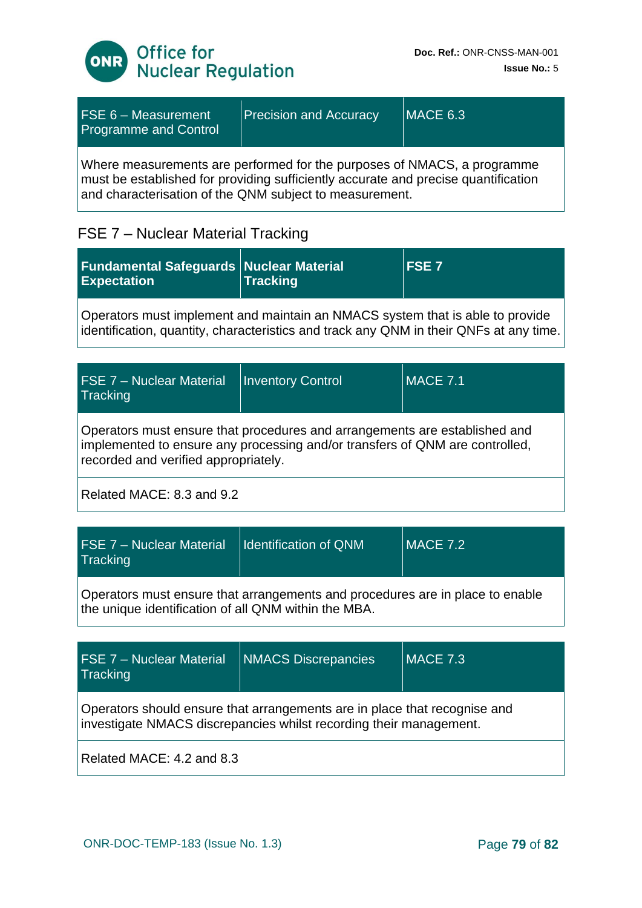| FSE 6 – Measurement Programme and Control | Precision and Accuracy | MACE 6.3 |
|---|---|---|
| Where measurements are performed for the purposes of NMACS, a programme must be established for providing sufficiently accurate and precise quantification and characterisation of the QNM subject to measurement. | | |

## FSE 7 – Nuclear Material Tracking

| **Fundamental Safeguards Expectation** | **Nuclear Material Tracking** | **FSE 7** |
|---|---|---|
| Operators must implement and maintain an NMACS system that is able to provide identification, quantity, characteristics and track any QNM in their QNFs at any time. | | |

| FSE 7 – Nuclear Material Tracking | Inventory Control | MACE 7.1 |
|---|---|---|
| Operators must ensure that procedures and arrangements are established and implemented to ensure any processing and/or transfers of QNM are controlled, recorded and verified appropriately. | | |
| Related MACE: 8.3 and 9.2 | | |

| FSE 7 – Nuclear Material Tracking | Identification of QNM | MACE 7.2 |
|---|---|---|
| Operators must ensure that arrangements and procedures are in place to enable the unique identification of all QNM within the MBA. | | |

| FSE 7 – Nuclear Material Tracking | NMACS Discrepancies | MACE 7.3 |
|---|---|---|
| Operators should ensure that arrangements are in place that recognise and investigate NMACS discrepancies whilst recording their management. | | |
| Related MACE: 4.2 and 8.3 | | |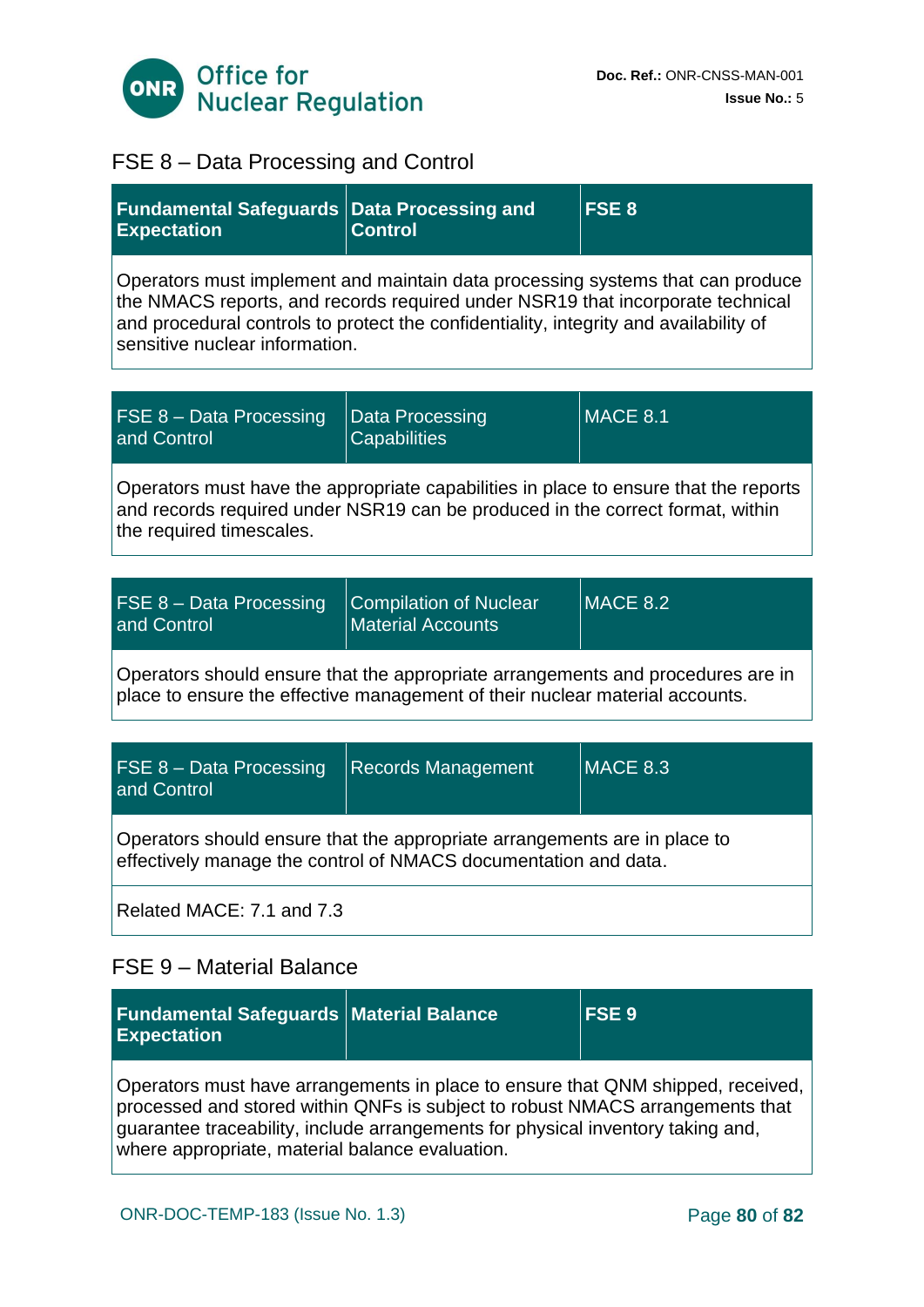## FSE 8 – Data Processing and Control

| **Fundamental Safeguards Expectation** | **Data Processing and Control** | **FSE 8** |
|---|---|---|
| Operators must implement and maintain data processing systems that can produce the NMACS reports, and records required under NSR19 that incorporate technical and procedural controls to protect the confidentiality, integrity and availability of sensitive nuclear information. | | |

| FSE 8 – Data Processing and Control | Data Processing Capabilities | MACE 8.1 |
|---|---|---|
| Operators must have the appropriate capabilities in place to ensure that the reports and records required under NSR19 can be produced in the correct format, within the required timescales. | | |

| FSE 8 – Data Processing and Control | Compilation of Nuclear Material Accounts | MACE 8.2 |
|---|---|---|
| Operators should ensure that the appropriate arrangements and procedures are in place to ensure the effective management of their nuclear material accounts. | | |

| FSE 8 – Data Processing and Control | Records Management | MACE 8.3 |
|---|---|---|
| Operators should ensure that the appropriate arrangements are in place to effectively manage the control of NMACS documentation and data. | | |
| Related MACE: 7.1 and 7.3 | | |

## FSE 9 – Material Balance

| **Fundamental Safeguards Expectation** | **Material Balance** | **FSE 9** |
|---|---|---|
| Operators must have arrangements in place to ensure that QNM shipped, received, processed and stored within QNFs is subject to robust NMACS arrangements that guarantee traceability, include arrangements for physical inventory taking and, where appropriate, material balance evaluation. | | |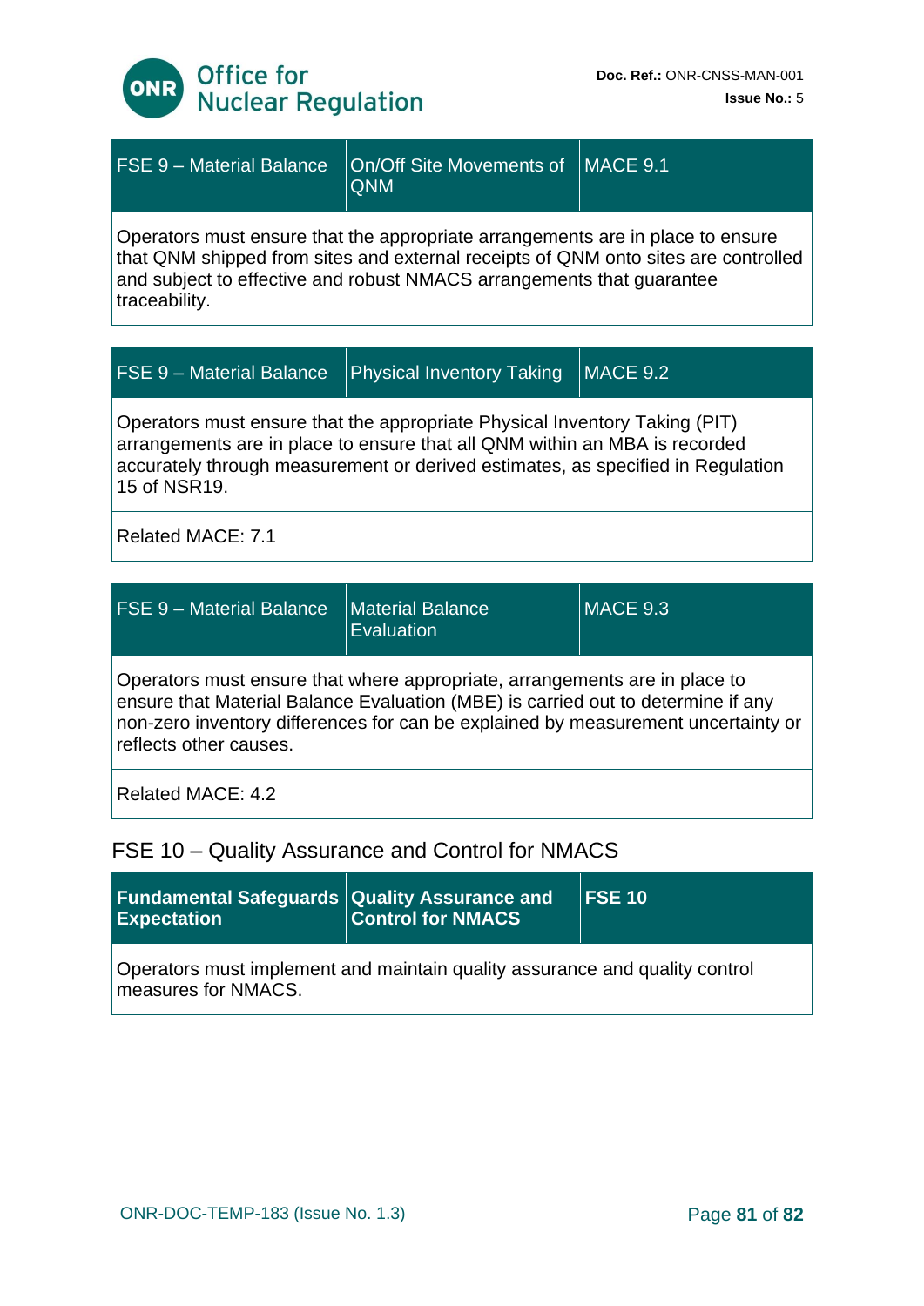| FSE 9 – Material Balance | On/Off Site Movements of QNM | MACE 9.1 |
|---|---|---|
| Operators must ensure that the appropriate arrangements are in place to ensure that QNM shipped from sites and external receipts of QNM onto sites are controlled and subject to effective and robust NMACS arrangements that guarantee traceability. | | |

| FSE 9 – Material Balance | Physical Inventory Taking | MACE 9.2 |
|---|---|---|
| Operators must ensure that the appropriate Physical Inventory Taking (PIT) arrangements are in place to ensure that all QNM within an MBA is recorded accurately through measurement or derived estimates, as specified in Regulation 15 of NSR19. | | |
| Related MACE: 7.1 | | |

| FSE 9 – Material Balance | Material Balance Evaluation | MACE 9.3 |
|---|---|---|
| Operators must ensure that where appropriate, arrangements are in place to ensure that Material Balance Evaluation (MBE) is carried out to determine if any non-zero inventory differences for can be explained by measurement uncertainty or reflects other causes. | | |
| Related MACE: 4.2 | | |

## FSE 10 – Quality Assurance and Control for NMACS

| **Fundamental Safeguards Expectation** | **Quality Assurance and Control for NMACS** | **FSE 10** |
|---|---|---|
| Operators must implement and maintain quality assurance and quality control measures for NMACS. | | |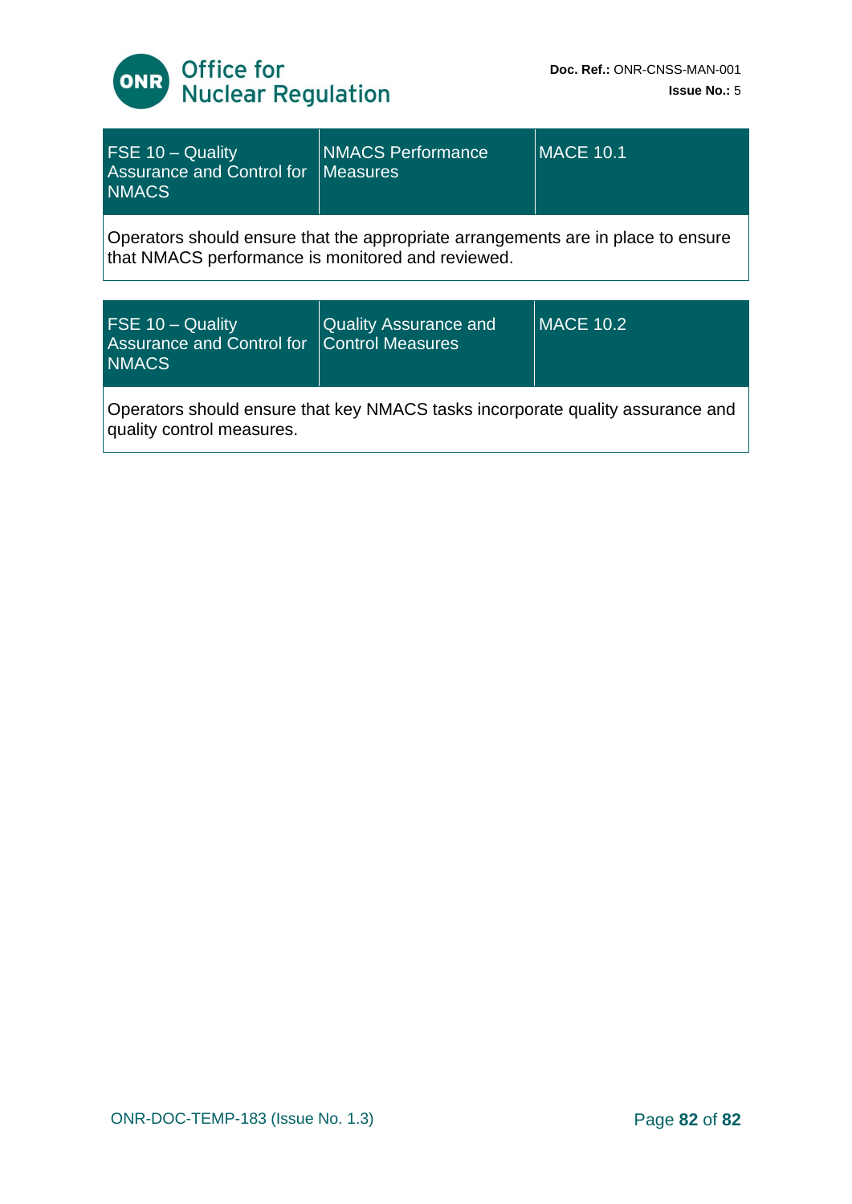| FSE 10 – Quality Assurance and Control for NMACS | NMACS Performance Measures | MACE 10.1 |
|---|---|---|
| Operators should ensure that the appropriate arrangements are in place to ensure that NMACS performance is monitored and reviewed. | | |

| FSE 10 – Quality Assurance and Control for NMACS | Quality Assurance and Control Measures | MACE 10.2 |
|---|---|---|
| Operators should ensure that key NMACS tasks incorporate quality assurance and quality control measures. | | |